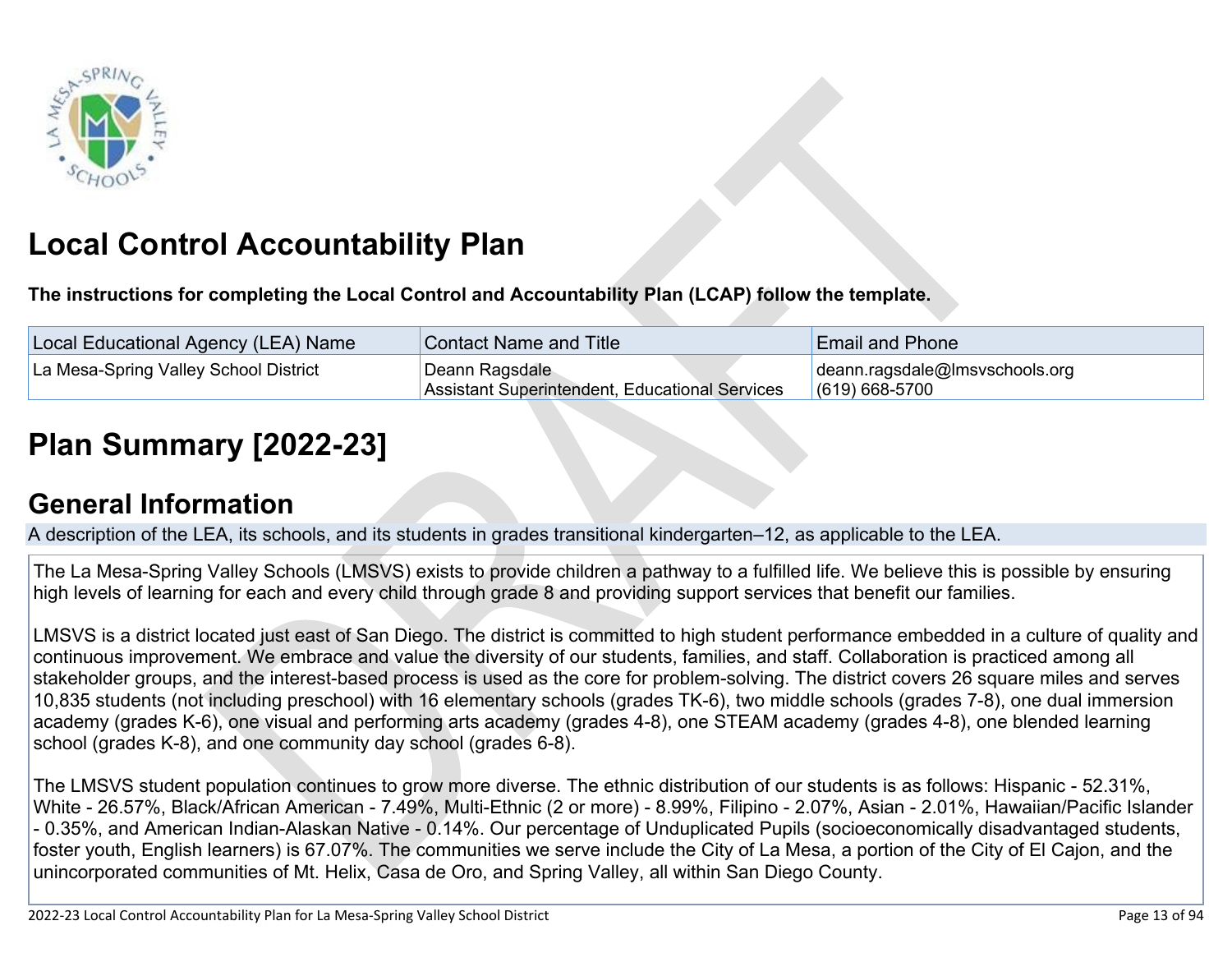# Local Control Accountability Plan

**The instructions for completing the Local Control and Accountability Plan (LCAP) follow the template.**

| Local Educational Agency (LEA) Name | Contact Name and Title | Email and Phone |
|---|---|---|
| La Mesa-Spring Valley School District | Deann Ragsdale<br>Assistant Superintendent, Educational Services | deann.ragsdale@lmsvschools.org<br>(619) 668-5700 |

# Plan Summary [2022-23]

## General Information

A description of the LEA, its schools, and its students in grades transitional kindergarten–12, as applicable to the LEA.

The La Mesa-Spring Valley Schools (LMSVS) exists to provide children a pathway to a fulfilled life. We believe this is possible by ensuring high levels of learning for each and every child through grade 8 and providing support services that benefit our families.

LMSVS is a district located just east of San Diego. The district is committed to high student performance embedded in a culture of quality and continuous improvement. We embrace and value the diversity of our students, families, and staff. Collaboration is practiced among all stakeholder groups, and the interest-based process is used as the core for problem-solving. The district covers 26 square miles and serves 10,835 students (not including preschool) with 16 elementary schools (grades TK-6), two middle schools (grades 7-8), one dual immersion academy (grades K-6), one visual and performing arts academy (grades 4-8), one STEAM academy (grades 4-8), one blended learning school (grades K-8), and one community day school (grades 6-8).

The LMSVS student population continues to grow more diverse. The ethnic distribution of our students is as follows: Hispanic - 52.31%, White - 26.57%, Black/African American - 7.49%, Multi-Ethnic (2 or more) - 8.99%, Filipino - 2.07%, Asian - 2.01%, Hawaiian/Pacific Islander - 0.35%, and American Indian-Alaskan Native - 0.14%. Our percentage of Unduplicated Pupils (socioeconomically disadvantaged students, foster youth, English learners) is 67.07%. The communities we serve include the City of La Mesa, a portion of the City of El Cajon, and the unincorporated communities of Mt. Helix, Casa de Oro, and Spring Valley, all within San Diego County.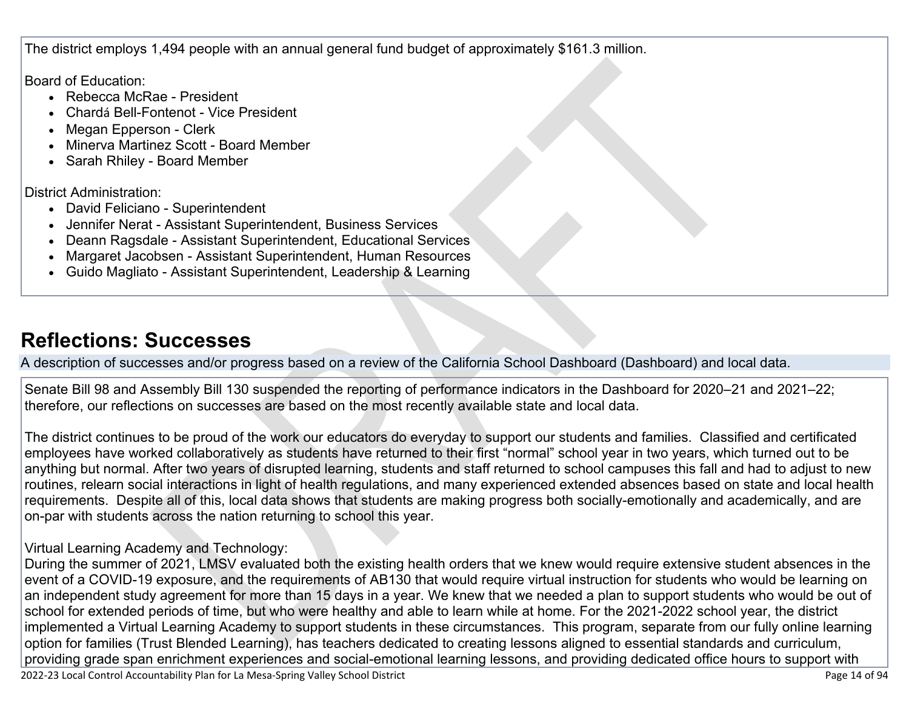The district employs 1,494 people with an annual general fund budget of approximately $161.3 million.

Board of Education:

- Rebecca McRae - President
- Chardá Bell-Fontenot - Vice President
- Megan Epperson - Clerk
- Minerva Martinez Scott - Board Member
- Sarah Rhiley - Board Member

District Administration:

- David Feliciano - Superintendent
- Jennifer Nerat - Assistant Superintendent, Business Services
- Deann Ragsdale - Assistant Superintendent, Educational Services
- Margaret Jacobsen - Assistant Superintendent, Human Resources
- Guido Magliato - Assistant Superintendent, Leadership & Learning

# Reflections: Successes

A description of successes and/or progress based on a review of the California School Dashboard (Dashboard) and local data.

Senate Bill 98 and Assembly Bill 130 suspended the reporting of performance indicators in the Dashboard for 2020–21 and 2021–22; therefore, our reflections on successes are based on the most recently available state and local data.

The district continues to be proud of the work our educators do everyday to support our students and families. Classified and certificated employees have worked collaboratively as students have returned to their first "normal" school year in two years, which turned out to be anything but normal. After two years of disrupted learning, students and staff returned to school campuses this fall and had to adjust to new routines, relearn social interactions in light of health regulations, and many experienced extended absences based on state and local health requirements. Despite all of this, local data shows that students are making progress both socially-emotionally and academically, and are on-par with students across the nation returning to school this year.

Virtual Learning Academy and Technology:
During the summer of 2021, LMSV evaluated both the existing health orders that we knew would require extensive student absences in the event of a COVID-19 exposure, and the requirements of AB130 that would require virtual instruction for students who would be learning on an independent study agreement for more than 15 days in a year. We knew that we needed a plan to support students who would be out of school for extended periods of time, but who were healthy and able to learn while at home. For the 2021-2022 school year, the district implemented a Virtual Learning Academy to support students in these circumstances. This program, separate from our fully online learning option for families (Trust Blended Learning), has teachers dedicated to creating lessons aligned to essential standards and curriculum, providing grade span enrichment experiences and social-emotional learning lessons, and providing dedicated office hours to support with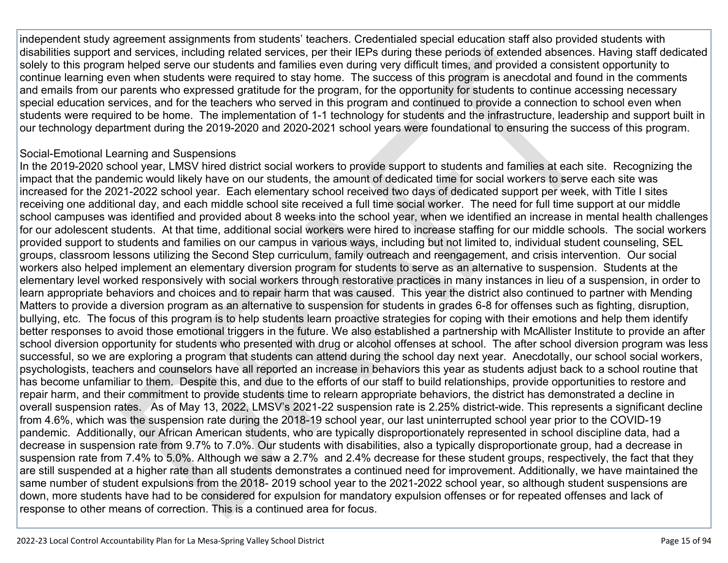independent study agreement assignments from students' teachers. Credentialed special education staff also provided students with disabilities support and services, including related services, per their IEPs during these periods of extended absences. Having staff dedicated solely to this program helped serve our students and families even during very difficult times, and provided a consistent opportunity to continue learning even when students were required to stay home. The success of this program is anecdotal and found in the comments and emails from our parents who expressed gratitude for the program, for the opportunity for students to continue accessing necessary special education services, and for the teachers who served in this program and continued to provide a connection to school even when students were required to be home. The implementation of 1-1 technology for students and the infrastructure, leadership and support built in our technology department during the 2019-2020 and 2020-2021 school years were foundational to ensuring the success of this program.

Social-Emotional Learning and Suspensions

In the 2019-2020 school year, LMSV hired district social workers to provide support to students and families at each site. Recognizing the impact that the pandemic would likely have on our students, the amount of dedicated time for social workers to serve each site was increased for the 2021-2022 school year. Each elementary school received two days of dedicated support per week, with Title I sites receiving one additional day, and each middle school site received a full time social worker. The need for full time support at our middle school campuses was identified and provided about 8 weeks into the school year, when we identified an increase in mental health challenges for our adolescent students. At that time, additional social workers were hired to increase staffing for our middle schools. The social workers provided support to students and families on our campus in various ways, including but not limited to, individual student counseling, SEL groups, classroom lessons utilizing the Second Step curriculum, family outreach and reengagement, and crisis intervention. Our social workers also helped implement an elementary diversion program for students to serve as an alternative to suspension. Students at the elementary level worked responsively with social workers through restorative practices in many instances in lieu of a suspension, in order to learn appropriate behaviors and choices and to repair harm that was caused. This year the district also continued to partner with Mending Matters to provide a diversion program as an alternative to suspension for students in grades 6-8 for offenses such as fighting, disruption, bullying, etc. The focus of this program is to help students learn proactive strategies for coping with their emotions and help them identify better responses to avoid those emotional triggers in the future. We also established a partnership with McAllister Institute to provide an after school diversion opportunity for students who presented with drug or alcohol offenses at school. The after school diversion program was less successful, so we are exploring a program that students can attend during the school day next year. Anecdotally, our school social workers, psychologists, teachers and counselors have all reported an increase in behaviors this year as students adjust back to a school routine that has become unfamiliar to them. Despite this, and due to the efforts of our staff to build relationships, provide opportunities to restore and repair harm, and their commitment to provide students time to relearn appropriate behaviors, the district has demonstrated a decline in overall suspension rates. As of May 13, 2022, LMSV's 2021-22 suspension rate is 2.25% district-wide. This represents a significant decline from 4.6%, which was the suspension rate during the 2018-19 school year, our last uninterrupted school year prior to the COVID-19 pandemic. Additionally, our African American students, who are typically disproportionately represented in school discipline data, had a decrease in suspension rate from 9.7% to 7.0%. Our students with disabilities, also a typically disproportionate group, had a decrease in suspension rate from 7.4% to 5.0%. Although we saw a 2.7% and 2.4% decrease for these student groups, respectively, the fact that they are still suspended at a higher rate than all students demonstrates a continued need for improvement. Additionally, we have maintained the same number of student expulsions from the 2018- 2019 school year to the 2021-2022 school year, so although student suspensions are down, more students have had to be considered for expulsion for mandatory expulsion offenses or for repeated offenses and lack of response to other means of correction. This is a continued area for focus.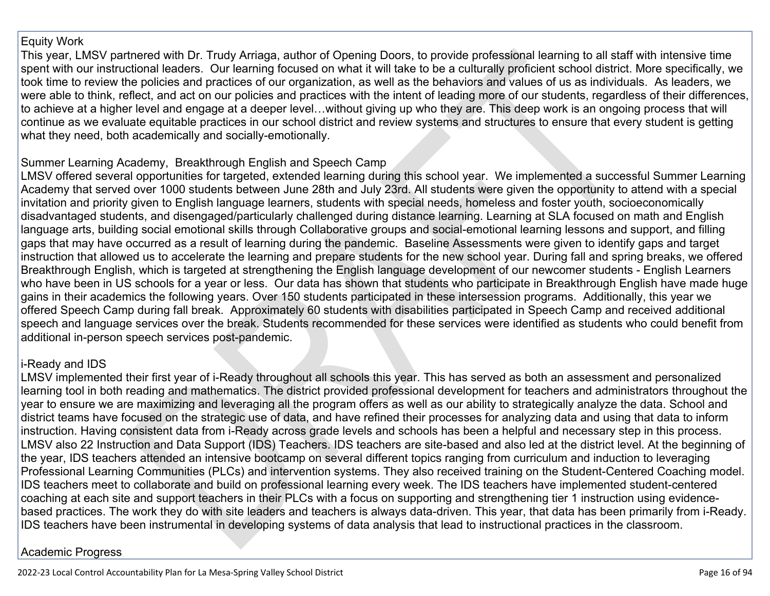Equity Work

This year, LMSV partnered with Dr. Trudy Arriaga, author of Opening Doors, to provide professional learning to all staff with intensive time spent with our instructional leaders. Our learning focused on what it will take to be a culturally proficient school district. More specifically, we took time to review the policies and practices of our organization, as well as the behaviors and values of us as individuals. As leaders, we were able to think, reflect, and act on our policies and practices with the intent of leading more of our students, regardless of their differences, to achieve at a higher level and engage at a deeper level…without giving up who they are. This deep work is an ongoing process that will continue as we evaluate equitable practices in our school district and review systems and structures to ensure that every student is getting what they need, both academically and socially-emotionally.

Summer Learning Academy, Breakthrough English and Speech Camp

LMSV offered several opportunities for targeted, extended learning during this school year. We implemented a successful Summer Learning Academy that served over 1000 students between June 28th and July 23rd. All students were given the opportunity to attend with a special invitation and priority given to English language learners, students with special needs, homeless and foster youth, socioeconomically disadvantaged students, and disengaged/particularly challenged during distance learning. Learning at SLA focused on math and English language arts, building social emotional skills through Collaborative groups and social-emotional learning lessons and support, and filling gaps that may have occurred as a result of learning during the pandemic. Baseline Assessments were given to identify gaps and target instruction that allowed us to accelerate the learning and prepare students for the new school year. During fall and spring breaks, we offered Breakthrough English, which is targeted at strengthening the English language development of our newcomer students - English Learners who have been in US schools for a year or less. Our data has shown that students who participate in Breakthrough English have made huge gains in their academics the following years. Over 150 students participated in these intersession programs. Additionally, this year we offered Speech Camp during fall break. Approximately 60 students with disabilities participated in Speech Camp and received additional speech and language services over the break. Students recommended for these services were identified as students who could benefit from additional in-person speech services post-pandemic.

i-Ready and IDS

LMSV implemented their first year of i-Ready throughout all schools this year. This has served as both an assessment and personalized learning tool in both reading and mathematics. The district provided professional development for teachers and administrators throughout the year to ensure we are maximizing and leveraging all the program offers as well as our ability to strategically analyze the data. School and district teams have focused on the strategic use of data, and have refined their processes for analyzing data and using that data to inform instruction. Having consistent data from i-Ready across grade levels and schools has been a helpful and necessary step in this process. LMSV also 22 Instruction and Data Support (IDS) Teachers. IDS teachers are site-based and also led at the district level. At the beginning of the year, IDS teachers attended an intensive bootcamp on several different topics ranging from curriculum and induction to leveraging Professional Learning Communities (PLCs) and intervention systems. They also received training on the Student-Centered Coaching model. IDS teachers meet to collaborate and build on professional learning every week. The IDS teachers have implemented student-centered coaching at each site and support teachers in their PLCs with a focus on supporting and strengthening tier 1 instruction using evidence-based practices. The work they do with site leaders and teachers is always data-driven. This year, that data has been primarily from i-Ready. IDS teachers have been instrumental in developing systems of data analysis that lead to instructional practices in the classroom.

Academic Progress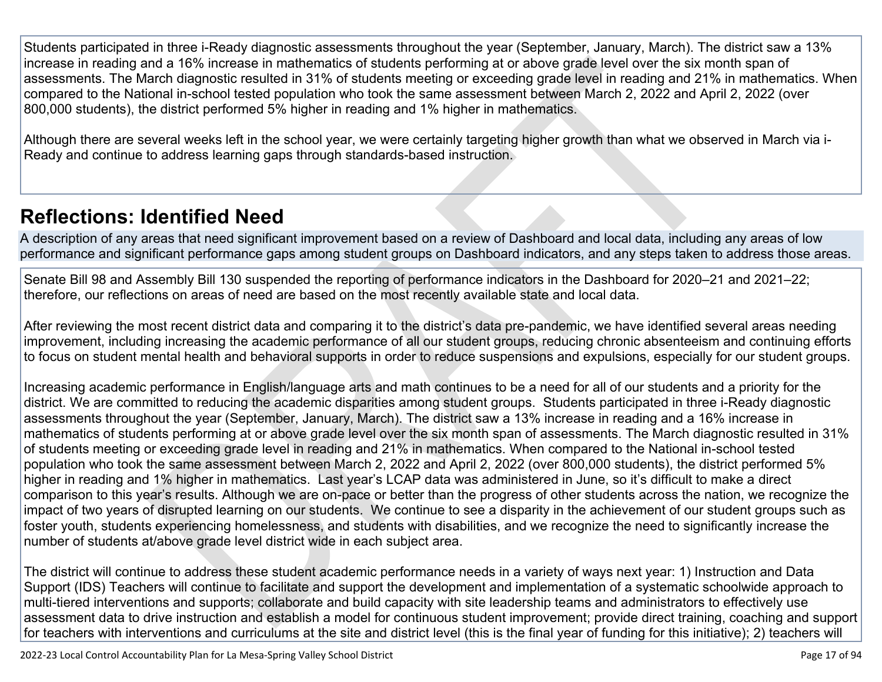Students participated in three i-Ready diagnostic assessments throughout the year (September, January, March). The district saw a 13% increase in reading and a 16% increase in mathematics of students performing at or above grade level over the six month span of assessments. The March diagnostic resulted in 31% of students meeting or exceeding grade level in reading and 21% in mathematics. When compared to the National in-school tested population who took the same assessment between March 2, 2022 and April 2, 2022 (over 800,000 students), the district performed 5% higher in reading and 1% higher in mathematics.

Although there are several weeks left in the school year, we were certainly targeting higher growth than what we observed in March via i-Ready and continue to address learning gaps through standards-based instruction.

# Reflections: Identified Need

A description of any areas that need significant improvement based on a review of Dashboard and local data, including any areas of low performance and significant performance gaps among student groups on Dashboard indicators, and any steps taken to address those areas.

Senate Bill 98 and Assembly Bill 130 suspended the reporting of performance indicators in the Dashboard for 2020–21 and 2021–22; therefore, our reflections on areas of need are based on the most recently available state and local data.

After reviewing the most recent district data and comparing it to the district's data pre-pandemic, we have identified several areas needing improvement, including increasing the academic performance of all our student groups, reducing chronic absenteeism and continuing efforts to focus on student mental health and behavioral supports in order to reduce suspensions and expulsions, especially for our student groups.

Increasing academic performance in English/language arts and math continues to be a need for all of our students and a priority for the district. We are committed to reducing the academic disparities among student groups. Students participated in three i-Ready diagnostic assessments throughout the year (September, January, March). The district saw a 13% increase in reading and a 16% increase in mathematics of students performing at or above grade level over the six month span of assessments. The March diagnostic resulted in 31% of students meeting or exceeding grade level in reading and 21% in mathematics. When compared to the National in-school tested population who took the same assessment between March 2, 2022 and April 2, 2022 (over 800,000 students), the district performed 5% higher in reading and 1% higher in mathematics. Last year's LCAP data was administered in June, so it's difficult to make a direct comparison to this year's results. Although we are on-pace or better than the progress of other students across the nation, we recognize the impact of two years of disrupted learning on our students. We continue to see a disparity in the achievement of our student groups such as foster youth, students experiencing homelessness, and students with disabilities, and we recognize the need to significantly increase the number of students at/above grade level district wide in each subject area.

The district will continue to address these student academic performance needs in a variety of ways next year: 1) Instruction and Data Support (IDS) Teachers will continue to facilitate and support the development and implementation of a systematic schoolwide approach to multi-tiered interventions and supports; collaborate and build capacity with site leadership teams and administrators to effectively use assessment data to drive instruction and establish a model for continuous student improvement; provide direct training, coaching and support for teachers with interventions and curriculums at the site and district level (this is the final year of funding for this initiative); 2) teachers will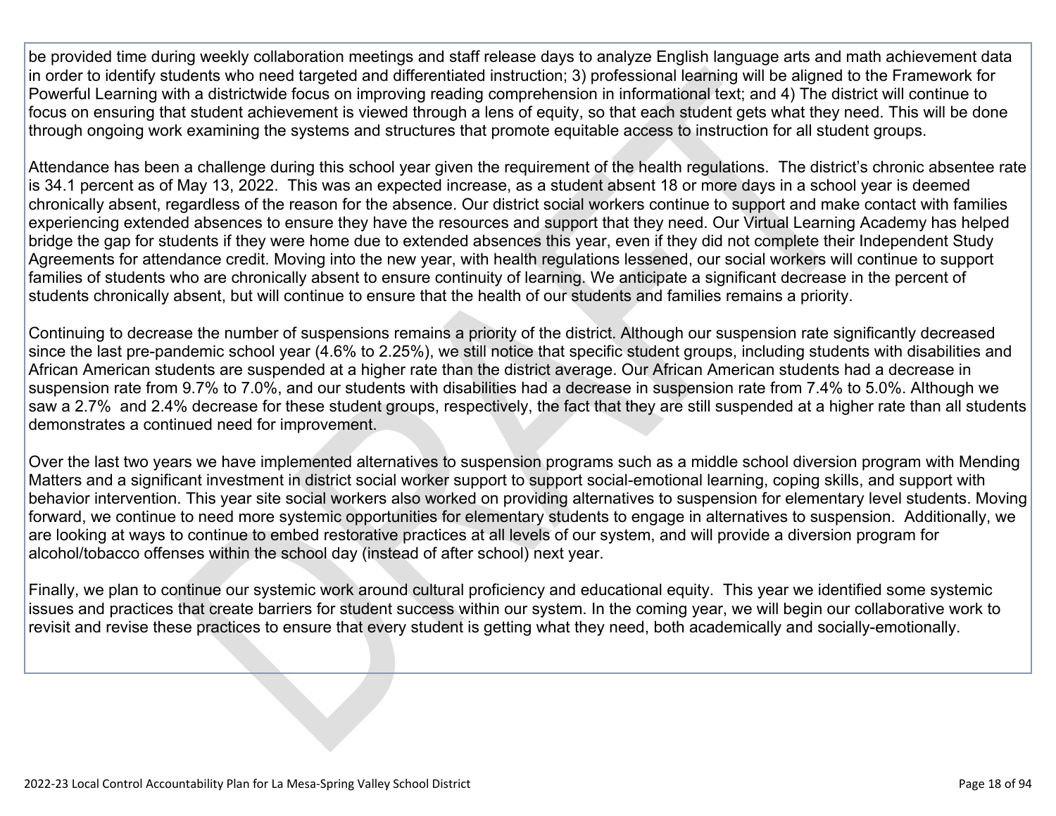be provided time during weekly collaboration meetings and staff release days to analyze English language arts and math achievement data in order to identify students who need targeted and differentiated instruction; 3) professional learning will be aligned to the Framework for Powerful Learning with a districtwide focus on improving reading comprehension in informational text; and 4) The district will continue to focus on ensuring that student achievement is viewed through a lens of equity, so that each student gets what they need. This will be done through ongoing work examining the systems and structures that promote equitable access to instruction for all student groups.

Attendance has been a challenge during this school year given the requirement of the health regulations. The district's chronic absentee rate is 34.1 percent as of May 13, 2022. This was an expected increase, as a student absent 18 or more days in a school year is deemed chronically absent, regardless of the reason for the absence. Our district social workers continue to support and make contact with families experiencing extended absences to ensure they have the resources and support that they need. Our Virtual Learning Academy has helped bridge the gap for students if they were home due to extended absences this year, even if they did not complete their Independent Study Agreements for attendance credit. Moving into the new year, with health regulations lessened, our social workers will continue to support families of students who are chronically absent to ensure continuity of learning. We anticipate a significant decrease in the percent of students chronically absent, but will continue to ensure that the health of our students and families remains a priority.

Continuing to decrease the number of suspensions remains a priority of the district. Although our suspension rate significantly decreased since the last pre-pandemic school year (4.6% to 2.25%), we still notice that specific student groups, including students with disabilities and African American students are suspended at a higher rate than the district average. Our African American students had a decrease in suspension rate from 9.7% to 7.0%, and our students with disabilities had a decrease in suspension rate from 7.4% to 5.0%. Although we saw a 2.7% and 2.4% decrease for these student groups, respectively, the fact that they are still suspended at a higher rate than all students demonstrates a continued need for improvement.

Over the last two years we have implemented alternatives to suspension programs such as a middle school diversion program with Mending Matters and a significant investment in district social worker support to support social-emotional learning, coping skills, and support with behavior intervention. This year site social workers also worked on providing alternatives to suspension for elementary level students. Moving forward, we continue to need more systemic opportunities for elementary students to engage in alternatives to suspension. Additionally, we are looking at ways to continue to embed restorative practices at all levels of our system, and will provide a diversion program for alcohol/tobacco offenses within the school day (instead of after school) next year.

Finally, we plan to continue our systemic work around cultural proficiency and educational equity. This year we identified some systemic issues and practices that create barriers for student success within our system. In the coming year, we will begin our collaborative work to revisit and revise these practices to ensure that every student is getting what they need, both academically and socially-emotionally.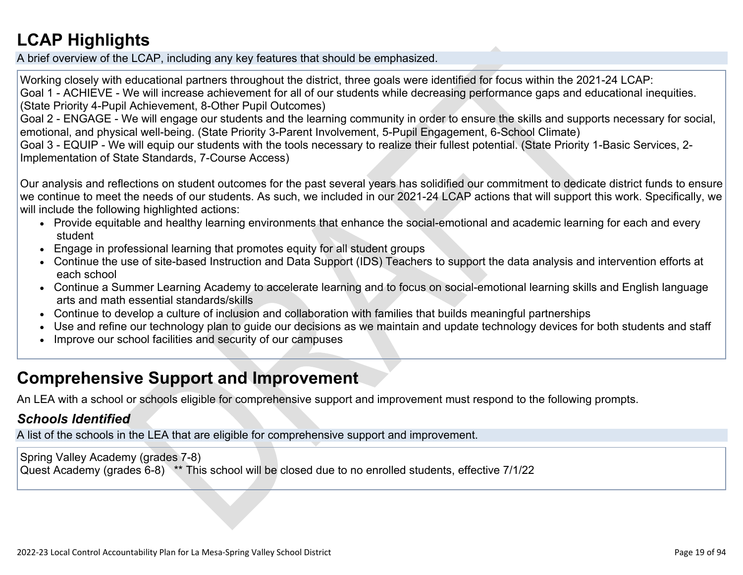# LCAP Highlights

A brief overview of the LCAP, including any key features that should be emphasized.

Working closely with educational partners throughout the district, three goals were identified for focus within the 2021-24 LCAP:
Goal 1 - ACHIEVE - We will increase achievement for all of our students while decreasing performance gaps and educational inequities. (State Priority 4-Pupil Achievement, 8-Other Pupil Outcomes)
Goal 2 - ENGAGE - We will engage our students and the learning community in order to ensure the skills and supports necessary for social, emotional, and physical well-being. (State Priority 3-Parent Involvement, 5-Pupil Engagement, 6-School Climate)
Goal 3 - EQUIP - We will equip our students with the tools necessary to realize their fullest potential. (State Priority 1-Basic Services, 2-Implementation of State Standards, 7-Course Access)

Our analysis and reflections on student outcomes for the past several years has solidified our commitment to dedicate district funds to ensure we continue to meet the needs of our students. As such, we included in our 2021-24 LCAP actions that will support this work. Specifically, we will include the following highlighted actions:

- Provide equitable and healthy learning environments that enhance the social-emotional and academic learning for each and every student
- Engage in professional learning that promotes equity for all student groups
- Continue the use of site-based Instruction and Data Support (IDS) Teachers to support the data analysis and intervention efforts at each school
- Continue a Summer Learning Academy to accelerate learning and to focus on social-emotional learning skills and English language arts and math essential standards/skills
- Continue to develop a culture of inclusion and collaboration with families that builds meaningful partnerships
- Use and refine our technology plan to guide our decisions as we maintain and update technology devices for both students and staff
- Improve our school facilities and security of our campuses

# Comprehensive Support and Improvement

An LEA with a school or schools eligible for comprehensive support and improvement must respond to the following prompts.

## *Schools Identified*

A list of the schools in the LEA that are eligible for comprehensive support and improvement.

Spring Valley Academy (grades 7-8)
Quest Academy (grades 6-8) ** This school will be closed due to no enrolled students, effective 7/1/22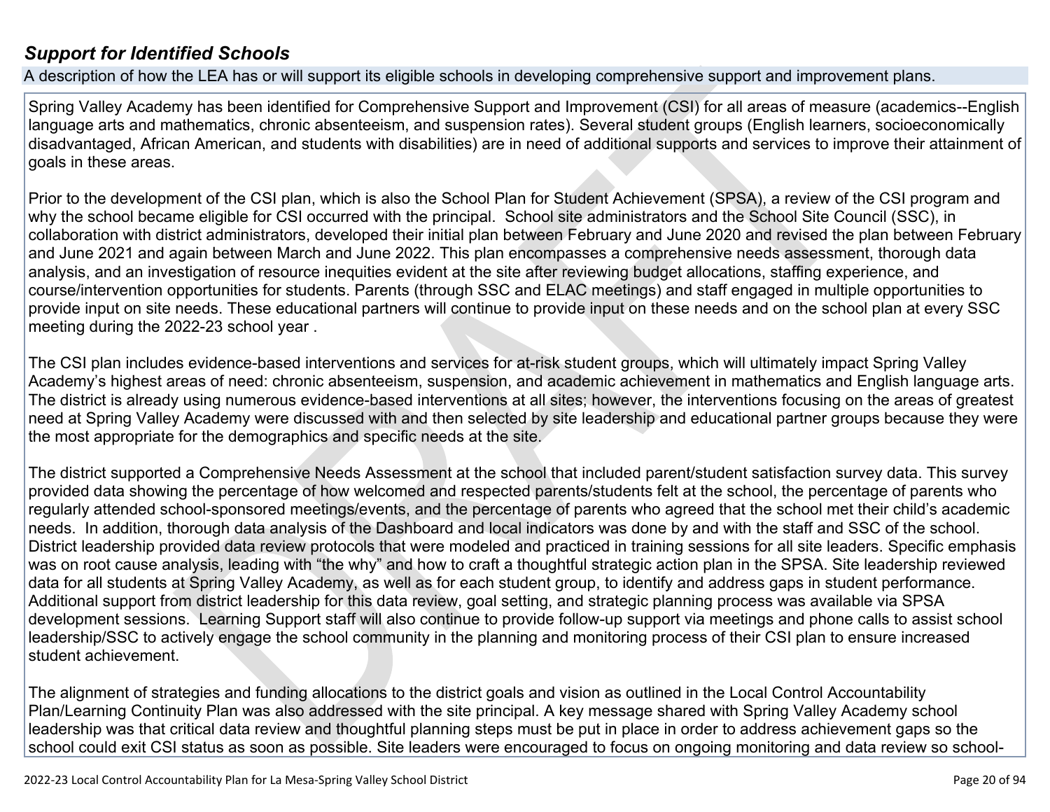## *Support for Identified Schools*

A description of how the LEA has or will support its eligible schools in developing comprehensive support and improvement plans.

Spring Valley Academy has been identified for Comprehensive Support and Improvement (CSI) for all areas of measure (academics--English language arts and mathematics, chronic absenteeism, and suspension rates). Several student groups (English learners, socioeconomically disadvantaged, African American, and students with disabilities) are in need of additional supports and services to improve their attainment of goals in these areas.

Prior to the development of the CSI plan, which is also the School Plan for Student Achievement (SPSA), a review of the CSI program and why the school became eligible for CSI occurred with the principal. School site administrators and the School Site Council (SSC), in collaboration with district administrators, developed their initial plan between February and June 2020 and revised the plan between February and June 2021 and again between March and June 2022. This plan encompasses a comprehensive needs assessment, thorough data analysis, and an investigation of resource inequities evident at the site after reviewing budget allocations, staffing experience, and course/intervention opportunities for students. Parents (through SSC and ELAC meetings) and staff engaged in multiple opportunities to provide input on site needs. These educational partners will continue to provide input on these needs and on the school plan at every SSC meeting during the 2022-23 school year .

The CSI plan includes evidence-based interventions and services for at-risk student groups, which will ultimately impact Spring Valley Academy's highest areas of need: chronic absenteeism, suspension, and academic achievement in mathematics and English language arts. The district is already using numerous evidence-based interventions at all sites; however, the interventions focusing on the areas of greatest need at Spring Valley Academy were discussed with and then selected by site leadership and educational partner groups because they were the most appropriate for the demographics and specific needs at the site.

The district supported a Comprehensive Needs Assessment at the school that included parent/student satisfaction survey data. This survey provided data showing the percentage of how welcomed and respected parents/students felt at the school, the percentage of parents who regularly attended school-sponsored meetings/events, and the percentage of parents who agreed that the school met their child's academic needs. In addition, thorough data analysis of the Dashboard and local indicators was done by and with the staff and SSC of the school. District leadership provided data review protocols that were modeled and practiced in training sessions for all site leaders. Specific emphasis was on root cause analysis, leading with "the why" and how to craft a thoughtful strategic action plan in the SPSA. Site leadership reviewed data for all students at Spring Valley Academy, as well as for each student group, to identify and address gaps in student performance. Additional support from district leadership for this data review, goal setting, and strategic planning process was available via SPSA development sessions. Learning Support staff will also continue to provide follow-up support via meetings and phone calls to assist school leadership/SSC to actively engage the school community in the planning and monitoring process of their CSI plan to ensure increased student achievement.

The alignment of strategies and funding allocations to the district goals and vision as outlined in the Local Control Accountability Plan/Learning Continuity Plan was also addressed with the site principal. A key message shared with Spring Valley Academy school leadership was that critical data review and thoughtful planning steps must be put in place in order to address achievement gaps so the school could exit CSI status as soon as possible. Site leaders were encouraged to focus on ongoing monitoring and data review so school-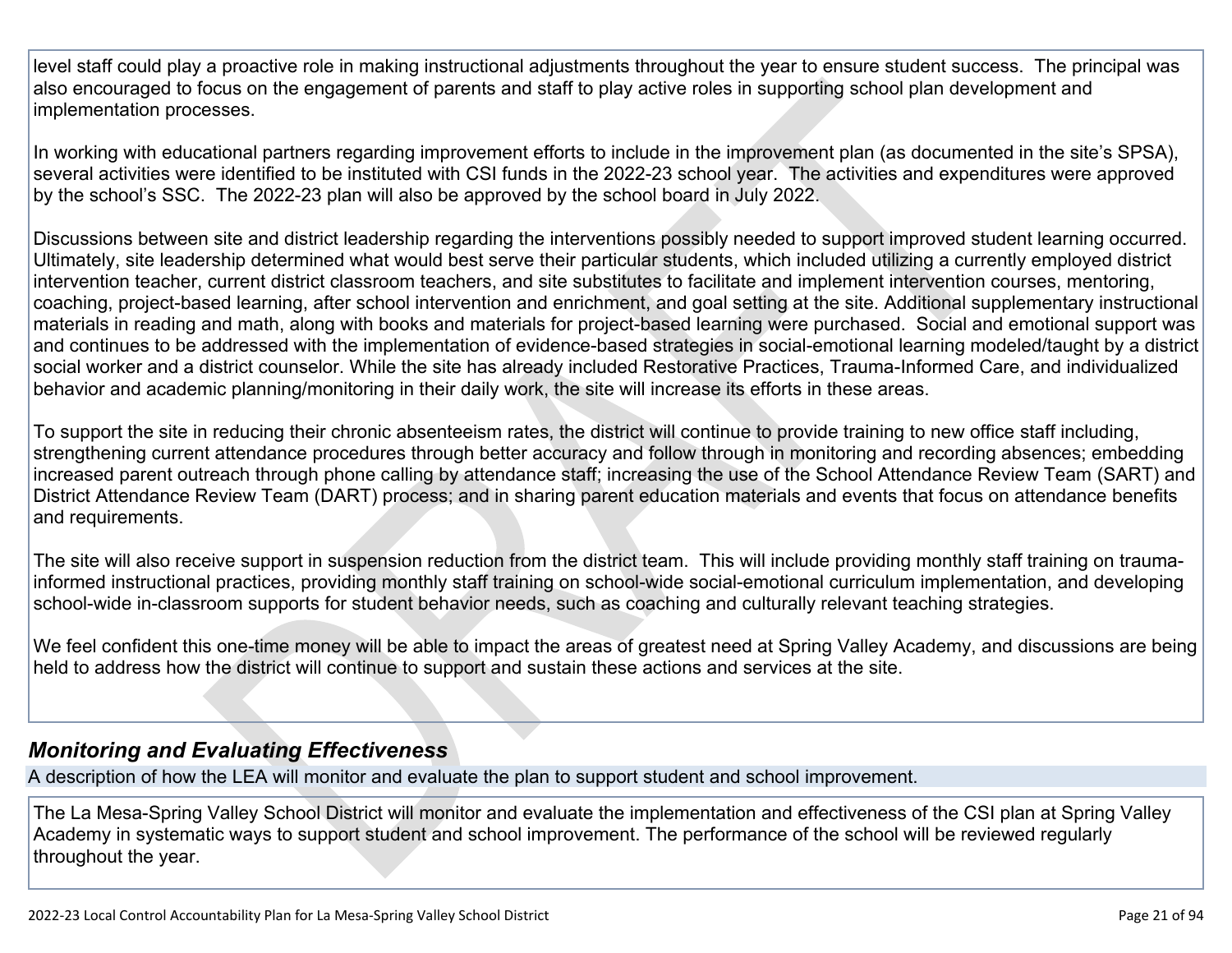level staff could play a proactive role in making instructional adjustments throughout the year to ensure student success. The principal was also encouraged to focus on the engagement of parents and staff to play active roles in supporting school plan development and implementation processes.

In working with educational partners regarding improvement efforts to include in the improvement plan (as documented in the site's SPSA), several activities were identified to be instituted with CSI funds in the 2022-23 school year. The activities and expenditures were approved by the school's SSC. The 2022-23 plan will also be approved by the school board in July 2022.

Discussions between site and district leadership regarding the interventions possibly needed to support improved student learning occurred. Ultimately, site leadership determined what would best serve their particular students, which included utilizing a currently employed district intervention teacher, current district classroom teachers, and site substitutes to facilitate and implement intervention courses, mentoring, coaching, project-based learning, after school intervention and enrichment, and goal setting at the site. Additional supplementary instructional materials in reading and math, along with books and materials for project-based learning were purchased. Social and emotional support was and continues to be addressed with the implementation of evidence-based strategies in social-emotional learning modeled/taught by a district social worker and a district counselor. While the site has already included Restorative Practices, Trauma-Informed Care, and individualized behavior and academic planning/monitoring in their daily work, the site will increase its efforts in these areas.

To support the site in reducing their chronic absenteeism rates, the district will continue to provide training to new office staff including, strengthening current attendance procedures through better accuracy and follow through in monitoring and recording absences; embedding increased parent outreach through phone calling by attendance staff; increasing the use of the School Attendance Review Team (SART) and District Attendance Review Team (DART) process; and in sharing parent education materials and events that focus on attendance benefits and requirements.

The site will also receive support in suspension reduction from the district team. This will include providing monthly staff training on trauma-informed instructional practices, providing monthly staff training on school-wide social-emotional curriculum implementation, and developing school-wide in-classroom supports for student behavior needs, such as coaching and culturally relevant teaching strategies.

We feel confident this one-time money will be able to impact the areas of greatest need at Spring Valley Academy, and discussions are being held to address how the district will continue to support and sustain these actions and services at the site.

## *Monitoring and Evaluating Effectiveness*

A description of how the LEA will monitor and evaluate the plan to support student and school improvement.

The La Mesa-Spring Valley School District will monitor and evaluate the implementation and effectiveness of the CSI plan at Spring Valley Academy in systematic ways to support student and school improvement. The performance of the school will be reviewed regularly throughout the year.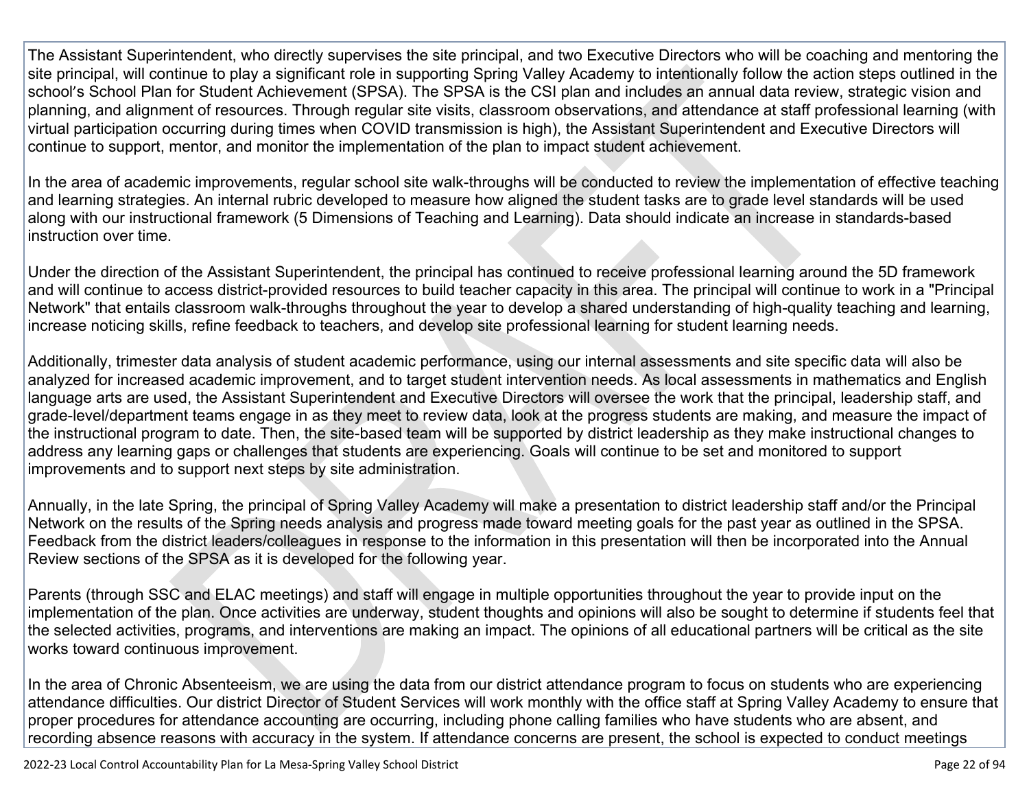The Assistant Superintendent, who directly supervises the site principal, and two Executive Directors who will be coaching and mentoring the site principal, will continue to play a significant role in supporting Spring Valley Academy to intentionally follow the action steps outlined in the school's School Plan for Student Achievement (SPSA). The SPSA is the CSI plan and includes an annual data review, strategic vision and planning, and alignment of resources. Through regular site visits, classroom observations, and attendance at staff professional learning (with virtual participation occurring during times when COVID transmission is high), the Assistant Superintendent and Executive Directors will continue to support, mentor, and monitor the implementation of the plan to impact student achievement.

In the area of academic improvements, regular school site walk-throughs will be conducted to review the implementation of effective teaching and learning strategies. An internal rubric developed to measure how aligned the student tasks are to grade level standards will be used along with our instructional framework (5 Dimensions of Teaching and Learning). Data should indicate an increase in standards-based instruction over time.

Under the direction of the Assistant Superintendent, the principal has continued to receive professional learning around the 5D framework and will continue to access district-provided resources to build teacher capacity in this area. The principal will continue to work in a "Principal Network" that entails classroom walk-throughs throughout the year to develop a shared understanding of high-quality teaching and learning, increase noticing skills, refine feedback to teachers, and develop site professional learning for student learning needs.

Additionally, trimester data analysis of student academic performance, using our internal assessments and site specific data will also be analyzed for increased academic improvement, and to target student intervention needs. As local assessments in mathematics and English language arts are used, the Assistant Superintendent and Executive Directors will oversee the work that the principal, leadership staff, and grade-level/department teams engage in as they meet to review data, look at the progress students are making, and measure the impact of the instructional program to date. Then, the site-based team will be supported by district leadership as they make instructional changes to address any learning gaps or challenges that students are experiencing. Goals will continue to be set and monitored to support improvements and to support next steps by site administration.

Annually, in the late Spring, the principal of Spring Valley Academy will make a presentation to district leadership staff and/or the Principal Network on the results of the Spring needs analysis and progress made toward meeting goals for the past year as outlined in the SPSA. Feedback from the district leaders/colleagues in response to the information in this presentation will then be incorporated into the Annual Review sections of the SPSA as it is developed for the following year.

Parents (through SSC and ELAC meetings) and staff will engage in multiple opportunities throughout the year to provide input on the implementation of the plan. Once activities are underway, student thoughts and opinions will also be sought to determine if students feel that the selected activities, programs, and interventions are making an impact. The opinions of all educational partners will be critical as the site works toward continuous improvement.

In the area of Chronic Absenteeism, we are using the data from our district attendance program to focus on students who are experiencing attendance difficulties. Our district Director of Student Services will work monthly with the office staff at Spring Valley Academy to ensure that proper procedures for attendance accounting are occurring, including phone calling families who have students who are absent, and recording absence reasons with accuracy in the system. If attendance concerns are present, the school is expected to conduct meetings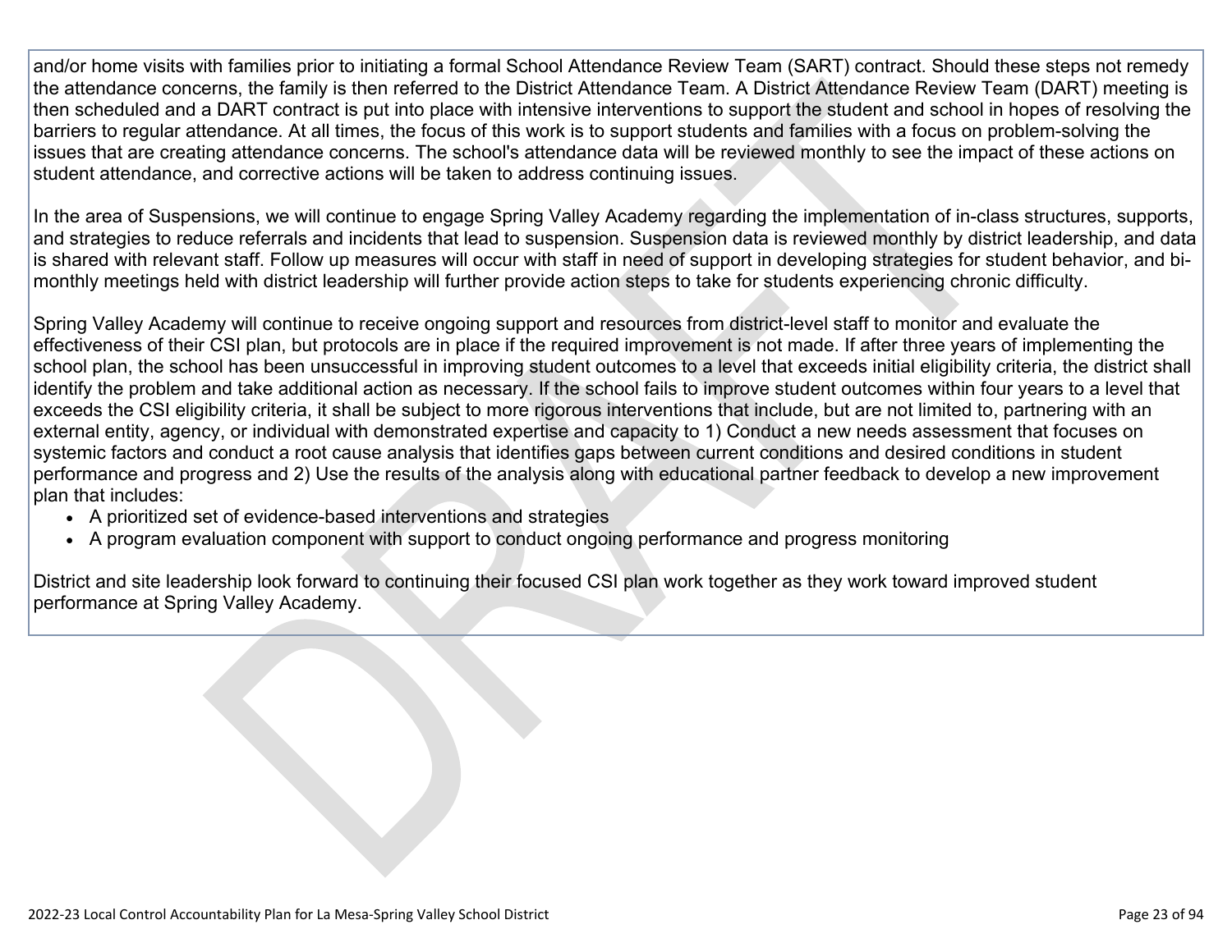and/or home visits with families prior to initiating a formal School Attendance Review Team (SART) contract. Should these steps not remedy the attendance concerns, the family is then referred to the District Attendance Team. A District Attendance Review Team (DART) meeting is then scheduled and a DART contract is put into place with intensive interventions to support the student and school in hopes of resolving the barriers to regular attendance. At all times, the focus of this work is to support students and families with a focus on problem-solving the issues that are creating attendance concerns. The school's attendance data will be reviewed monthly to see the impact of these actions on student attendance, and corrective actions will be taken to address continuing issues.

In the area of Suspensions, we will continue to engage Spring Valley Academy regarding the implementation of in-class structures, supports, and strategies to reduce referrals and incidents that lead to suspension. Suspension data is reviewed monthly by district leadership, and data is shared with relevant staff. Follow up measures will occur with staff in need of support in developing strategies for student behavior, and bi-monthly meetings held with district leadership will further provide action steps to take for students experiencing chronic difficulty.

Spring Valley Academy will continue to receive ongoing support and resources from district-level staff to monitor and evaluate the effectiveness of their CSI plan, but protocols are in place if the required improvement is not made. If after three years of implementing the school plan, the school has been unsuccessful in improving student outcomes to a level that exceeds initial eligibility criteria, the district shall identify the problem and take additional action as necessary. If the school fails to improve student outcomes within four years to a level that exceeds the CSI eligibility criteria, it shall be subject to more rigorous interventions that include, but are not limited to, partnering with an external entity, agency, or individual with demonstrated expertise and capacity to 1) Conduct a new needs assessment that focuses on systemic factors and conduct a root cause analysis that identifies gaps between current conditions and desired conditions in student performance and progress and 2) Use the results of the analysis along with educational partner feedback to develop a new improvement plan that includes:

- A prioritized set of evidence-based interventions and strategies
- A program evaluation component with support to conduct ongoing performance and progress monitoring

District and site leadership look forward to continuing their focused CSI plan work together as they work toward improved student performance at Spring Valley Academy.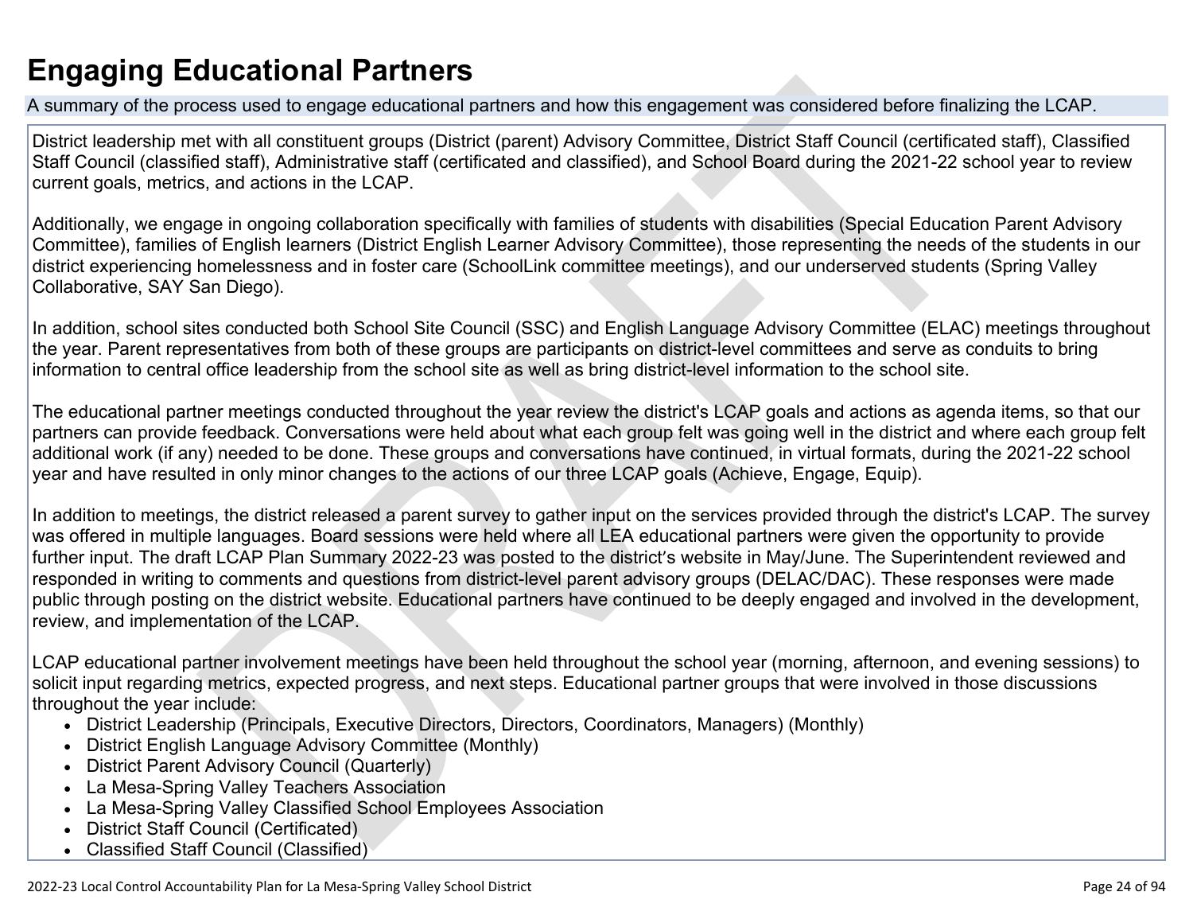# Engaging Educational Partners

A summary of the process used to engage educational partners and how this engagement was considered before finalizing the LCAP.

District leadership met with all constituent groups (District (parent) Advisory Committee, District Staff Council (certificated staff), Classified Staff Council (classified staff), Administrative staff (certificated and classified), and School Board during the 2021-22 school year to review current goals, metrics, and actions in the LCAP.

Additionally, we engage in ongoing collaboration specifically with families of students with disabilities (Special Education Parent Advisory Committee), families of English learners (District English Learner Advisory Committee), those representing the needs of the students in our district experiencing homelessness and in foster care (SchoolLink committee meetings), and our underserved students (Spring Valley Collaborative, SAY San Diego).

In addition, school sites conducted both School Site Council (SSC) and English Language Advisory Committee (ELAC) meetings throughout the year. Parent representatives from both of these groups are participants on district-level committees and serve as conduits to bring information to central office leadership from the school site as well as bring district-level information to the school site.

The educational partner meetings conducted throughout the year review the district's LCAP goals and actions as agenda items, so that our partners can provide feedback. Conversations were held about what each group felt was going well in the district and where each group felt additional work (if any) needed to be done. These groups and conversations have continued, in virtual formats, during the 2021-22 school year and have resulted in only minor changes to the actions of our three LCAP goals (Achieve, Engage, Equip).

In addition to meetings, the district released a parent survey to gather input on the services provided through the district's LCAP. The survey was offered in multiple languages. Board sessions were held where all LEA educational partners were given the opportunity to provide further input. The draft LCAP Plan Summary 2022-23 was posted to the district's website in May/June. The Superintendent reviewed and responded in writing to comments and questions from district-level parent advisory groups (DELAC/DAC). These responses were made public through posting on the district website. Educational partners have continued to be deeply engaged and involved in the development, review, and implementation of the LCAP.

LCAP educational partner involvement meetings have been held throughout the school year (morning, afternoon, and evening sessions) to solicit input regarding metrics, expected progress, and next steps. Educational partner groups that were involved in those discussions throughout the year include:

- District Leadership (Principals, Executive Directors, Directors, Coordinators, Managers) (Monthly)
- District English Language Advisory Committee (Monthly)
- District Parent Advisory Council (Quarterly)
- La Mesa-Spring Valley Teachers Association
- La Mesa-Spring Valley Classified School Employees Association
- District Staff Council (Certificated)
- Classified Staff Council (Classified)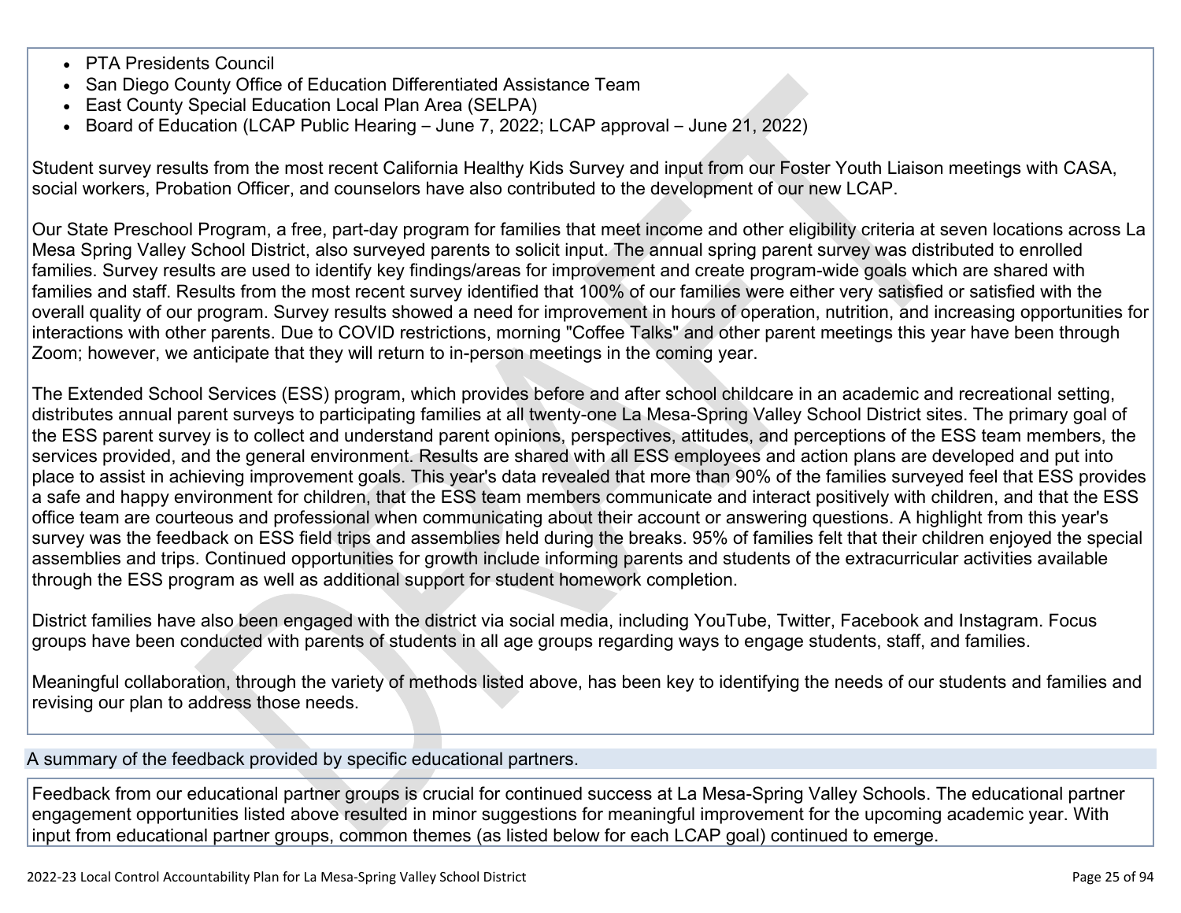- PTA Presidents Council
- San Diego County Office of Education Differentiated Assistance Team
- East County Special Education Local Plan Area (SELPA)
- Board of Education (LCAP Public Hearing – June 7, 2022; LCAP approval – June 21, 2022)

Student survey results from the most recent California Healthy Kids Survey and input from our Foster Youth Liaison meetings with CASA, social workers, Probation Officer, and counselors have also contributed to the development of our new LCAP.

Our State Preschool Program, a free, part-day program for families that meet income and other eligibility criteria at seven locations across La Mesa Spring Valley School District, also surveyed parents to solicit input. The annual spring parent survey was distributed to enrolled families. Survey results are used to identify key findings/areas for improvement and create program-wide goals which are shared with families and staff. Results from the most recent survey identified that 100% of our families were either very satisfied or satisfied with the overall quality of our program. Survey results showed a need for improvement in hours of operation, nutrition, and increasing opportunities for interactions with other parents. Due to COVID restrictions, morning "Coffee Talks" and other parent meetings this year have been through Zoom; however, we anticipate that they will return to in-person meetings in the coming year.

The Extended School Services (ESS) program, which provides before and after school childcare in an academic and recreational setting, distributes annual parent surveys to participating families at all twenty-one La Mesa-Spring Valley School District sites. The primary goal of the ESS parent survey is to collect and understand parent opinions, perspectives, attitudes, and perceptions of the ESS team members, the services provided, and the general environment. Results are shared with all ESS employees and action plans are developed and put into place to assist in achieving improvement goals. This year's data revealed that more than 90% of the families surveyed feel that ESS provides a safe and happy environment for children, that the ESS team members communicate and interact positively with children, and that the ESS office team are courteous and professional when communicating about their account or answering questions. A highlight from this year's survey was the feedback on ESS field trips and assemblies held during the breaks. 95% of families felt that their children enjoyed the special assemblies and trips. Continued opportunities for growth include informing parents and students of the extracurricular activities available through the ESS program as well as additional support for student homework completion.

District families have also been engaged with the district via social media, including YouTube, Twitter, Facebook and Instagram. Focus groups have been conducted with parents of students in all age groups regarding ways to engage students, staff, and families.

Meaningful collaboration, through the variety of methods listed above, has been key to identifying the needs of our students and families and revising our plan to address those needs.

## A summary of the feedback provided by specific educational partners.

Feedback from our educational partner groups is crucial for continued success at La Mesa-Spring Valley Schools. The educational partner engagement opportunities listed above resulted in minor suggestions for meaningful improvement for the upcoming academic year. With input from educational partner groups, common themes (as listed below for each LCAP goal) continued to emerge.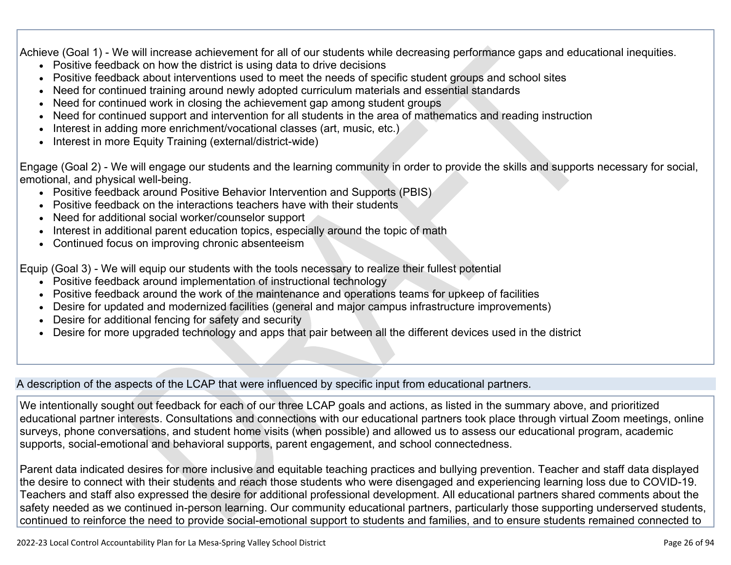Achieve (Goal 1) - We will increase achievement for all of our students while decreasing performance gaps and educational inequities.

- Positive feedback on how the district is using data to drive decisions
- Positive feedback about interventions used to meet the needs of specific student groups and school sites
- Need for continued training around newly adopted curriculum materials and essential standards
- Need for continued work in closing the achievement gap among student groups
- Need for continued support and intervention for all students in the area of mathematics and reading instruction
- Interest in adding more enrichment/vocational classes (art, music, etc.)
- Interest in more Equity Training (external/district-wide)

Engage (Goal 2) - We will engage our students and the learning community in order to provide the skills and supports necessary for social, emotional, and physical well-being.

- Positive feedback around Positive Behavior Intervention and Supports (PBIS)
- Positive feedback on the interactions teachers have with their students
- Need for additional social worker/counselor support
- Interest in additional parent education topics, especially around the topic of math
- Continued focus on improving chronic absenteeism

Equip (Goal 3) - We will equip our students with the tools necessary to realize their fullest potential

- Positive feedback around implementation of instructional technology
- Positive feedback around the work of the maintenance and operations teams for upkeep of facilities
- Desire for updated and modernized facilities (general and major campus infrastructure improvements)
- Desire for additional fencing for safety and security
- Desire for more upgraded technology and apps that pair between all the different devices used in the district

A description of the aspects of the LCAP that were influenced by specific input from educational partners.

We intentionally sought out feedback for each of our three LCAP goals and actions, as listed in the summary above, and prioritized educational partner interests. Consultations and connections with our educational partners took place through virtual Zoom meetings, online surveys, phone conversations, and student home visits (when possible) and allowed us to assess our educational program, academic supports, social-emotional and behavioral supports, parent engagement, and school connectedness.

Parent data indicated desires for more inclusive and equitable teaching practices and bullying prevention. Teacher and staff data displayed the desire to connect with their students and reach those students who were disengaged and experiencing learning loss due to COVID-19. Teachers and staff also expressed the desire for additional professional development. All educational partners shared comments about the safety needed as we continued in-person learning. Our community educational partners, particularly those supporting underserved students, continued to reinforce the need to provide social-emotional support to students and families, and to ensure students remained connected to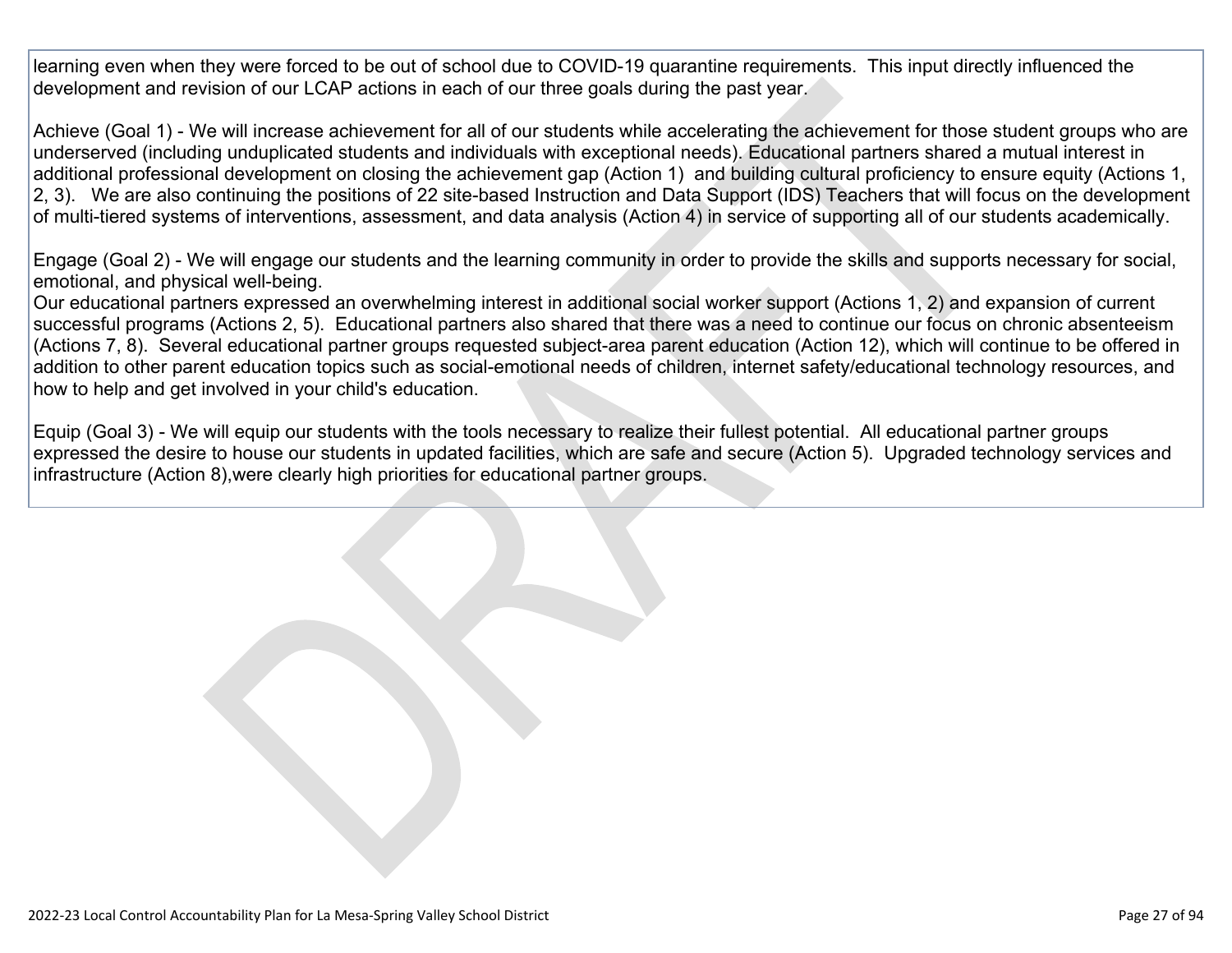learning even when they were forced to be out of school due to COVID-19 quarantine requirements.  This input directly influenced the development and revision of our LCAP actions in each of our three goals during the past year.

Achieve (Goal 1) - We will increase achievement for all of our students while accelerating the achievement for those student groups who are underserved (including unduplicated students and individuals with exceptional needs). Educational partners shared a mutual interest in additional professional development on closing the achievement gap (Action 1)  and building cultural proficiency to ensure equity (Actions 1, 2, 3).   We are also continuing the positions of 22 site-based Instruction and Data Support (IDS) Teachers that will focus on the development of multi-tiered systems of interventions, assessment, and data analysis (Action 4) in service of supporting all of our students academically.

Engage (Goal 2) - We will engage our students and the learning community in order to provide the skills and supports necessary for social, emotional, and physical well-being.
Our educational partners expressed an overwhelming interest in additional social worker support (Actions 1, 2) and expansion of current successful programs (Actions 2, 5).  Educational partners also shared that there was a need to continue our focus on chronic absenteeism (Actions 7, 8).  Several educational partner groups requested subject-area parent education (Action 12), which will continue to be offered in addition to other parent education topics such as social-emotional needs of children, internet safety/educational technology resources, and how to help and get involved in your child's education.

Equip (Goal 3) - We will equip our students with the tools necessary to realize their fullest potential.  All educational partner groups expressed the desire to house our students in updated facilities, which are safe and secure (Action 5).  Upgraded technology services and infrastructure (Action 8),were clearly high priorities for educational partner groups.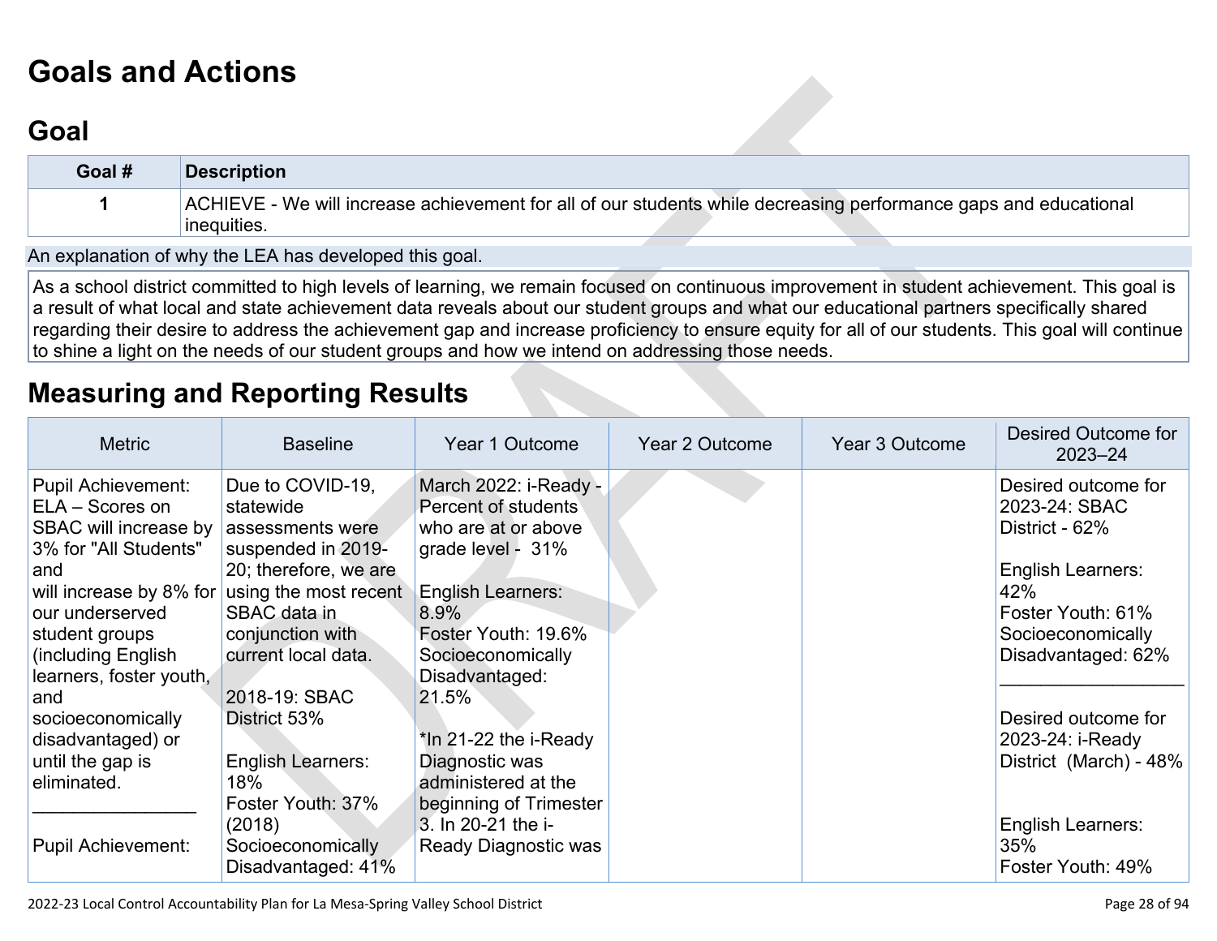# Goals and Actions

## Goal

| Goal # | Description |
|---|---|
| 1 | ACHIEVE - We will increase achievement for all of our students while decreasing performance gaps and educational inequities. |

An explanation of why the LEA has developed this goal.

As a school district committed to high levels of learning, we remain focused on continuous improvement in student achievement. This goal is a result of what local and state achievement data reveals about our student groups and what our educational partners specifically shared regarding their desire to address the achievement gap and increase proficiency to ensure equity for all of our students. This goal will continue to shine a light on the needs of our student groups and how we intend on addressing those needs.

# Measuring and Reporting Results

| Metric | Baseline | Year 1 Outcome | Year 2 Outcome | Year 3 Outcome | Desired Outcome for 2023–24 |
|---|---|---|---|---|---|
| Pupil Achievement: ELA – Scores on SBAC will increase by 3% for "All Students" and will increase by 8% for our underserved student groups (including English learners, foster youth, and socioeconomically disadvantaged) or until the gap is eliminated.<br>________________<br><br>Pupil Achievement: | Due to COVID-19, statewide assessments were suspended in 2019-20; therefore, we are using the most recent SBAC data in conjunction with current local data.<br><br>2018-19: SBAC District 53%<br><br>English Learners: 18%<br>Foster Youth: 37% (2018)<br>Socioeconomically Disadvantaged: 41% | March 2022: i-Ready - Percent of students who are at or above grade level - 31%<br><br>English Learners: 8.9%<br>Foster Youth: 19.6%<br>Socioeconomically Disadvantaged: 21.5%<br><br>*In 21-22 the i-Ready Diagnostic was administered at the beginning of Trimester 3. In 20-21 the i-Ready Diagnostic was | | | Desired outcome for 2023-24: SBAC District - 62%<br><br>English Learners: 42%<br>Foster Youth: 61%<br>Socioeconomically Disadvantaged: 62%<br>__________________<br><br>Desired outcome for 2023-24: i-Ready District (March) - 48%<br><br><br>English Learners: 35%<br>Foster Youth: 49% |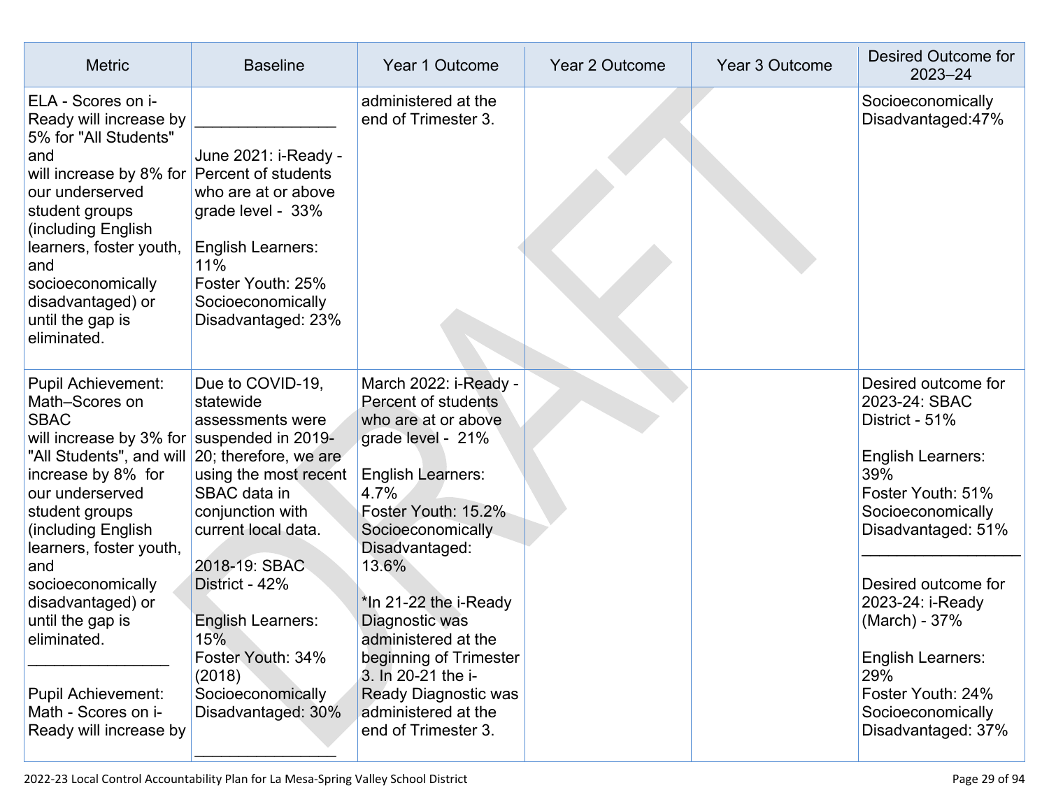| Metric | Baseline | Year 1 Outcome | Year 2 Outcome | Year 3 Outcome | Desired Outcome for 2023–24 |
|---|---|---|---|---|---|
| ELA - Scores on i-Ready will increase by 5% for "All Students" and will increase by 8% for our underserved student groups (including English learners, foster youth, and socioeconomically disadvantaged) or until the gap is eliminated. | ________________<br><br>June 2021: i-Ready - Percent of students who are at or above grade level - 33%<br><br>English Learners: 11%<br>Foster Youth: 25%<br>Socioeconomically Disadvantaged: 23% | administered at the end of Trimester 3. | | | Socioeconomically Disadvantaged:47% |
| Pupil Achievement: Math–Scores on SBAC will increase by 3% for "All Students", and will increase by 8% for our underserved student groups (including English learners, foster youth, and socioeconomically disadvantaged) or until the gap is eliminated.<br>________________<br><br>Pupil Achievement: Math - Scores on i-Ready will increase by | Due to COVID-19, statewide assessments were suspended in 2019-20; therefore, we are using the most recent SBAC data in conjunction with current local data.<br><br>2018-19: SBAC District - 42%<br><br>English Learners: 15%<br>Foster Youth: 34% (2018)<br>Socioeconomically Disadvantaged: 30%<br><br>________________ | March 2022: i-Ready - Percent of students who are at or above grade level - 21%<br><br>English Learners: 4.7%<br>Foster Youth: 15.2%<br>Socioeconomically Disadvantaged: 13.6%<br><br>*In 21-22 the i-Ready Diagnostic was administered at the beginning of Trimester 3. In 20-21 the i-Ready Diagnostic was administered at the end of Trimester 3. | | | Desired outcome for 2023-24: SBAC District - 51%<br><br>English Learners: 39%<br>Foster Youth: 51%<br>Socioeconomically Disadvantaged: 51%<br>________________<br><br>Desired outcome for 2023-24: i-Ready (March) - 37%<br><br>English Learners: 29%<br>Foster Youth: 24%<br>Socioeconomically Disadvantaged: 37% |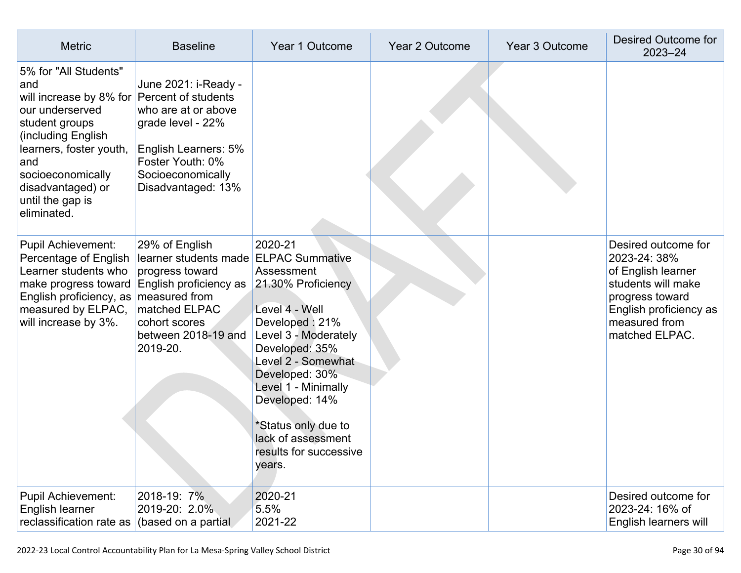| Metric | Baseline | Year 1 Outcome | Year 2 Outcome | Year 3 Outcome | Desired Outcome for 2023–24 |
|---|---|---|---|---|---|
| 5% for "All Students" and will increase by 8% for our underserved student groups (including English learners, foster youth, and socioeconomically disadvantaged) or until the gap is eliminated. | June 2021: i-Ready - Percent of students who are at or above grade level - 22%<br><br>English Learners: 5%<br>Foster Youth: 0%<br>Socioeconomically Disadvantaged: 13% | | | | |
| Pupil Achievement: Percentage of English Learner students who make progress toward English proficiency, as measured by ELPAC, will increase by 3%. | 29% of English learner students made progress toward English proficiency as measured from matched ELPAC cohort scores between 2018-19 and 2019-20. | 2020-21<br>ELPAC Summative Assessment<br>21.30% Proficiency<br><br>Level 4 - Well Developed : 21%<br>Level 3 - Moderately Developed: 35%<br>Level 2 - Somewhat Developed: 30%<br>Level 1 - Minimally Developed: 14%<br><br>*Status only due to lack of assessment results for successive years. | | | Desired outcome for 2023-24: 38% of English learner students will make progress toward English proficiency as measured from matched ELPAC. |
| Pupil Achievement: English learner reclassification rate as | 2018-19: 7%<br>2019-20: 2.0% (based on a partial | 2020-21<br>5.5%<br>2021-22 | | | Desired outcome for 2023-24: 16% of English learners will |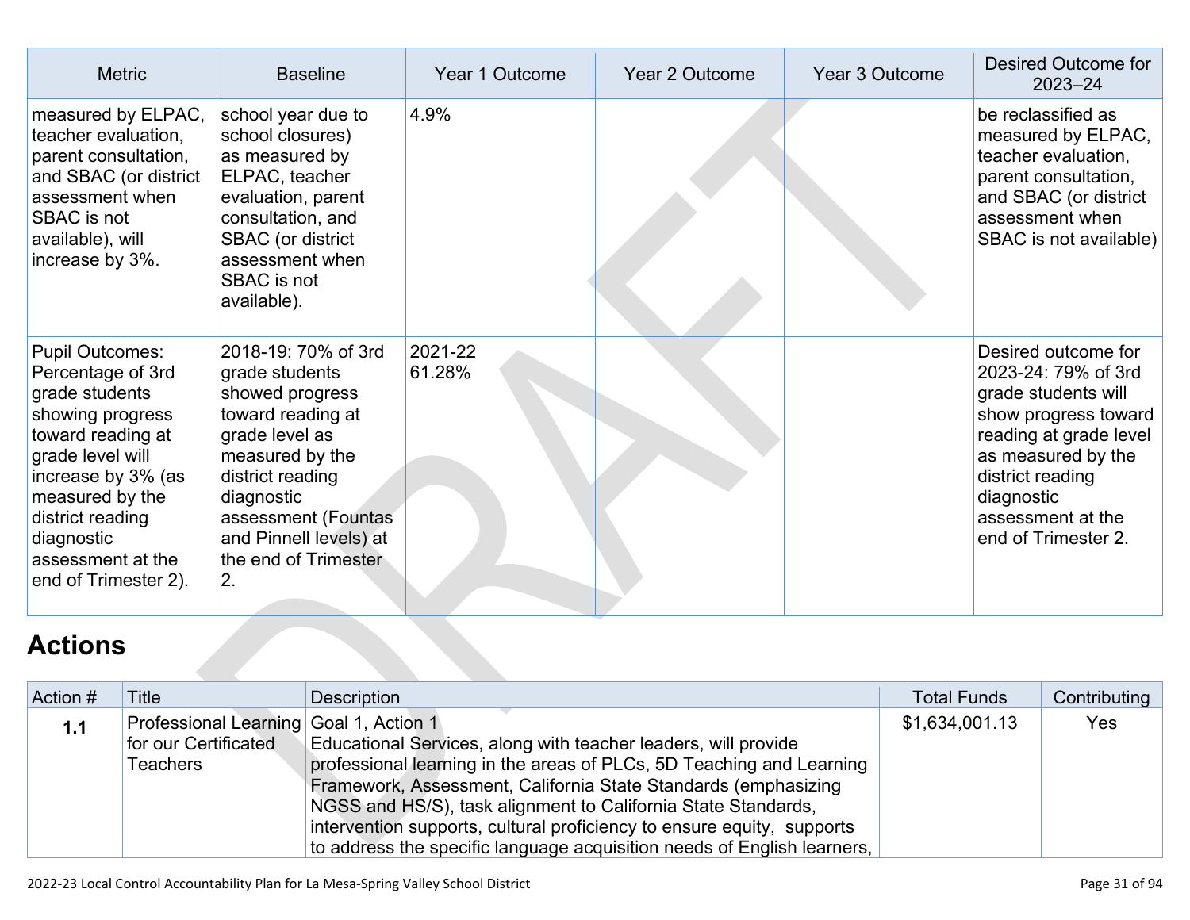| Metric | Baseline | Year 1 Outcome | Year 2 Outcome | Year 3 Outcome | Desired Outcome for 2023–24 |
|---|---|---|---|---|---|
| measured by ELPAC, teacher evaluation, parent consultation, and SBAC (or district assessment when SBAC is not available), will increase by 3%. | school year due to school closures) as measured by ELPAC, teacher evaluation, parent consultation, and SBAC (or district assessment when SBAC is not available). | 4.9% | | | be reclassified as measured by ELPAC, teacher evaluation, parent consultation, and SBAC (or district assessment when SBAC is not available) |
| Pupil Outcomes: Percentage of 3rd grade students showing progress toward reading at grade level will increase by 3% (as measured by the district reading diagnostic assessment at the end of Trimester 2). | 2018-19: 70% of 3rd grade students showed progress toward reading at grade level as measured by the district reading diagnostic assessment (Fountas and Pinnell levels) at the end of Trimester 2. | 2021-22 61.28% | | | Desired outcome for 2023-24: 79% of 3rd grade students will show progress toward reading at grade level as measured by the district reading diagnostic assessment at the end of Trimester 2. |

## Actions

| Action # | Title | Description | Total Funds | Contributing |
|---|---|---|---|---|
| **1.1** | Professional Learning for our Certificated Teachers | Goal 1, Action 1<br>Educational Services, along with teacher leaders, will provide professional learning in the areas of PLCs, 5D Teaching and Learning Framework, Assessment, California State Standards (emphasizing NGSS and HS/S), task alignment to California State Standards, intervention supports, cultural proficiency to ensure equity, supports to address the specific language acquisition needs of English learners, | $1,634,001.13 | Yes |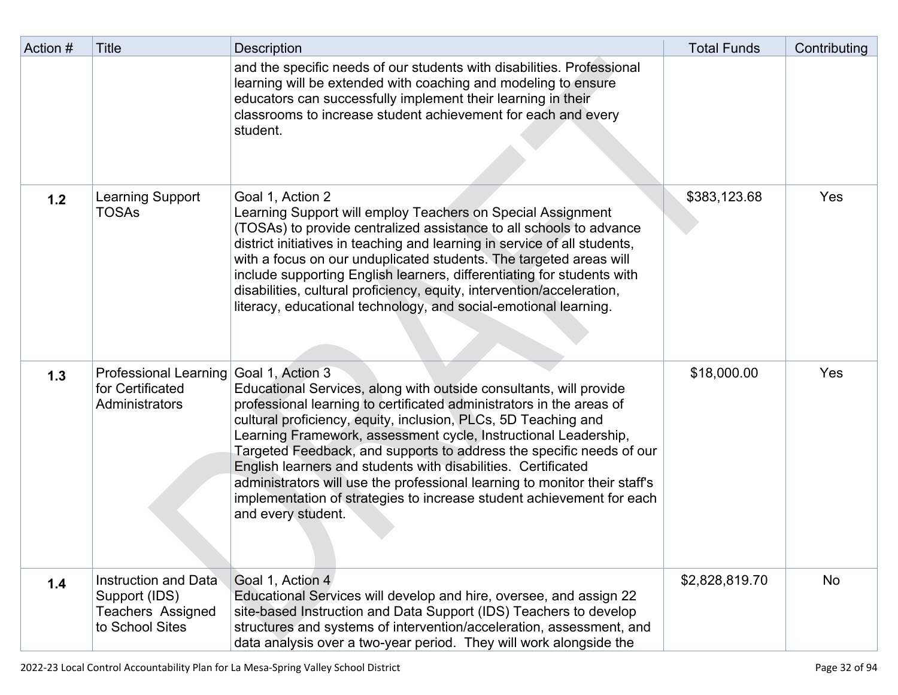| Action # | Title | Description | Total Funds | Contributing |
|---|---|---|---|---|
| | | and the specific needs of our students with disabilities. Professional learning will be extended with coaching and modeling to ensure educators can successfully implement their learning in their classrooms to increase student achievement for each and every student. | | |
| **1.2** | Learning Support TOSAs | Goal 1, Action 2<br>Learning Support will employ Teachers on Special Assignment (TOSAs) to provide centralized assistance to all schools to advance district initiatives in teaching and learning in service of all students, with a focus on our unduplicated students. The targeted areas will include supporting English learners, differentiating for students with disabilities, cultural proficiency, equity, intervention/acceleration, literacy, educational technology, and social-emotional learning. | $383,123.68 | Yes |
| **1.3** | Professional Learning for Certificated Administrators | Goal 1, Action 3<br>Educational Services, along with outside consultants, will provide professional learning to certificated administrators in the areas of cultural proficiency, equity, inclusion, PLCs, 5D Teaching and Learning Framework, assessment cycle, Instructional Leadership, Targeted Feedback, and supports to address the specific needs of our English learners and students with disabilities. Certificated administrators will use the professional learning to monitor their staff's implementation of strategies to increase student achievement for each and every student. | $18,000.00 | Yes |
| **1.4** | Instruction and Data Support (IDS) Teachers Assigned to School Sites | Goal 1, Action 4<br>Educational Services will develop and hire, oversee, and assign 22 site-based Instruction and Data Support (IDS) Teachers to develop structures and systems of intervention/acceleration, assessment, and data analysis over a two-year period. They will work alongside the | $2,828,819.70 | No |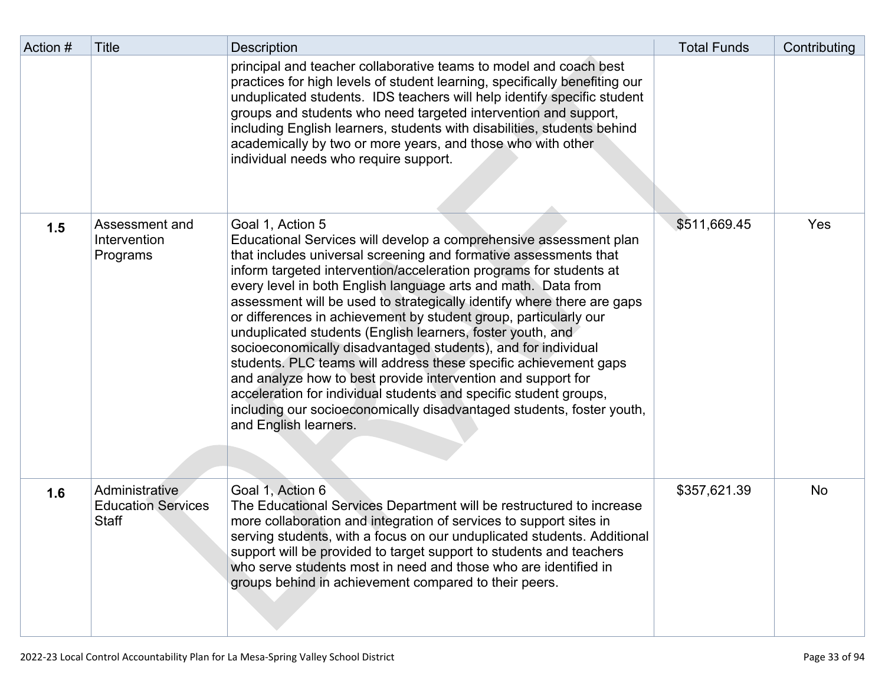| Action # | Title | Description | Total Funds | Contributing |
|---|---|---|---|---|
| | | principal and teacher collaborative teams to model and coach best practices for high levels of student learning, specifically benefiting our unduplicated students. IDS teachers will help identify specific student groups and students who need targeted intervention and support, including English learners, students with disabilities, students behind academically by two or more years, and those who with other individual needs who require support. | | |
| **1.5** | Assessment and Intervention Programs | Goal 1, Action 5<br>Educational Services will develop a comprehensive assessment plan that includes universal screening and formative assessments that inform targeted intervention/acceleration programs for students at every level in both English language arts and math. Data from assessment will be used to strategically identify where there are gaps or differences in achievement by student group, particularly our unduplicated students (English learners, foster youth, and socioeconomically disadvantaged students), and for individual students. PLC teams will address these specific achievement gaps and analyze how to best provide intervention and support for acceleration for individual students and specific student groups, including our socioeconomically disadvantaged students, foster youth, and English learners. | $511,669.45 | Yes |
| **1.6** | Administrative Education Services Staff | Goal 1, Action 6<br>The Educational Services Department will be restructured to increase more collaboration and integration of services to support sites in serving students, with a focus on our unduplicated students. Additional support will be provided to target support to students and teachers who serve students most in need and those who are identified in groups behind in achievement compared to their peers. | $357,621.39 | No |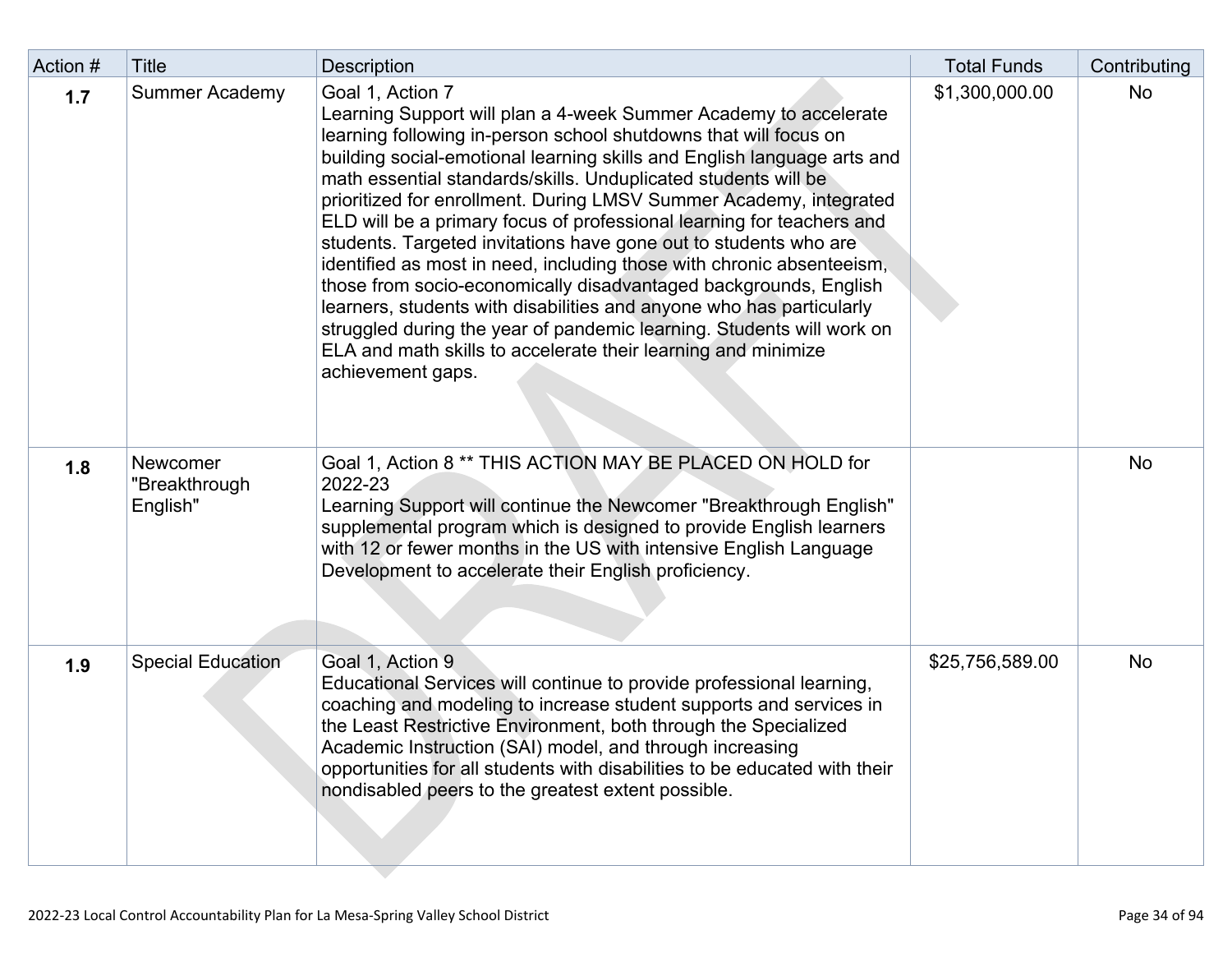| Action # | Title | Description | Total Funds | Contributing |
| --- | --- | --- | --- | --- |
| 1.7 | Summer Academy | Goal 1, Action 7<br>Learning Support will plan a 4-week Summer Academy to accelerate learning following in-person school shutdowns that will focus on building social-emotional learning skills and English language arts and math essential standards/skills. Unduplicated students will be prioritized for enrollment. During LMSV Summer Academy, integrated ELD will be a primary focus of professional learning for teachers and students. Targeted invitations have gone out to students who are identified as most in need, including those with chronic absenteeism, those from socio-economically disadvantaged backgrounds, English learners, students with disabilities and anyone who has particularly struggled during the year of pandemic learning. Students will work on ELA and math skills to accelerate their learning and minimize achievement gaps. | $1,300,000.00 | No |
| 1.8 | Newcomer "Breakthrough English" | Goal 1, Action 8 ** THIS ACTION MAY BE PLACED ON HOLD for 2022-23<br>Learning Support will continue the Newcomer "Breakthrough English" supplemental program which is designed to provide English learners with 12 or fewer months in the US with intensive English Language Development to accelerate their English proficiency. | | No |
| 1.9 | Special Education | Goal 1, Action 9<br>Educational Services will continue to provide professional learning, coaching and modeling to increase student supports and services in the Least Restrictive Environment, both through the Specialized Academic Instruction (SAI) model, and through increasing opportunities for all students with disabilities to be educated with their nondisabled peers to the greatest extent possible. | $25,756,589.00 | No |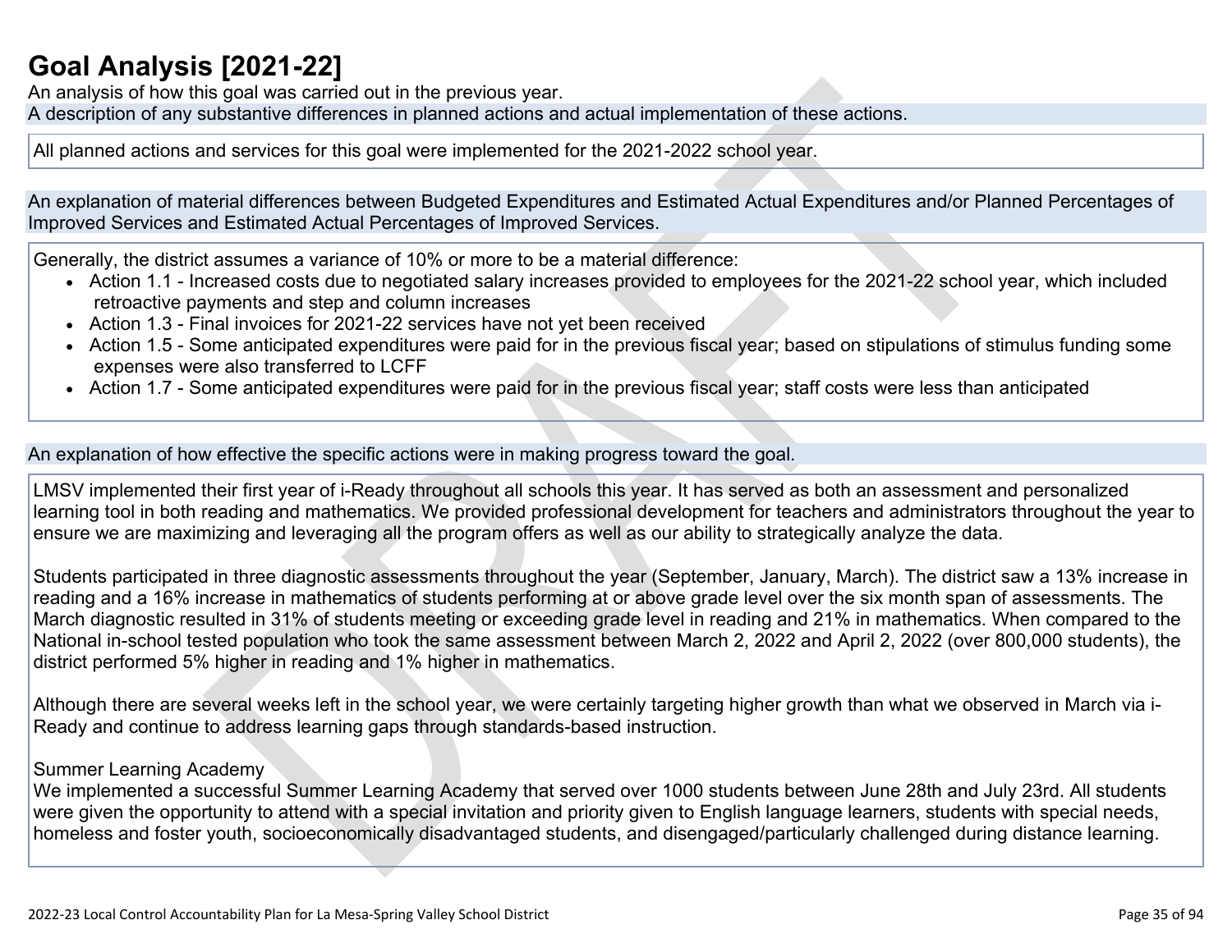# Goal Analysis [2021-22]

An analysis of how this goal was carried out in the previous year.

A description of any substantive differences in planned actions and actual implementation of these actions.

All planned actions and services for this goal were implemented for the 2021-2022 school year.

An explanation of material differences between Budgeted Expenditures and Estimated Actual Expenditures and/or Planned Percentages of Improved Services and Estimated Actual Percentages of Improved Services.

Generally, the district assumes a variance of 10% or more to be a material difference:

- Action 1.1 - Increased costs due to negotiated salary increases provided to employees for the 2021-22 school year, which included retroactive payments and step and column increases
- Action 1.3 - Final invoices for 2021-22 services have not yet been received
- Action 1.5 - Some anticipated expenditures were paid for in the previous fiscal year; based on stipulations of stimulus funding some expenses were also transferred to LCFF
- Action 1.7 - Some anticipated expenditures were paid for in the previous fiscal year; staff costs were less than anticipated

An explanation of how effective the specific actions were in making progress toward the goal.

LMSV implemented their first year of i-Ready throughout all schools this year. It has served as both an assessment and personalized learning tool in both reading and mathematics. We provided professional development for teachers and administrators throughout the year to ensure we are maximizing and leveraging all the program offers as well as our ability to strategically analyze the data.

Students participated in three diagnostic assessments throughout the year (September, January, March). The district saw a 13% increase in reading and a 16% increase in mathematics of students performing at or above grade level over the six month span of assessments. The March diagnostic resulted in 31% of students meeting or exceeding grade level in reading and 21% in mathematics. When compared to the National in-school tested population who took the same assessment between March 2, 2022 and April 2, 2022 (over 800,000 students), the district performed 5% higher in reading and 1% higher in mathematics.

Although there are several weeks left in the school year, we were certainly targeting higher growth than what we observed in March via i-Ready and continue to address learning gaps through standards-based instruction.

Summer Learning Academy

We implemented a successful Summer Learning Academy that served over 1000 students between June 28th and July 23rd. All students were given the opportunity to attend with a special invitation and priority given to English language learners, students with special needs, homeless and foster youth, socioeconomically disadvantaged students, and disengaged/particularly challenged during distance learning.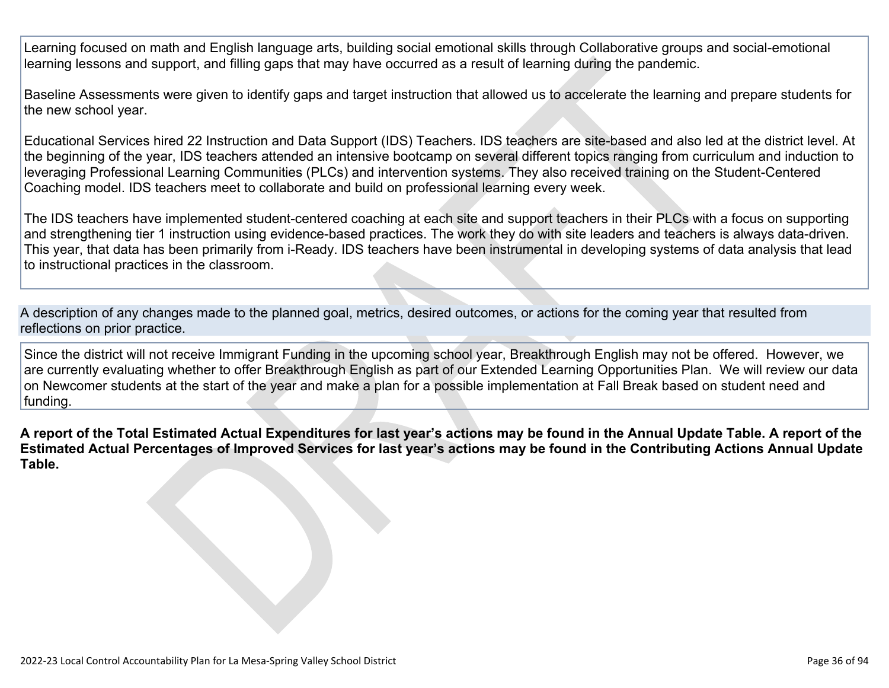Learning focused on math and English language arts, building social emotional skills through Collaborative groups and social-emotional learning lessons and support, and filling gaps that may have occurred as a result of learning during the pandemic.

Baseline Assessments were given to identify gaps and target instruction that allowed us to accelerate the learning and prepare students for the new school year.

Educational Services hired 22 Instruction and Data Support (IDS) Teachers. IDS teachers are site-based and also led at the district level. At the beginning of the year, IDS teachers attended an intensive bootcamp on several different topics ranging from curriculum and induction to leveraging Professional Learning Communities (PLCs) and intervention systems. They also received training on the Student-Centered Coaching model. IDS teachers meet to collaborate and build on professional learning every week.

The IDS teachers have implemented student-centered coaching at each site and support teachers in their PLCs with a focus on supporting and strengthening tier 1 instruction using evidence-based practices. The work they do with site leaders and teachers is always data-driven. This year, that data has been primarily from i-Ready. IDS teachers have been instrumental in developing systems of data analysis that lead to instructional practices in the classroom.

A description of any changes made to the planned goal, metrics, desired outcomes, or actions for the coming year that resulted from reflections on prior practice.

Since the district will not receive Immigrant Funding in the upcoming school year, Breakthrough English may not be offered. However, we are currently evaluating whether to offer Breakthrough English as part of our Extended Learning Opportunities Plan. We will review our data on Newcomer students at the start of the year and make a plan for a possible implementation at Fall Break based on student need and funding.

**A report of the Total Estimated Actual Expenditures for last year's actions may be found in the Annual Update Table. A report of the Estimated Actual Percentages of Improved Services for last year's actions may be found in the Contributing Actions Annual Update Table.**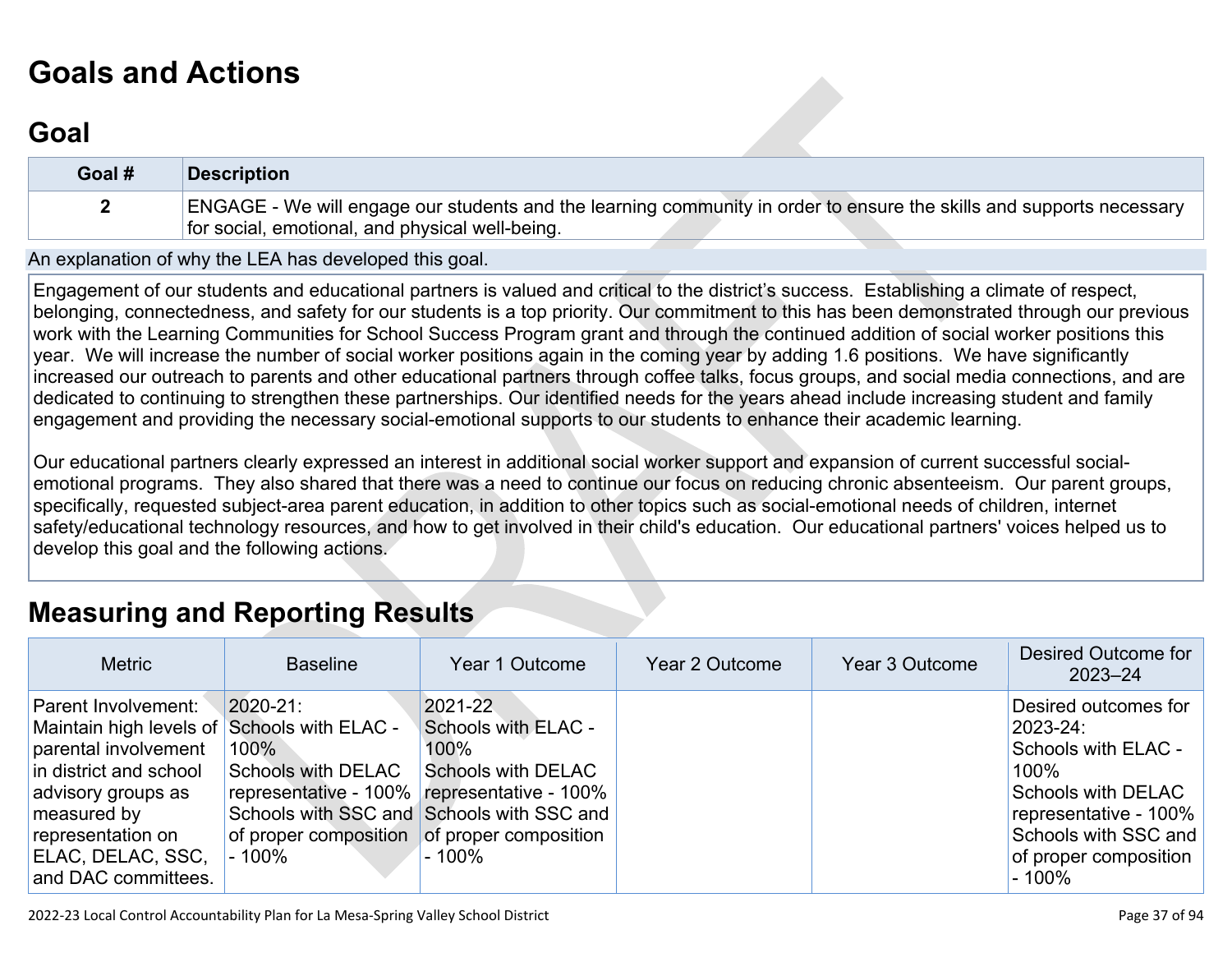# Goals and Actions

## Goal

| Goal # | Description |
|---|---|
| 2 | ENGAGE - We will engage our students and the learning community in order to ensure the skills and supports necessary for social, emotional, and physical well-being. |

An explanation of why the LEA has developed this goal.

Engagement of our students and educational partners is valued and critical to the district's success. Establishing a climate of respect, belonging, connectedness, and safety for our students is a top priority. Our commitment to this has been demonstrated through our previous work with the Learning Communities for School Success Program grant and through the continued addition of social worker positions this year. We will increase the number of social worker positions again in the coming year by adding 1.6 positions. We have significantly increased our outreach to parents and other educational partners through coffee talks, focus groups, and social media connections, and are dedicated to continuing to strengthen these partnerships. Our identified needs for the years ahead include increasing student and family engagement and providing the necessary social-emotional supports to our students to enhance their academic learning.

Our educational partners clearly expressed an interest in additional social worker support and expansion of current successful social-emotional programs. They also shared that there was a need to continue our focus on reducing chronic absenteeism. Our parent groups, specifically, requested subject-area parent education, in addition to other topics such as social-emotional needs of children, internet safety/educational technology resources, and how to get involved in their child's education. Our educational partners' voices helped us to develop this goal and the following actions.

# Measuring and Reporting Results

| Metric | Baseline | Year 1 Outcome | Year 2 Outcome | Year 3 Outcome | Desired Outcome for 2023–24 |
|---|---|---|---|---|---|
| Parent Involvement: Maintain high levels of parental involvement in district and school advisory groups as measured by representation on ELAC, DELAC, SSC, and DAC committees. | 2020-21:<br>Schools with ELAC - 100%<br>Schools with DELAC representative - 100%<br>Schools with SSC and of proper composition - 100% | 2021-22<br>Schools with ELAC - 100%<br>Schools with DELAC representative - 100%<br>Schools with SSC and of proper composition - 100% | | | Desired outcomes for 2023-24:<br>Schools with ELAC - 100%<br>Schools with DELAC representative - 100%<br>Schools with SSC and of proper composition - 100% |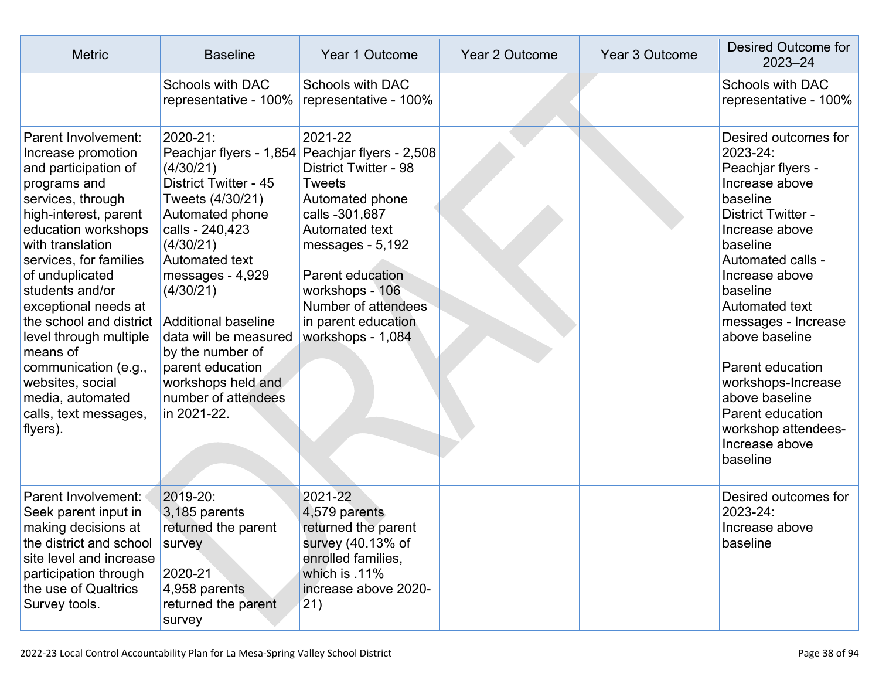| Metric | Baseline | Year 1 Outcome | Year 2 Outcome | Year 3 Outcome | Desired Outcome for 2023–24 |
|---|---|---|---|---|---|
| | Schools with DAC representative - 100% | Schools with DAC representative - 100% | | | Schools with DAC representative - 100% |
| Parent Involvement: Increase promotion and participation of programs and services, through high-interest, parent education workshops with translation services, for families of unduplicated students and/or exceptional needs at the school and district level through multiple means of communication (e.g., websites, social media, automated calls, text messages, flyers). | 2020-21:<br>Peachjar flyers - 1,854 (4/30/21)<br>District Twitter - 45 Tweets (4/30/21)<br>Automated phone calls - 240,423 (4/30/21)<br>Automated text messages - 4,929 (4/30/21)<br><br>Additional baseline data will be measured by the number of parent education workshops held and number of attendees in 2021-22. | 2021-22<br>Peachjar flyers - 2,508<br>District Twitter - 98 Tweets<br>Automated phone calls -301,687<br>Automated text messages - 5,192<br><br>Parent education workshops - 106<br>Number of attendees in parent education workshops - 1,084 | | | Desired outcomes for 2023-24:<br>Peachjar flyers - Increase above baseline<br>District Twitter - Increase above baseline<br>Automated calls - Increase above baseline<br>Automated text messages - Increase above baseline<br><br>Parent education workshops-Increase above baseline<br>Parent education workshop attendees- Increase above baseline |
| Parent Involvement: Seek parent input in making decisions at the district and school site level and increase participation through the use of Qualtrics Survey tools. | 2019-20:<br>3,185 parents returned the parent survey<br><br>2020-21<br>4,958 parents returned the parent survey | 2021-22<br>4,579 parents returned the parent survey (40.13% of enrolled families, which is .11% increase above 2020-21) | | | Desired outcomes for 2023-24:<br>Increase above baseline |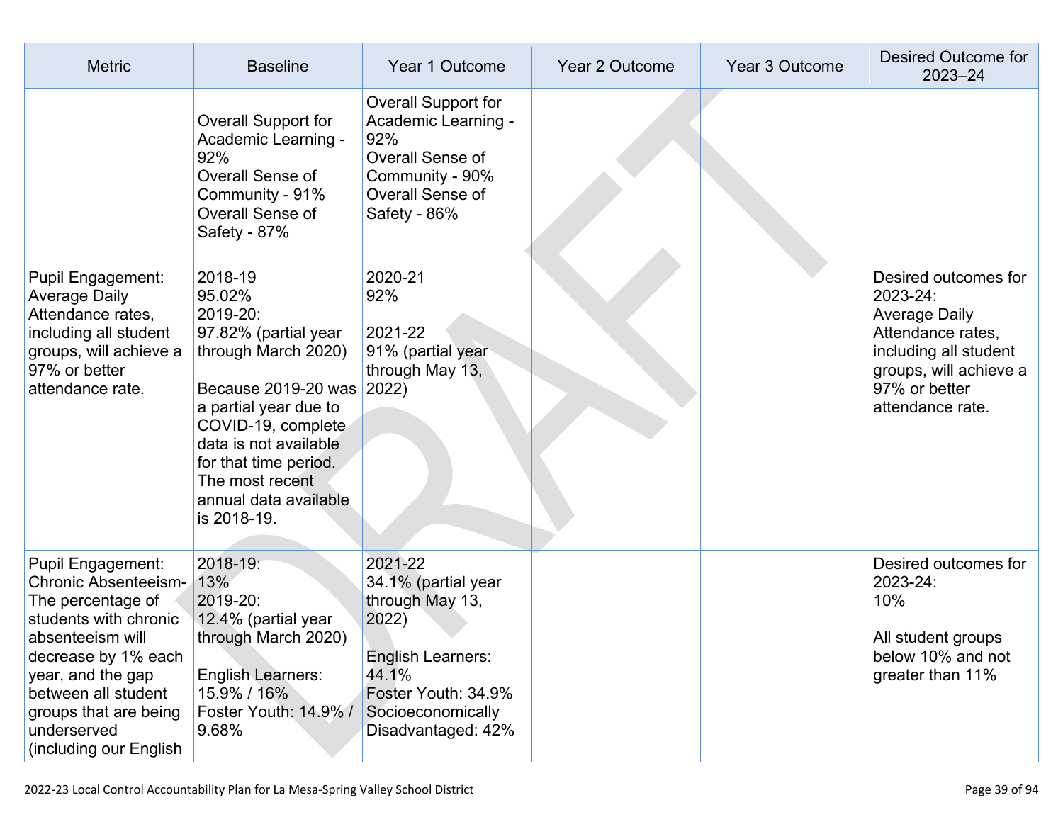| Metric | Baseline | Year 1 Outcome | Year 2 Outcome | Year 3 Outcome | Desired Outcome for 2023–24 |
|---|---|---|---|---|---|
| | Overall Support for Academic Learning - 92%<br>Overall Sense of Community - 91%<br>Overall Sense of Safety - 87% | Overall Support for Academic Learning - 92%<br>Overall Sense of Community - 90%<br>Overall Sense of Safety - 86% | | | |
| Pupil Engagement: Average Daily Attendance rates, including all student groups, will achieve a 97% or better attendance rate. | 2018-19<br>95.02%<br>2019-20:<br>97.82% (partial year through March 2020)<br><br>Because 2019-20 was a partial year due to COVID-19, complete data is not available for that time period. The most recent annual data available is 2018-19. | 2020-21<br>92%<br><br>2021-22<br>91% (partial year through May 13, 2022) | | | Desired outcomes for 2023-24:<br>Average Daily Attendance rates, including all student groups, will achieve a 97% or better attendance rate. |
| Pupil Engagement: Chronic Absenteeism- The percentage of students with chronic absenteeism will decrease by 1% each year, and the gap between all student groups that are being underserved (including our English | 2018-19:<br>13%<br>2019-20:<br>12.4% (partial year through March 2020)<br><br>English Learners: 15.9% / 16%<br>Foster Youth: 14.9% / 9.68% | 2021-22<br>34.1% (partial year through May 13, 2022)<br><br>English Learners: 44.1%<br>Foster Youth: 34.9%<br>Socioeconomically Disadvantaged: 42% | | | Desired outcomes for 2023-24:<br>10%<br><br>All student groups below 10% and not greater than 11% |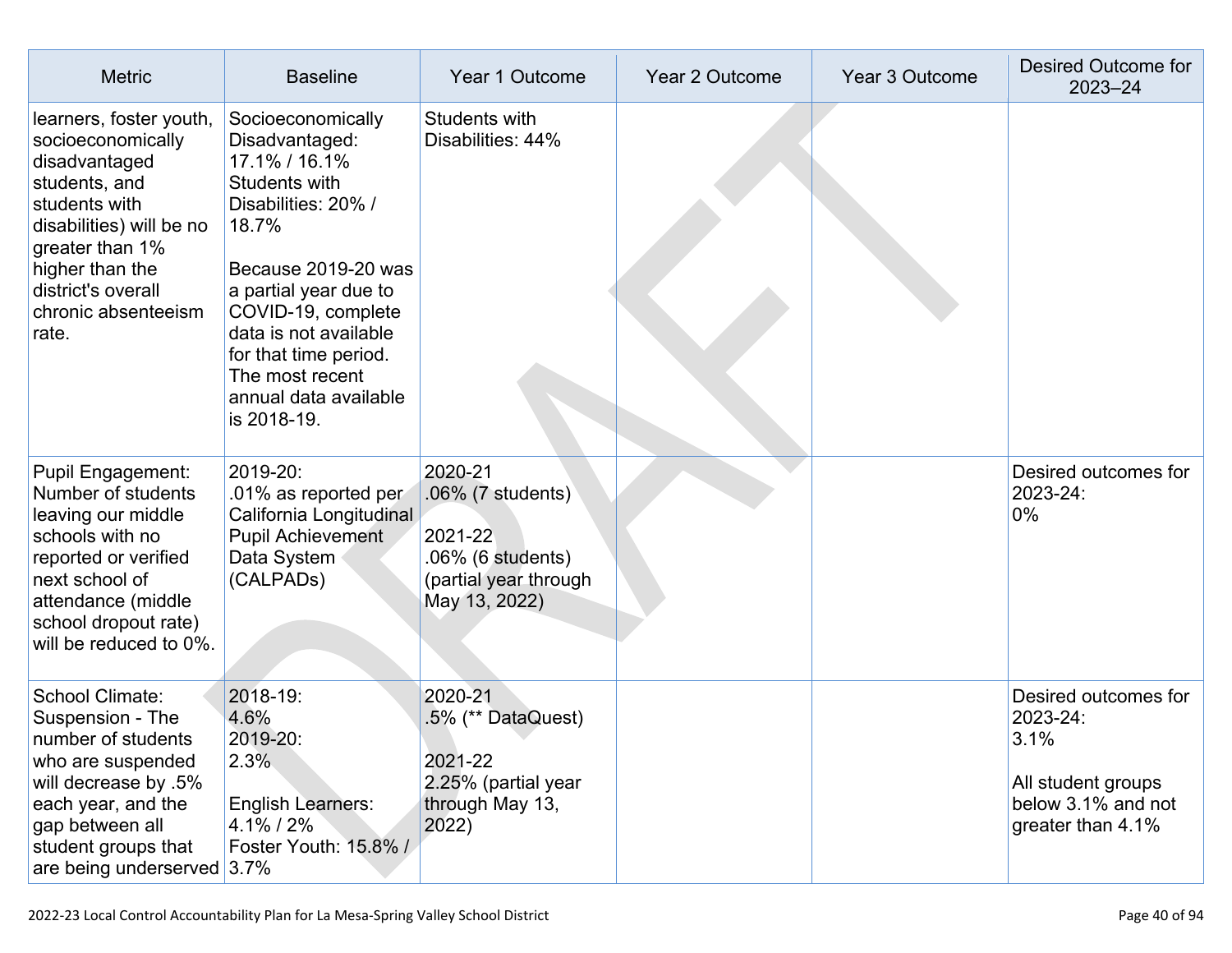| Metric | Baseline | Year 1 Outcome | Year 2 Outcome | Year 3 Outcome | Desired Outcome for 2023–24 |
|---|---|---|---|---|---|
| learners, foster youth, socioeconomically disadvantaged students, and students with disabilities) will be no greater than 1% higher than the district's overall chronic absenteeism rate. | Socioeconomically Disadvantaged: 17.1% / 16.1%<br>Students with Disabilities: 20% / 18.7%<br><br>Because 2019-20 was a partial year due to COVID-19, complete data is not available for that time period. The most recent annual data available is 2018-19. | Students with Disabilities: 44% | | | |
| Pupil Engagement: Number of students leaving our middle schools with no reported or verified next school of attendance (middle school dropout rate) will be reduced to 0%. | 2019-20:<br>.01% as reported per California Longitudinal Pupil Achievement Data System (CALPADs) | 2020-21<br>.06% (7 students)<br><br>2021-22<br>.06% (6 students) (partial year through May 13, 2022) | | | Desired outcomes for 2023-24:<br>0% |
| School Climate: Suspension - The number of students who are suspended will decrease by .5% each year, and the gap between all student groups that are being underserved | 2018-19:<br>4.6%<br>2019-20:<br>2.3%<br><br>English Learners: 4.1% / 2%<br>Foster Youth: 15.8% / 3.7% | 2020-21<br>.5% (** DataQuest)<br><br>2021-22<br>2.25% (partial year through May 13, 2022) | | | Desired outcomes for 2023-24:<br>3.1%<br><br>All student groups below 3.1% and not greater than 4.1% |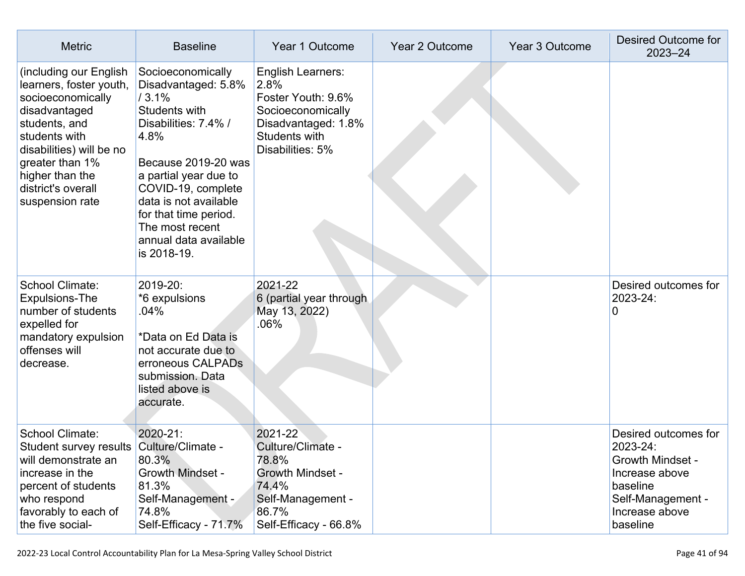| Metric | Baseline | Year 1 Outcome | Year 2 Outcome | Year 3 Outcome | Desired Outcome for 2023–24 |
|---|---|---|---|---|---|
| (including our English learners, foster youth, socioeconomically disadvantaged students, and students with disabilities) will be no greater than 1% higher than the district's overall suspension rate | Socioeconomically Disadvantaged: 5.8% / 3.1%<br>Students with Disabilities: 7.4% / 4.8%<br><br>Because 2019-20 was a partial year due to COVID-19, complete data is not available for that time period. The most recent annual data available is 2018-19. | English Learners: 2.8%<br>Foster Youth: 9.6%<br>Socioeconomically Disadvantaged: 1.8%<br>Students with Disabilities: 5% | | | |
| School Climate: Expulsions-The number of students expelled for mandatory expulsion offenses will decrease. | 2019-20:<br>*6 expulsions<br>.04%<br><br>*Data on Ed Data is not accurate due to erroneous CALPADs submission. Data listed above is accurate. | 2021-22<br>6 (partial year through May 13, 2022)<br>.06% | | | Desired outcomes for 2023-24:<br>0 |
| School Climate: Student survey results will demonstrate an increase in the percent of students who respond favorably to each of the five social- | 2020-21:<br>Culture/Climate - 80.3%<br>Growth Mindset - 81.3%<br>Self-Management - 74.8%<br>Self-Efficacy - 71.7% | 2021-22<br>Culture/Climate - 78.8%<br>Growth Mindset - 74.4%<br>Self-Management - 86.7%<br>Self-Efficacy - 66.8% | | | Desired outcomes for 2023-24:<br>Growth Mindset - Increase above baseline<br>Self-Management - Increase above baseline |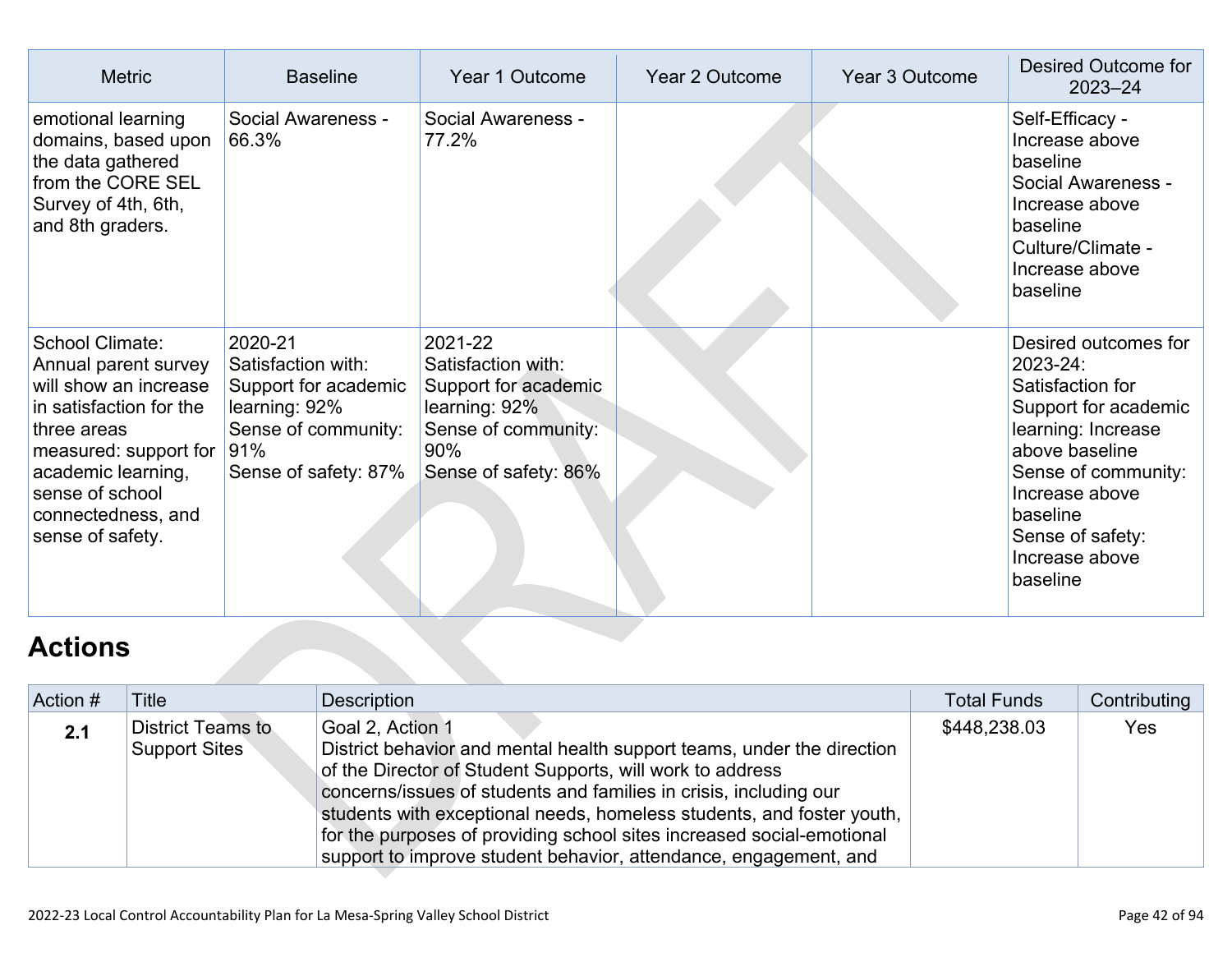| Metric | Baseline | Year 1 Outcome | Year 2 Outcome | Year 3 Outcome | Desired Outcome for 2023–24 |
|---|---|---|---|---|---|
| emotional learning domains, based upon the data gathered from the CORE SEL Survey of 4th, 6th, and 8th graders. | Social Awareness - 66.3% | Social Awareness - 77.2% | | | Self-Efficacy - Increase above baseline<br>Social Awareness - Increase above baseline<br>Culture/Climate - Increase above baseline |
| School Climate: Annual parent survey will show an increase in satisfaction for the three areas measured: support for academic learning, sense of school connectedness, and sense of safety. | 2020-21<br>Satisfaction with:<br>Support for academic learning: 92%<br>Sense of community: 91%<br>Sense of safety: 87% | 2021-22<br>Satisfaction with:<br>Support for academic learning: 92%<br>Sense of community: 90%<br>Sense of safety: 86% | | | Desired outcomes for 2023-24:<br>Satisfaction for Support for academic learning: Increase above baseline<br>Sense of community: Increase above baseline<br>Sense of safety: Increase above baseline |

# Actions

| Action # | Title | Description | Total Funds | Contributing |
|---|---|---|---|---|
| **2.1** | District Teams to Support Sites | Goal 2, Action 1<br>District behavior and mental health support teams, under the direction of the Director of Student Supports, will work to address concerns/issues of students and families in crisis, including our students with exceptional needs, homeless students, and foster youth, for the purposes of providing school sites increased social-emotional support to improve student behavior, attendance, engagement, and | $448,238.03 | Yes |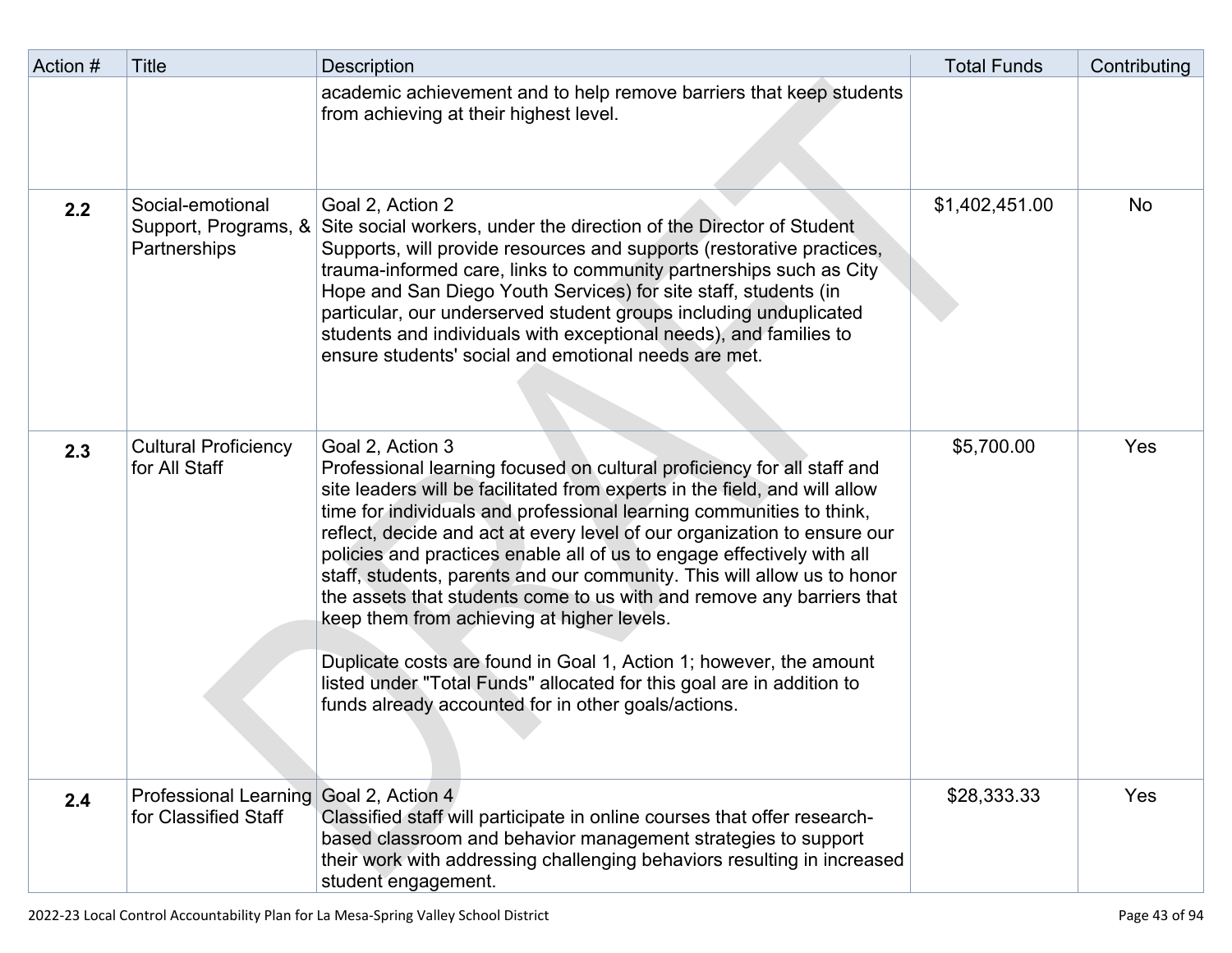| Action # | Title | Description | Total Funds | Contributing |
|---|---|---|---|---|
| | | academic achievement and to help remove barriers that keep students from achieving at their highest level. | | |
| **2.2** | Social-emotional Support, Programs, & Partnerships | Goal 2, Action 2<br>Site social workers, under the direction of the Director of Student Supports, will provide resources and supports (restorative practices, trauma-informed care, links to community partnerships such as City Hope and San Diego Youth Services) for site staff, students (in particular, our underserved student groups including unduplicated students and individuals with exceptional needs), and families to ensure students' social and emotional needs are met. | $1,402,451.00 | No |
| **2.3** | Cultural Proficiency for All Staff | Goal 2, Action 3<br>Professional learning focused on cultural proficiency for all staff and site leaders will be facilitated from experts in the field, and will allow time for individuals and professional learning communities to think, reflect, decide and act at every level of our organization to ensure our policies and practices enable all of us to engage effectively with all staff, students, parents and our community. This will allow us to honor the assets that students come to us with and remove any barriers that keep them from achieving at higher levels.<br><br>Duplicate costs are found in Goal 1, Action 1; however, the amount listed under "Total Funds" allocated for this goal are in addition to funds already accounted for in other goals/actions. | $5,700.00 | Yes |
| **2.4** | Professional Learning for Classified Staff | Goal 2, Action 4<br>Classified staff will participate in online courses that offer research-based classroom and behavior management strategies to support their work with addressing challenging behaviors resulting in increased student engagement. | $28,333.33 | Yes |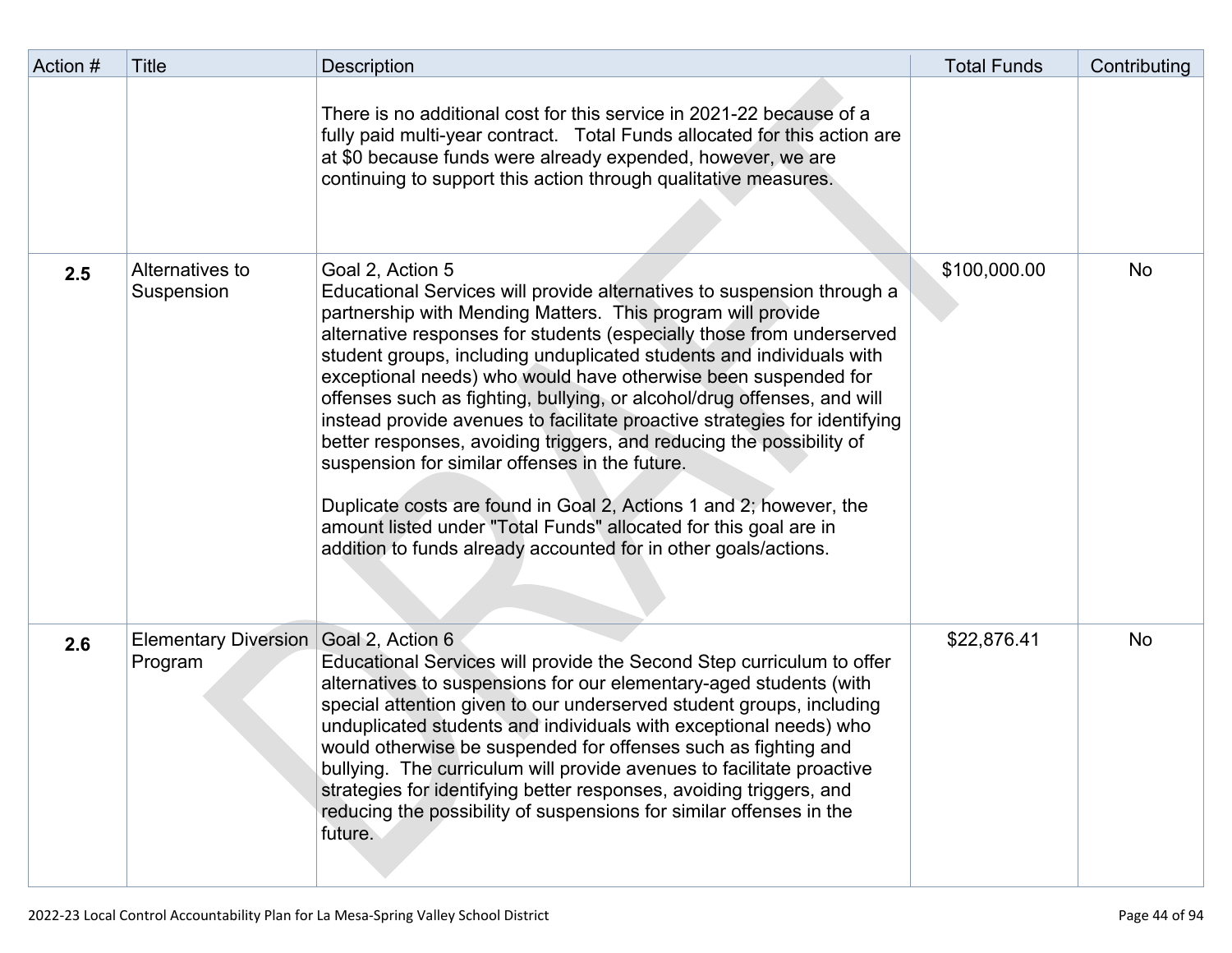| Action # | Title | Description | Total Funds | Contributing |
| --- | --- | --- | --- | --- |
| | | There is no additional cost for this service in 2021-22 because of a fully paid multi-year contract. Total Funds allocated for this action are at $0 because funds were already expended, however, we are continuing to support this action through qualitative measures. | | |
| **2.5** | Alternatives to Suspension | Goal 2, Action 5<br>Educational Services will provide alternatives to suspension through a partnership with Mending Matters. This program will provide alternative responses for students (especially those from underserved student groups, including unduplicated students and individuals with exceptional needs) who would have otherwise been suspended for offenses such as fighting, bullying, or alcohol/drug offenses, and will instead provide avenues to facilitate proactive strategies for identifying better responses, avoiding triggers, and reducing the possibility of suspension for similar offenses in the future.<br><br>Duplicate costs are found in Goal 2, Actions 1 and 2; however, the amount listed under "Total Funds" allocated for this goal are in addition to funds already accounted for in other goals/actions. | $100,000.00 | No |
| **2.6** | Elementary Diversion Program | Goal 2, Action 6<br>Educational Services will provide the Second Step curriculum to offer alternatives to suspensions for our elementary-aged students (with special attention given to our underserved student groups, including unduplicated students and individuals with exceptional needs) who would otherwise be suspended for offenses such as fighting and bullying. The curriculum will provide avenues to facilitate proactive strategies for identifying better responses, avoiding triggers, and reducing the possibility of suspensions for similar offenses in the future. | $22,876.41 | No |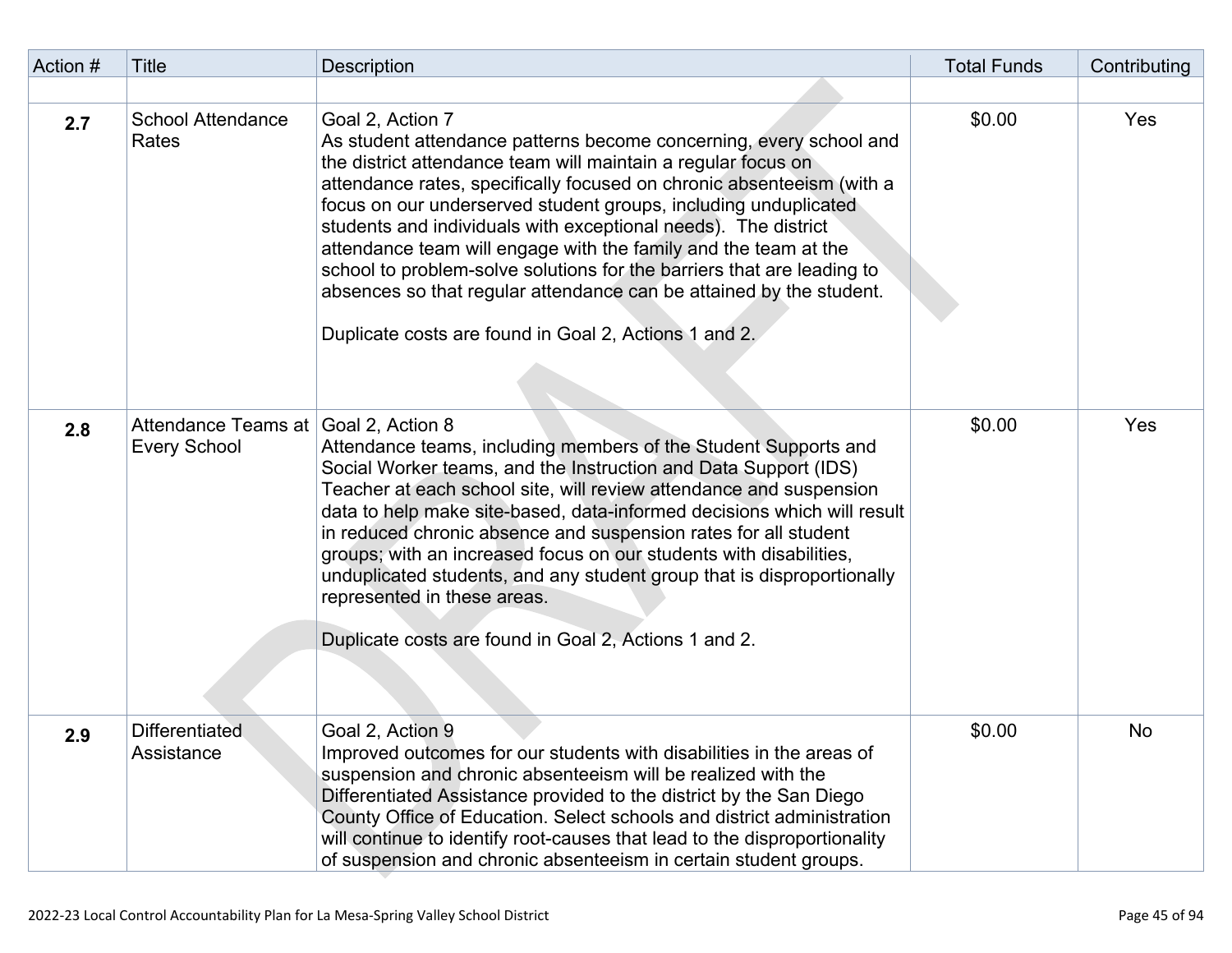| Action # | Title | Description | Total Funds | Contributing |
|---|---|---|---|---|
| | | | | |
| **2.7** | School Attendance Rates | Goal 2, Action 7<br>As student attendance patterns become concerning, every school and the district attendance team will maintain a regular focus on attendance rates, specifically focused on chronic absenteeism (with a focus on our underserved student groups, including unduplicated students and individuals with exceptional needs). The district attendance team will engage with the family and the team at the school to problem-solve solutions for the barriers that are leading to absences so that regular attendance can be attained by the student.<br><br>Duplicate costs are found in Goal 2, Actions 1 and 2. | $0.00 | Yes |
| **2.8** | Attendance Teams at Every School | Goal 2, Action 8<br>Attendance teams, including members of the Student Supports and Social Worker teams, and the Instruction and Data Support (IDS) Teacher at each school site, will review attendance and suspension data to help make site-based, data-informed decisions which will result in reduced chronic absence and suspension rates for all student groups; with an increased focus on our students with disabilities, unduplicated students, and any student group that is disproportionally represented in these areas.<br><br>Duplicate costs are found in Goal 2, Actions 1 and 2. | $0.00 | Yes |
| **2.9** | Differentiated Assistance | Goal 2, Action 9<br>Improved outcomes for our students with disabilities in the areas of suspension and chronic absenteeism will be realized with the Differentiated Assistance provided to the district by the San Diego County Office of Education. Select schools and district administration will continue to identify root-causes that lead to the disproportionality of suspension and chronic absenteeism in certain student groups. | $0.00 | No |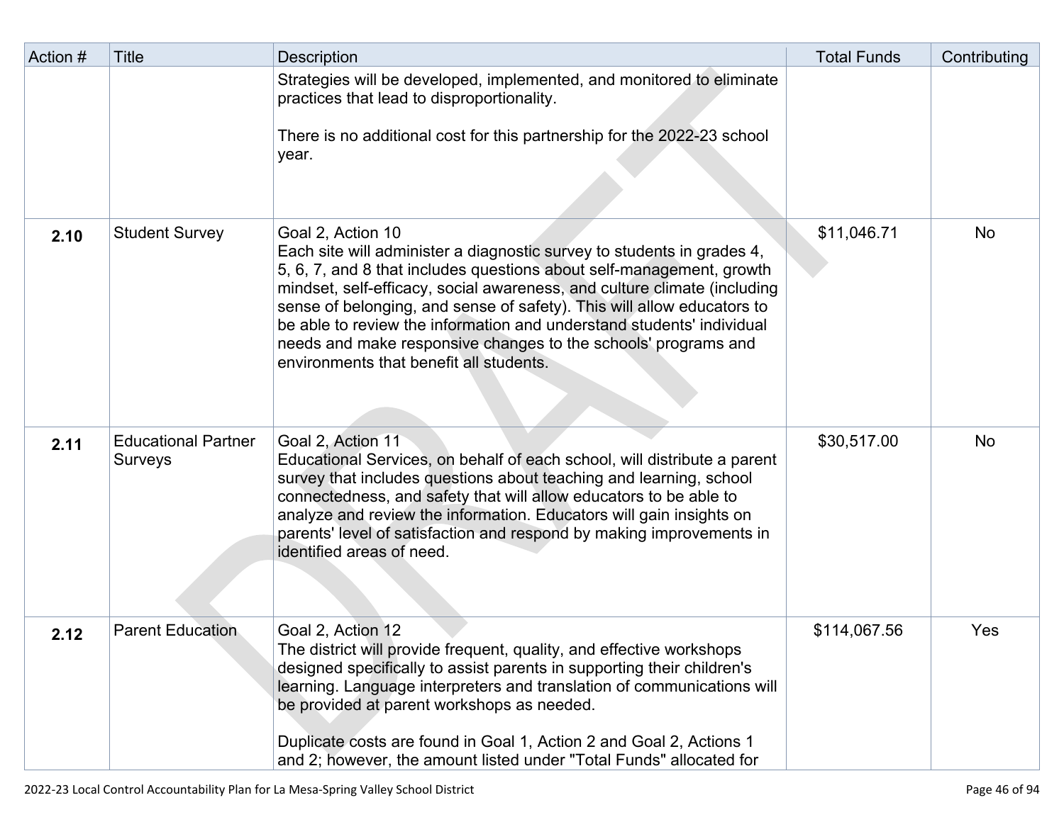| Action # | Title | Description | Total Funds | Contributing |
|---|---|---|---|---|
| | | Strategies will be developed, implemented, and monitored to eliminate practices that lead to disproportionality.<br><br>There is no additional cost for this partnership for the 2022-23 school year. | | |
| **2.10** | Student Survey | Goal 2, Action 10<br>Each site will administer a diagnostic survey to students in grades 4, 5, 6, 7, and 8 that includes questions about self-management, growth mindset, self-efficacy, social awareness, and culture climate (including sense of belonging, and sense of safety). This will allow educators to be able to review the information and understand students' individual needs and make responsive changes to the schools' programs and environments that benefit all students. | $11,046.71 | No |
| **2.11** | Educational Partner Surveys | Goal 2, Action 11<br>Educational Services, on behalf of each school, will distribute a parent survey that includes questions about teaching and learning, school connectedness, and safety that will allow educators to be able to analyze and review the information. Educators will gain insights on parents' level of satisfaction and respond by making improvements in identified areas of need. | $30,517.00 | No |
| **2.12** | Parent Education | Goal 2, Action 12<br>The district will provide frequent, quality, and effective workshops designed specifically to assist parents in supporting their children's learning. Language interpreters and translation of communications will be provided at parent workshops as needed.<br><br>Duplicate costs are found in Goal 1, Action 2 and Goal 2, Actions 1 and 2; however, the amount listed under "Total Funds" allocated for | $114,067.56 | Yes |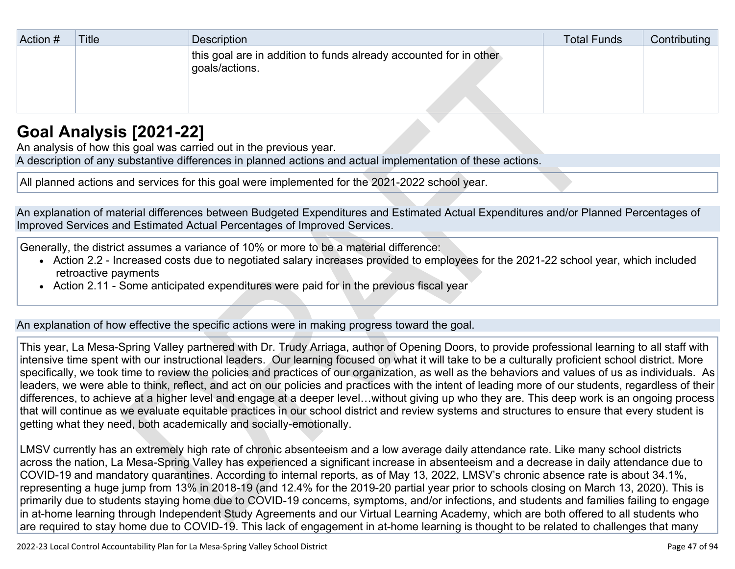| Action # | Title | Description | Total Funds | Contributing |
|---|---|---|---|---|
| | | this goal are in addition to funds already accounted for in other goals/actions. | | |

## Goal Analysis [2021-22]

An analysis of how this goal was carried out in the previous year.

A description of any substantive differences in planned actions and actual implementation of these actions.

All planned actions and services for this goal were implemented for the 2021-2022 school year.

An explanation of material differences between Budgeted Expenditures and Estimated Actual Expenditures and/or Planned Percentages of Improved Services and Estimated Actual Percentages of Improved Services.

Generally, the district assumes a variance of 10% or more to be a material difference:

- Action 2.2 - Increased costs due to negotiated salary increases provided to employees for the 2021-22 school year, which included retroactive payments
- Action 2.11 - Some anticipated expenditures were paid for in the previous fiscal year

An explanation of how effective the specific actions were in making progress toward the goal.

This year, La Mesa-Spring Valley partnered with Dr. Trudy Arriaga, author of Opening Doors, to provide professional learning to all staff with intensive time spent with our instructional leaders. Our learning focused on what it will take to be a culturally proficient school district. More specifically, we took time to review the policies and practices of our organization, as well as the behaviors and values of us as individuals. As leaders, we were able to think, reflect, and act on our policies and practices with the intent of leading more of our students, regardless of their differences, to achieve at a higher level and engage at a deeper level…without giving up who they are. This deep work is an ongoing process that will continue as we evaluate equitable practices in our school district and review systems and structures to ensure that every student is getting what they need, both academically and socially-emotionally.

LMSV currently has an extremely high rate of chronic absenteeism and a low average daily attendance rate. Like many school districts across the nation, La Mesa-Spring Valley has experienced a significant increase in absenteeism and a decrease in daily attendance due to COVID-19 and mandatory quarantines. According to internal reports, as of May 13, 2022, LMSV's chronic absence rate is about 34.1%, representing a huge jump from 13% in 2018-19 (and 12.4% for the 2019-20 partial year prior to schools closing on March 13, 2020). This is primarily due to students staying home due to COVID-19 concerns, symptoms, and/or infections, and students and families failing to engage in at-home learning through Independent Study Agreements and our Virtual Learning Academy, which are both offered to all students who are required to stay home due to COVID-19. This lack of engagement in at-home learning is thought to be related to challenges that many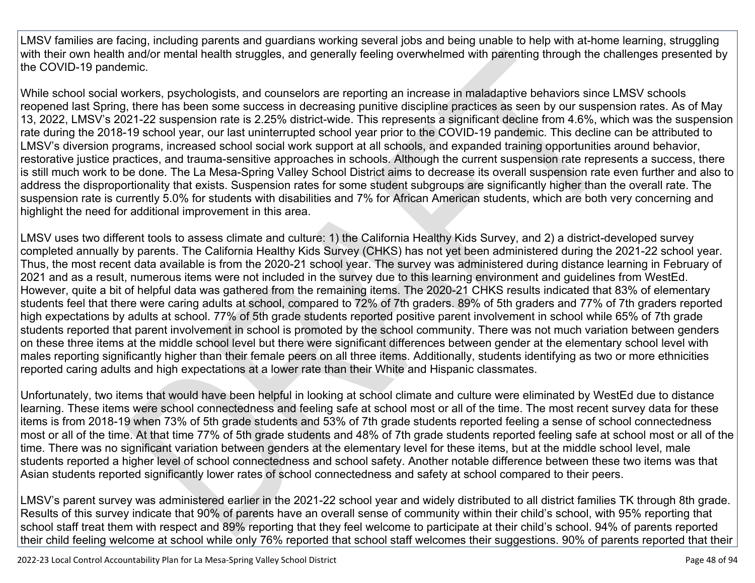LMSV families are facing, including parents and guardians working several jobs and being unable to help with at-home learning, struggling with their own health and/or mental health struggles, and generally feeling overwhelmed with parenting through the challenges presented by the COVID-19 pandemic.

While school social workers, psychologists, and counselors are reporting an increase in maladaptive behaviors since LMSV schools reopened last Spring, there has been some success in decreasing punitive discipline practices as seen by our suspension rates. As of May 13, 2022, LMSV's 2021-22 suspension rate is 2.25% district-wide. This represents a significant decline from 4.6%, which was the suspension rate during the 2018-19 school year, our last uninterrupted school year prior to the COVID-19 pandemic. This decline can be attributed to LMSV's diversion programs, increased school social work support at all schools, and expanded training opportunities around behavior, restorative justice practices, and trauma-sensitive approaches in schools. Although the current suspension rate represents a success, there is still much work to be done. The La Mesa-Spring Valley School District aims to decrease its overall suspension rate even further and also to address the disproportionality that exists. Suspension rates for some student subgroups are significantly higher than the overall rate. The suspension rate is currently 5.0% for students with disabilities and 7% for African American students, which are both very concerning and highlight the need for additional improvement in this area.

LMSV uses two different tools to assess climate and culture: 1) the California Healthy Kids Survey, and 2) a district-developed survey completed annually by parents. The California Healthy Kids Survey (CHKS) has not yet been administered during the 2021-22 school year. Thus, the most recent data available is from the 2020-21 school year. The survey was administered during distance learning in February of 2021 and as a result, numerous items were not included in the survey due to this learning environment and guidelines from WestEd. However, quite a bit of helpful data was gathered from the remaining items. The 2020-21 CHKS results indicated that 83% of elementary students feel that there were caring adults at school, compared to 72% of 7th graders. 89% of 5th graders and 77% of 7th graders reported high expectations by adults at school. 77% of 5th grade students reported positive parent involvement in school while 65% of 7th grade students reported that parent involvement in school is promoted by the school community. There was not much variation between genders on these three items at the middle school level but there were significant differences between gender at the elementary school level with males reporting significantly higher than their female peers on all three items. Additionally, students identifying as two or more ethnicities reported caring adults and high expectations at a lower rate than their White and Hispanic classmates.

Unfortunately, two items that would have been helpful in looking at school climate and culture were eliminated by WestEd due to distance learning. These items were school connectedness and feeling safe at school most or all of the time. The most recent survey data for these items is from 2018-19 when 73% of 5th grade students and 53% of 7th grade students reported feeling a sense of school connectedness most or all of the time. At that time 77% of 5th grade students and 48% of 7th grade students reported feeling safe at school most or all of the time. There was no significant variation between genders at the elementary level for these items, but at the middle school level, male students reported a higher level of school connectedness and school safety. Another notable difference between these two items was that Asian students reported significantly lower rates of school connectedness and safety at school compared to their peers.

LMSV's parent survey was administered earlier in the 2021-22 school year and widely distributed to all district families TK through 8th grade. Results of this survey indicate that 90% of parents have an overall sense of community within their child's school, with 95% reporting that school staff treat them with respect and 89% reporting that they feel welcome to participate at their child's school. 94% of parents reported their child feeling welcome at school while only 76% reported that school staff welcomes their suggestions. 90% of parents reported that their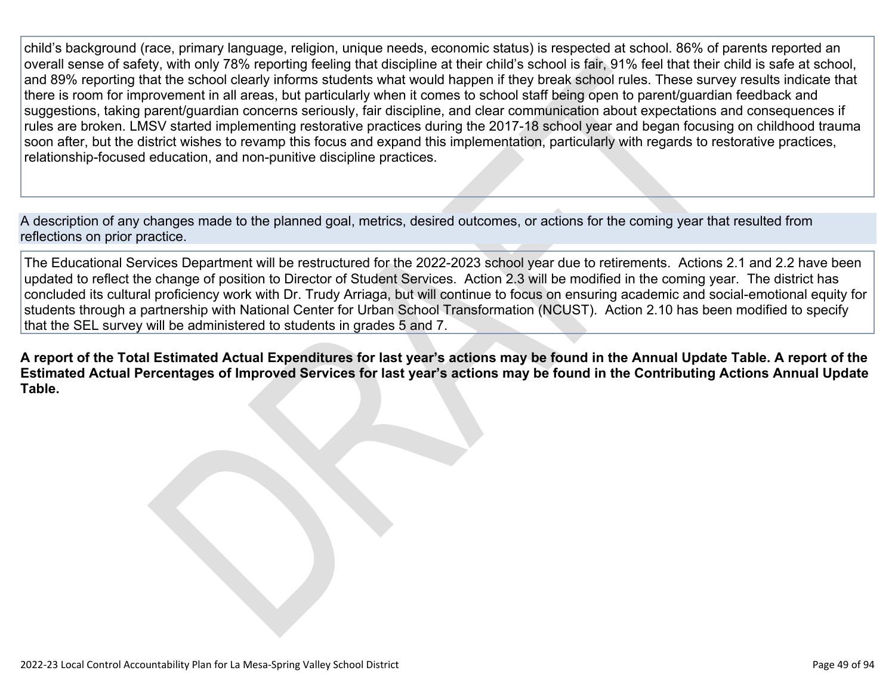child's background (race, primary language, religion, unique needs, economic status) is respected at school. 86% of parents reported an overall sense of safety, with only 78% reporting feeling that discipline at their child's school is fair, 91% feel that their child is safe at school, and 89% reporting that the school clearly informs students what would happen if they break school rules. These survey results indicate that there is room for improvement in all areas, but particularly when it comes to school staff being open to parent/guardian feedback and suggestions, taking parent/guardian concerns seriously, fair discipline, and clear communication about expectations and consequences if rules are broken. LMSV started implementing restorative practices during the 2017-18 school year and began focusing on childhood trauma soon after, but the district wishes to revamp this focus and expand this implementation, particularly with regards to restorative practices, relationship-focused education, and non-punitive discipline practices.

A description of any changes made to the planned goal, metrics, desired outcomes, or actions for the coming year that resulted from reflections on prior practice.

The Educational Services Department will be restructured for the 2022-2023 school year due to retirements. Actions 2.1 and 2.2 have been updated to reflect the change of position to Director of Student Services. Action 2.3 will be modified in the coming year. The district has concluded its cultural proficiency work with Dr. Trudy Arriaga, but will continue to focus on ensuring academic and social-emotional equity for students through a partnership with National Center for Urban School Transformation (NCUST). Action 2.10 has been modified to specify that the SEL survey will be administered to students in grades 5 and 7.

**A report of the Total Estimated Actual Expenditures for last year's actions may be found in the Annual Update Table. A report of the Estimated Actual Percentages of Improved Services for last year's actions may be found in the Contributing Actions Annual Update Table.**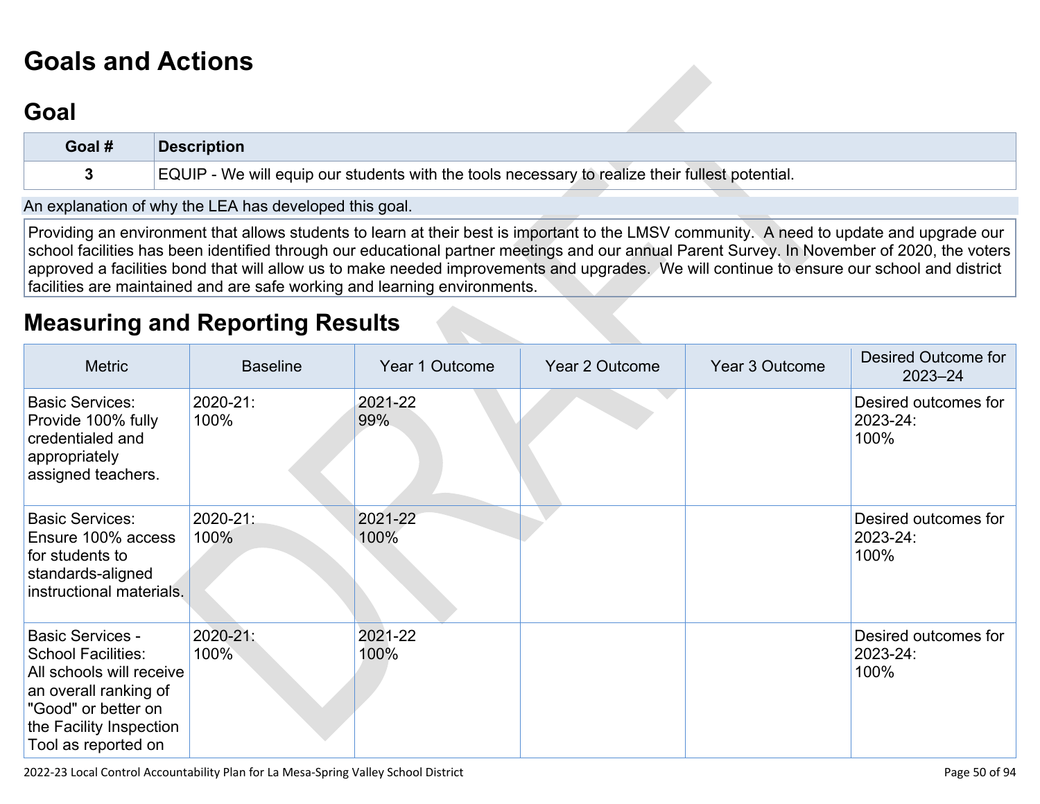# Goals and Actions

## Goal

| Goal # | Description |
|---|---|
| 3 | EQUIP - We will equip our students with the tools necessary to realize their fullest potential. |

An explanation of why the LEA has developed this goal.

Providing an environment that allows students to learn at their best is important to the LMSV community. A need to update and upgrade our school facilities has been identified through our educational partner meetings and our annual Parent Survey. In November of 2020, the voters approved a facilities bond that will allow us to make needed improvements and upgrades. We will continue to ensure our school and district facilities are maintained and are safe working and learning environments.

# Measuring and Reporting Results

| Metric | Baseline | Year 1 Outcome | Year 2 Outcome | Year 3 Outcome | Desired Outcome for 2023–24 |
|---|---|---|---|---|---|
| Basic Services: Provide 100% fully credentialed and appropriately assigned teachers. | 2020-21: 100% | 2021-22 99% | | | Desired outcomes for 2023-24: 100% |
| Basic Services: Ensure 100% access for students to standards-aligned instructional materials. | 2020-21: 100% | 2021-22 100% | | | Desired outcomes for 2023-24: 100% |
| Basic Services - School Facilities: All schools will receive an overall ranking of "Good" or better on the Facility Inspection Tool as reported on | 2020-21: 100% | 2021-22 100% | | | Desired outcomes for 2023-24: 100% |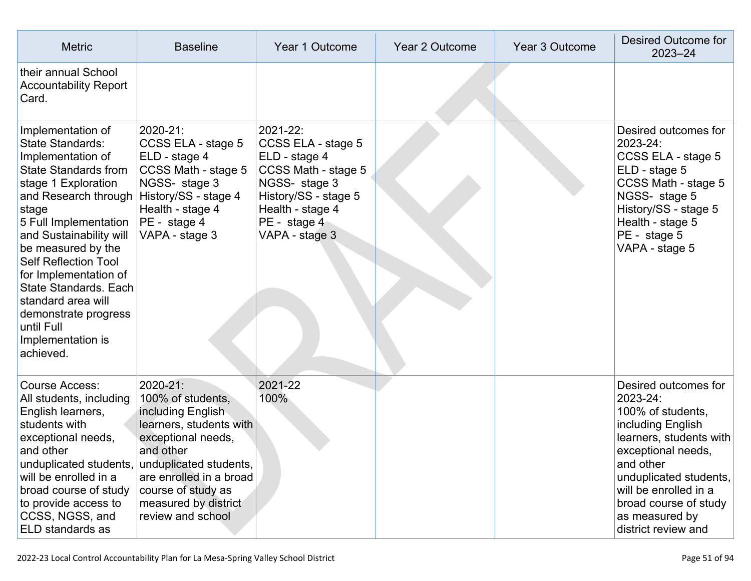| Metric | Baseline | Year 1 Outcome | Year 2 Outcome | Year 3 Outcome | Desired Outcome for 2023–24 |
|---|---|---|---|---|---|
| their annual School Accountability Report Card. | | | | | |
| Implementation of State Standards: Implementation of State Standards from stage 1 Exploration and Research through stage 5 Full Implementation and Sustainability will be measured by the Self Reflection Tool for Implementation of State Standards. Each standard area will demonstrate progress until Full Implementation is achieved. | 2020-21:<br>CCSS ELA - stage 5<br>ELD - stage 4<br>CCSS Math - stage 5<br>NGSS- stage 3<br>History/SS - stage 4<br>Health - stage 4<br>PE - stage 4<br>VAPA - stage 3 | 2021-22:<br>CCSS ELA - stage 5<br>ELD - stage 4<br>CCSS Math - stage 5<br>NGSS- stage 3<br>History/SS - stage 5<br>Health - stage 4<br>PE - stage 4<br>VAPA - stage 3 | | | Desired outcomes for 2023-24:<br>CCSS ELA - stage 5<br>ELD - stage 5<br>CCSS Math - stage 5<br>NGSS- stage 5<br>History/SS - stage 5<br>Health - stage 5<br>PE - stage 5<br>VAPA - stage 5 |
| Course Access: All students, including English learners, students with exceptional needs, and other unduplicated students, will be enrolled in a broad course of study to provide access to CCSS, NGSS, and ELD standards as | 2020-21:<br>100% of students, including English learners, students with exceptional needs, and other unduplicated students, are enrolled in a broad course of study as measured by district review and school | 2021-22<br>100% | | | Desired outcomes for 2023-24:<br>100% of students, including English learners, students with exceptional needs, and other unduplicated students, will be enrolled in a broad course of study as measured by district review and |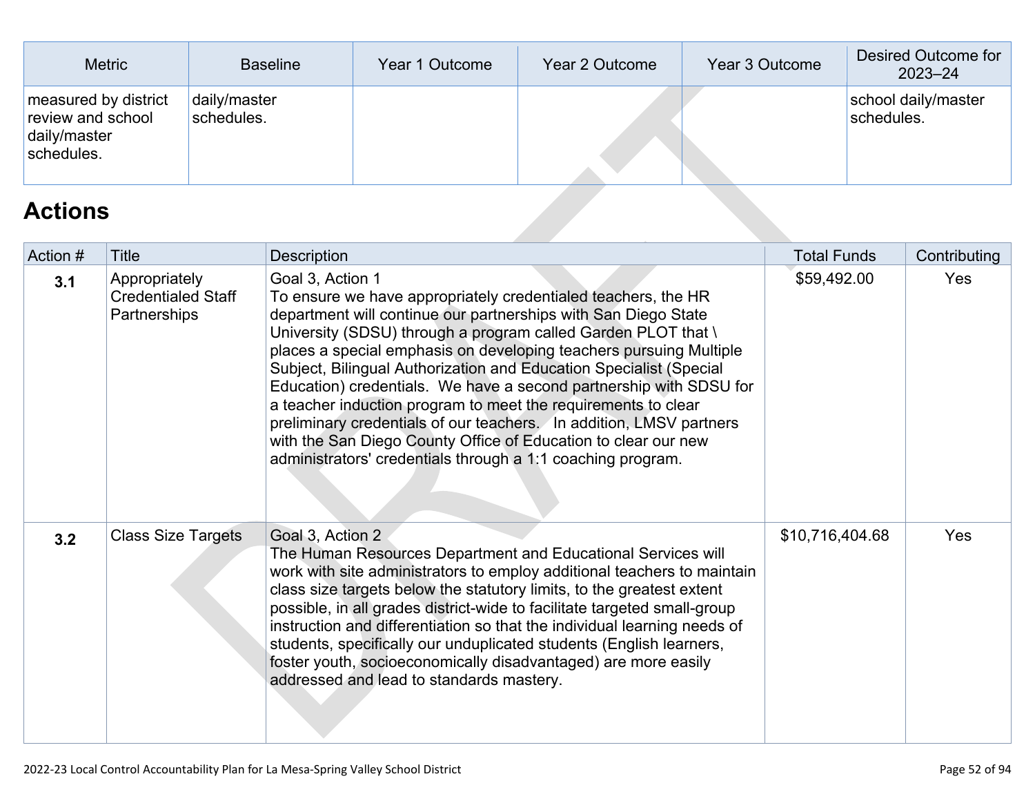| Metric | Baseline | Year 1 Outcome | Year 2 Outcome | Year 3 Outcome | Desired Outcome for 2023–24 |
|---|---|---|---|---|---|
| measured by district review and school daily/master schedules. | daily/master schedules. | | | | school daily/master schedules. |

## Actions

| Action # | Title | Description | Total Funds | Contributing |
|---|---|---|---|---|
| **3.1** | Appropriately Credentialed Staff Partnerships | Goal 3, Action 1<br>To ensure we have appropriately credentialed teachers, the HR department will continue our partnerships with San Diego State University (SDSU) through a program called Garden PLOT that \ places a special emphasis on developing teachers pursuing Multiple Subject, Bilingual Authorization and Education Specialist (Special Education) credentials. We have a second partnership with SDSU for a teacher induction program to meet the requirements to clear preliminary credentials of our teachers. In addition, LMSV partners with the San Diego County Office of Education to clear our new administrators' credentials through a 1:1 coaching program. | $59,492.00 | Yes |
| **3.2** | Class Size Targets | Goal 3, Action 2<br>The Human Resources Department and Educational Services will work with site administrators to employ additional teachers to maintain class size targets below the statutory limits, to the greatest extent possible, in all grades district-wide to facilitate targeted small-group instruction and differentiation so that the individual learning needs of students, specifically our unduplicated students (English learners, foster youth, socioeconomically disadvantaged) are more easily addressed and lead to standards mastery. | $10,716,404.68 | Yes |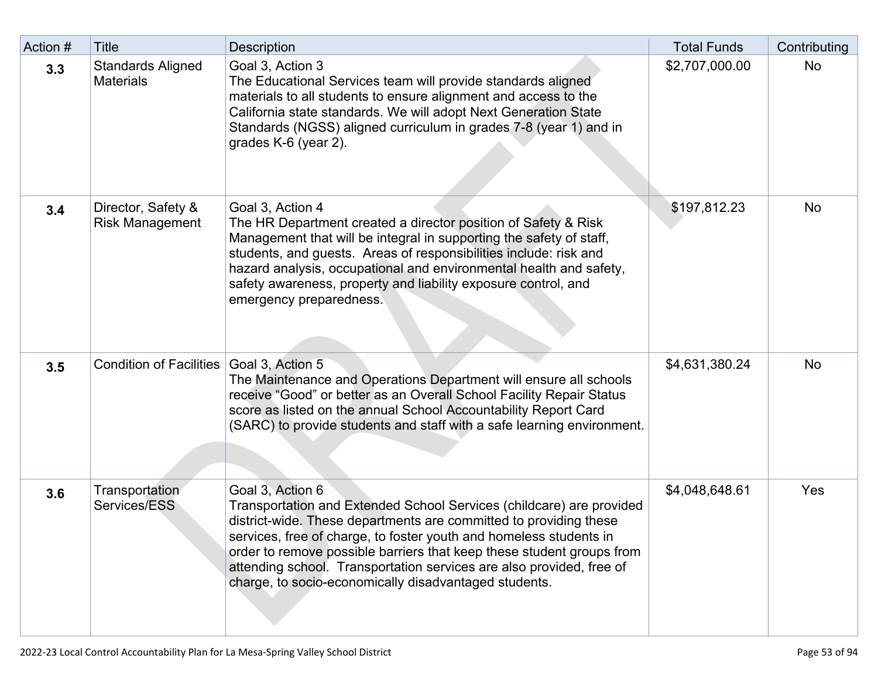| Action # | Title | Description | Total Funds | Contributing |
|---|---|---|---|---|
| 3.3 | Standards Aligned Materials | Goal 3, Action 3<br>The Educational Services team will provide standards aligned materials to all students to ensure alignment and access to the California state standards. We will adopt Next Generation State Standards (NGSS) aligned curriculum in grades 7-8 (year 1) and in grades K-6 (year 2). | $2,707,000.00 | No |
| 3.4 | Director, Safety & Risk Management | Goal 3, Action 4<br>The HR Department created a director position of Safety & Risk Management that will be integral in supporting the safety of staff, students, and guests. Areas of responsibilities include: risk and hazard analysis, occupational and environmental health and safety, safety awareness, property and liability exposure control, and emergency preparedness. | $197,812.23 | No |
| 3.5 | Condition of Facilities | Goal 3, Action 5<br>The Maintenance and Operations Department will ensure all schools receive "Good" or better as an Overall School Facility Repair Status score as listed on the annual School Accountability Report Card (SARC) to provide students and staff with a safe learning environment. | $4,631,380.24 | No |
| 3.6 | Transportation Services/ESS | Goal 3, Action 6<br>Transportation and Extended School Services (childcare) are provided district-wide. These departments are committed to providing these services, free of charge, to foster youth and homeless students in order to remove possible barriers that keep these student groups from attending school. Transportation services are also provided, free of charge, to socio-economically disadvantaged students. | $4,048,648.61 | Yes |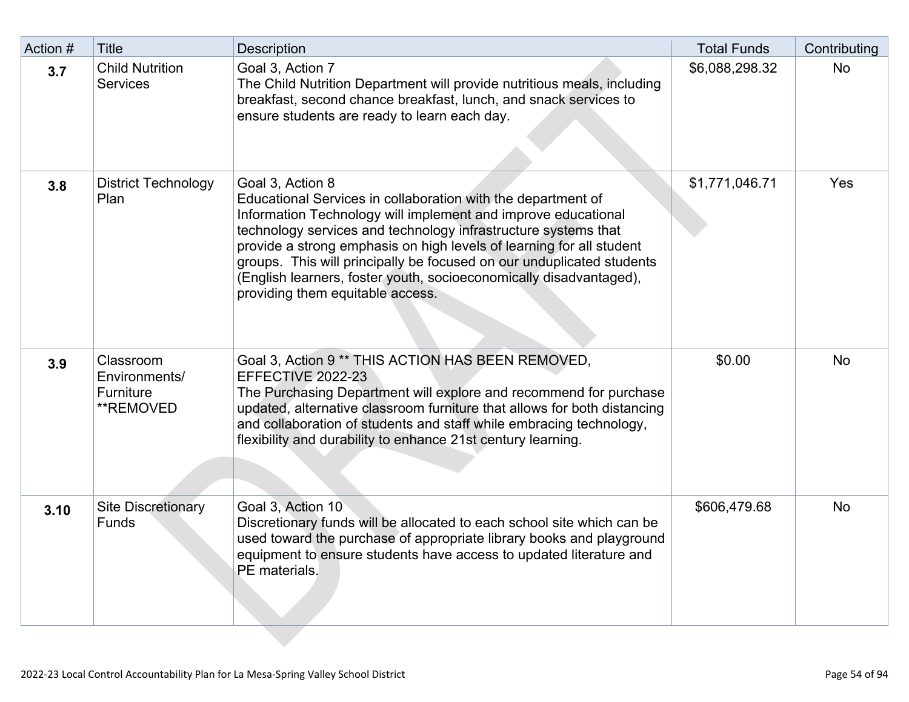| Action # | Title | Description | Total Funds | Contributing |
|---|---|---|---|---|
| **3.7** | Child Nutrition Services | Goal 3, Action 7 The Child Nutrition Department will provide nutritious meals, including breakfast, second chance breakfast, lunch, and snack services to ensure students are ready to learn each day. | $6,088,298.32 | No |
| **3.8** | District Technology Plan | Goal 3, Action 8 Educational Services in collaboration with the department of Information Technology will implement and improve educational technology services and technology infrastructure systems that provide a strong emphasis on high levels of learning for all student groups. This will principally be focused on our unduplicated students (English learners, foster youth, socioeconomically disadvantaged), providing them equitable access. | $1,771,046.71 | Yes |
| **3.9** | Classroom Environments/ Furniture **REMOVED | Goal 3, Action 9 ** THIS ACTION HAS BEEN REMOVED, EFFECTIVE 2022-23 The Purchasing Department will explore and recommend for purchase updated, alternative classroom furniture that allows for both distancing and collaboration of students and staff while embracing technology, flexibility and durability to enhance 21st century learning. | $0.00 | No |
| **3.10** | Site Discretionary Funds | Goal 3, Action 10 Discretionary funds will be allocated to each school site which can be used toward the purchase of appropriate library books and playground equipment to ensure students have access to updated literature and PE materials. | $606,479.68 | No |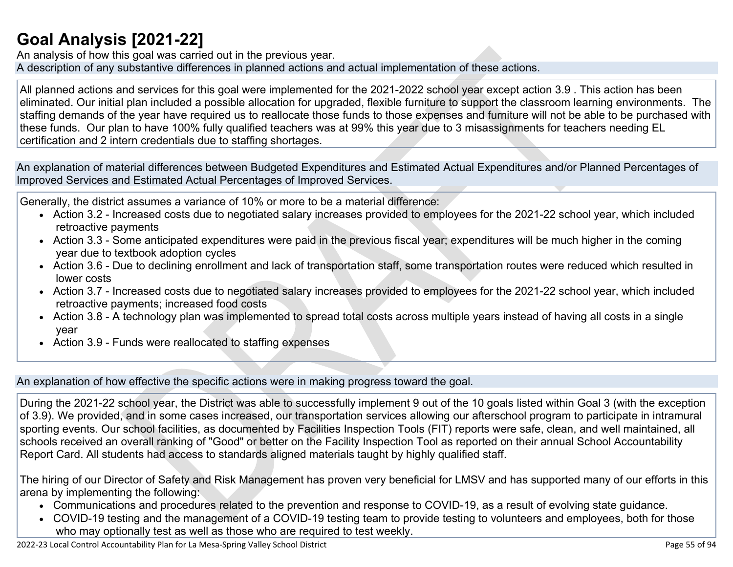# Goal Analysis [2021-22]

An analysis of how this goal was carried out in the previous year.

A description of any substantive differences in planned actions and actual implementation of these actions.

All planned actions and services for this goal were implemented for the 2021-2022 school year except action 3.9 . This action has been eliminated. Our initial plan included a possible allocation for upgraded, flexible furniture to support the classroom learning environments. The staffing demands of the year have required us to reallocate those funds to those expenses and furniture will not be able to be purchased with these funds. Our plan to have 100% fully qualified teachers was at 99% this year due to 3 misassignments for teachers needing EL certification and 2 intern credentials due to staffing shortages.

An explanation of material differences between Budgeted Expenditures and Estimated Actual Expenditures and/or Planned Percentages of Improved Services and Estimated Actual Percentages of Improved Services.

Generally, the district assumes a variance of 10% or more to be a material difference:

- Action 3.2 - Increased costs due to negotiated salary increases provided to employees for the 2021-22 school year, which included retroactive payments
- Action 3.3 - Some anticipated expenditures were paid in the previous fiscal year; expenditures will be much higher in the coming year due to textbook adoption cycles
- Action 3.6 - Due to declining enrollment and lack of transportation staff, some transportation routes were reduced which resulted in lower costs
- Action 3.7 - Increased costs due to negotiated salary increases provided to employees for the 2021-22 school year, which included retroactive payments; increased food costs
- Action 3.8 - A technology plan was implemented to spread total costs across multiple years instead of having all costs in a single year
- Action 3.9 - Funds were reallocated to staffing expenses

An explanation of how effective the specific actions were in making progress toward the goal.

During the 2021-22 school year, the District was able to successfully implement 9 out of the 10 goals listed within Goal 3 (with the exception of 3.9). We provided, and in some cases increased, our transportation services allowing our afterschool program to participate in intramural sporting events. Our school facilities, as documented by Facilities Inspection Tools (FIT) reports were safe, clean, and well maintained, all schools received an overall ranking of "Good" or better on the Facility Inspection Tool as reported on their annual School Accountability Report Card. All students had access to standards aligned materials taught by highly qualified staff.

The hiring of our Director of Safety and Risk Management has proven very beneficial for LMSV and has supported many of our efforts in this arena by implementing the following:

- Communications and procedures related to the prevention and response to COVID-19, as a result of evolving state guidance.
- COVID-19 testing and the management of a COVID-19 testing team to provide testing to volunteers and employees, both for those who may optionally test as well as those who are required to test weekly.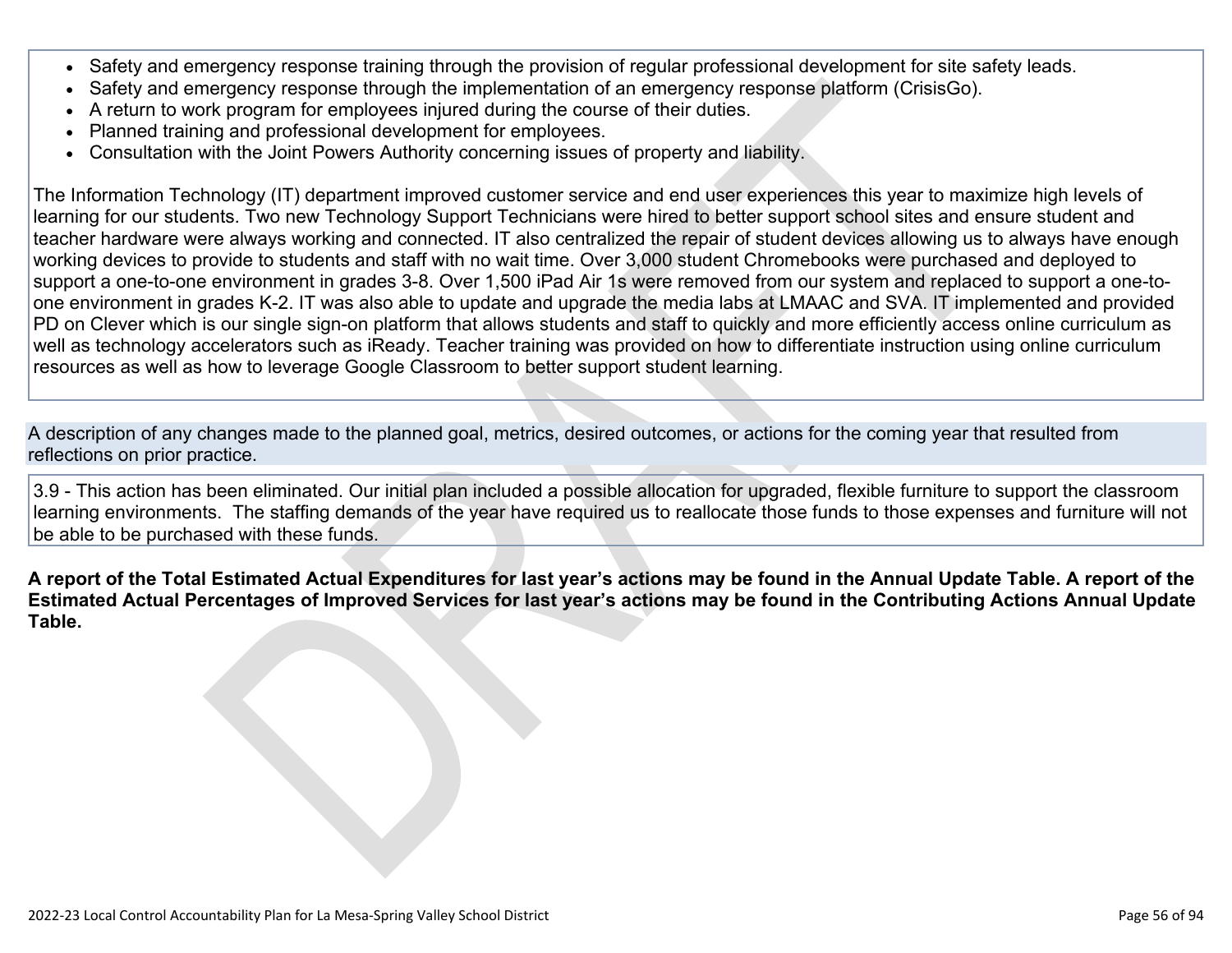- Safety and emergency response training through the provision of regular professional development for site safety leads.
- Safety and emergency response through the implementation of an emergency response platform (CrisisGo).
- A return to work program for employees injured during the course of their duties.
- Planned training and professional development for employees.
- Consultation with the Joint Powers Authority concerning issues of property and liability.

The Information Technology (IT) department improved customer service and end user experiences this year to maximize high levels of learning for our students. Two new Technology Support Technicians were hired to better support school sites and ensure student and teacher hardware were always working and connected. IT also centralized the repair of student devices allowing us to always have enough working devices to provide to students and staff with no wait time. Over 3,000 student Chromebooks were purchased and deployed to support a one-to-one environment in grades 3-8. Over 1,500 iPad Air 1s were removed from our system and replaced to support a one-to-one environment in grades K-2. IT was also able to update and upgrade the media labs at LMAAC and SVA. IT implemented and provided PD on Clever which is our single sign-on platform that allows students and staff to quickly and more efficiently access online curriculum as well as technology accelerators such as iReady. Teacher training was provided on how to differentiate instruction using online curriculum resources as well as how to leverage Google Classroom to better support student learning.

A description of any changes made to the planned goal, metrics, desired outcomes, or actions for the coming year that resulted from reflections on prior practice.

3.9 - This action has been eliminated. Our initial plan included a possible allocation for upgraded, flexible furniture to support the classroom learning environments. The staffing demands of the year have required us to reallocate those funds to those expenses and furniture will not be able to be purchased with these funds.

**A report of the Total Estimated Actual Expenditures for last year's actions may be found in the Annual Update Table. A report of the Estimated Actual Percentages of Improved Services for last year's actions may be found in the Contributing Actions Annual Update Table.**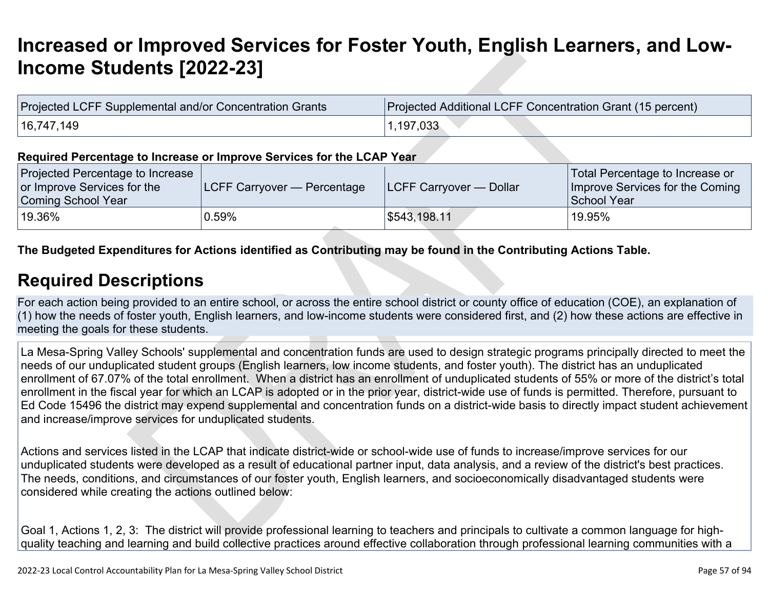# Increased or Improved Services for Foster Youth, English Learners, and Low-Income Students [2022-23]

| Projected LCFF Supplemental and/or Concentration Grants | Projected Additional LCFF Concentration Grant (15 percent) |
|---|---|
| 16,747,149 | 1,197,033 |

**Required Percentage to Increase or Improve Services for the LCAP Year**

| Projected Percentage to Increase or Improve Services for the Coming School Year | LCFF Carryover — Percentage | LCFF Carryover — Dollar | Total Percentage to Increase or Improve Services for the Coming School Year |
|---|---|---|---|
| 19.36% | 0.59% | $543,198.11 | 19.95% |

**The Budgeted Expenditures for Actions identified as Contributing may be found in the Contributing Actions Table.**

## Required Descriptions

For each action being provided to an entire school, or across the entire school district or county office of education (COE), an explanation of (1) how the needs of foster youth, English learners, and low-income students were considered first, and (2) how these actions are effective in meeting the goals for these students.

La Mesa-Spring Valley Schools' supplemental and concentration funds are used to design strategic programs principally directed to meet the needs of our unduplicated student groups (English learners, low income students, and foster youth). The district has an unduplicated enrollment of 67.07% of the total enrollment. When a district has an enrollment of unduplicated students of 55% or more of the district's total enrollment in the fiscal year for which an LCAP is adopted or in the prior year, district-wide use of funds is permitted. Therefore, pursuant to Ed Code 15496 the district may expend supplemental and concentration funds on a district-wide basis to directly impact student achievement and increase/improve services for unduplicated students.

Actions and services listed in the LCAP that indicate district-wide or school-wide use of funds to increase/improve services for our unduplicated students were developed as a result of educational partner input, data analysis, and a review of the district's best practices. The needs, conditions, and circumstances of our foster youth, English learners, and socioeconomically disadvantaged students were considered while creating the actions outlined below:

Goal 1, Actions 1, 2, 3: The district will provide professional learning to teachers and principals to cultivate a common language for high-quality teaching and learning and build collective practices around effective collaboration through professional learning communities with a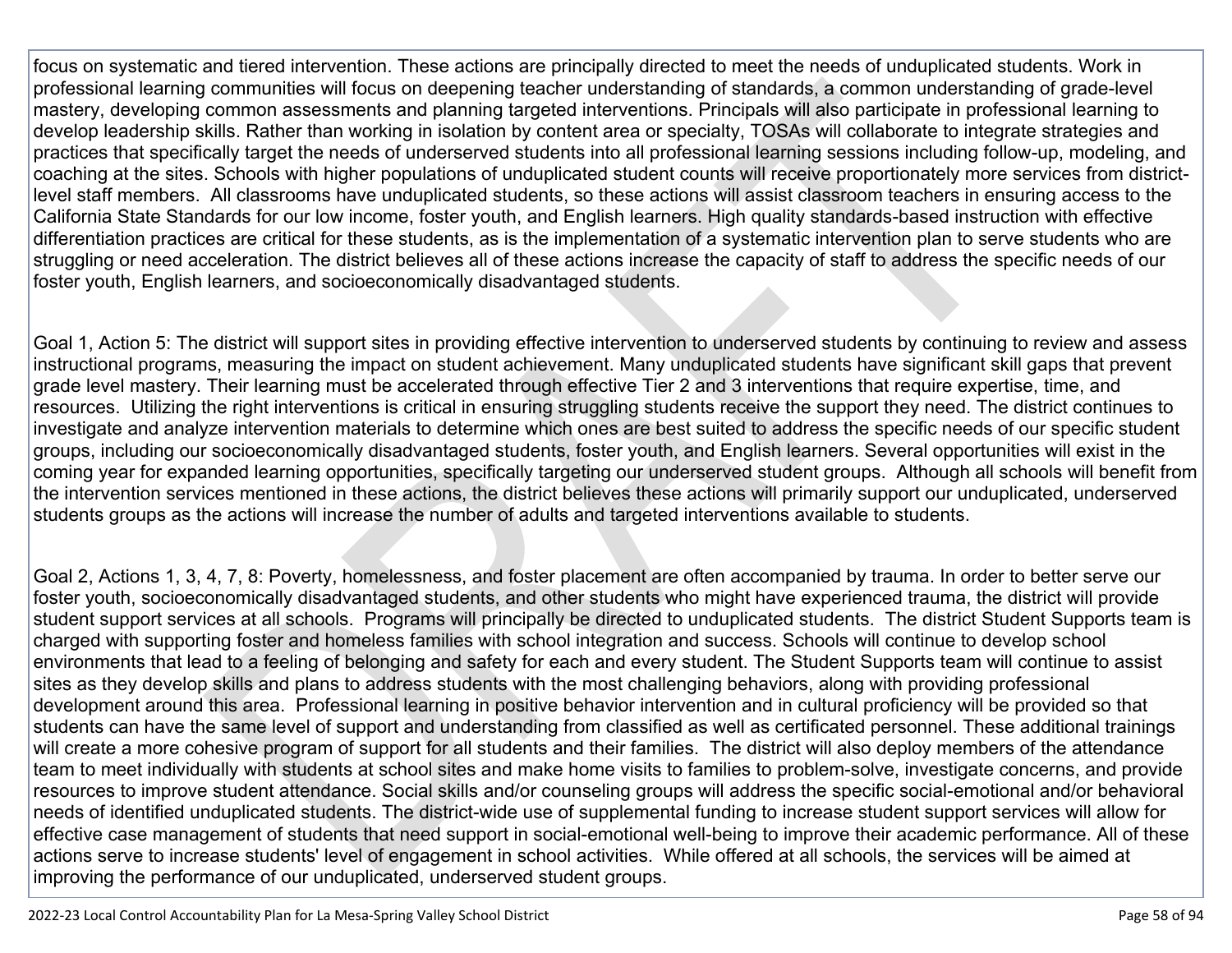focus on systematic and tiered intervention. These actions are principally directed to meet the needs of unduplicated students. Work in professional learning communities will focus on deepening teacher understanding of standards, a common understanding of grade-level mastery, developing common assessments and planning targeted interventions. Principals will also participate in professional learning to develop leadership skills. Rather than working in isolation by content area or specialty, TOSAs will collaborate to integrate strategies and practices that specifically target the needs of underserved students into all professional learning sessions including follow-up, modeling, and coaching at the sites. Schools with higher populations of unduplicated student counts will receive proportionately more services from district-level staff members. All classrooms have unduplicated students, so these actions will assist classroom teachers in ensuring access to the California State Standards for our low income, foster youth, and English learners. High quality standards-based instruction with effective differentiation practices are critical for these students, as is the implementation of a systematic intervention plan to serve students who are struggling or need acceleration. The district believes all of these actions increase the capacity of staff to address the specific needs of our foster youth, English learners, and socioeconomically disadvantaged students.

Goal 1, Action 5: The district will support sites in providing effective intervention to underserved students by continuing to review and assess instructional programs, measuring the impact on student achievement. Many unduplicated students have significant skill gaps that prevent grade level mastery. Their learning must be accelerated through effective Tier 2 and 3 interventions that require expertise, time, and resources. Utilizing the right interventions is critical in ensuring struggling students receive the support they need. The district continues to investigate and analyze intervention materials to determine which ones are best suited to address the specific needs of our specific student groups, including our socioeconomically disadvantaged students, foster youth, and English learners. Several opportunities will exist in the coming year for expanded learning opportunities, specifically targeting our underserved student groups. Although all schools will benefit from the intervention services mentioned in these actions, the district believes these actions will primarily support our unduplicated, underserved students groups as the actions will increase the number of adults and targeted interventions available to students.

Goal 2, Actions 1, 3, 4, 7, 8: Poverty, homelessness, and foster placement are often accompanied by trauma. In order to better serve our foster youth, socioeconomically disadvantaged students, and other students who might have experienced trauma, the district will provide student support services at all schools. Programs will principally be directed to unduplicated students. The district Student Supports team is charged with supporting foster and homeless families with school integration and success. Schools will continue to develop school environments that lead to a feeling of belonging and safety for each and every student. The Student Supports team will continue to assist sites as they develop skills and plans to address students with the most challenging behaviors, along with providing professional development around this area. Professional learning in positive behavior intervention and in cultural proficiency will be provided so that students can have the same level of support and understanding from classified as well as certificated personnel. These additional trainings will create a more cohesive program of support for all students and their families. The district will also deploy members of the attendance team to meet individually with students at school sites and make home visits to families to problem-solve, investigate concerns, and provide resources to improve student attendance. Social skills and/or counseling groups will address the specific social-emotional and/or behavioral needs of identified unduplicated students. The district-wide use of supplemental funding to increase student support services will allow for effective case management of students that need support in social-emotional well-being to improve their academic performance. All of these actions serve to increase students' level of engagement in school activities. While offered at all schools, the services will be aimed at improving the performance of our unduplicated, underserved student groups.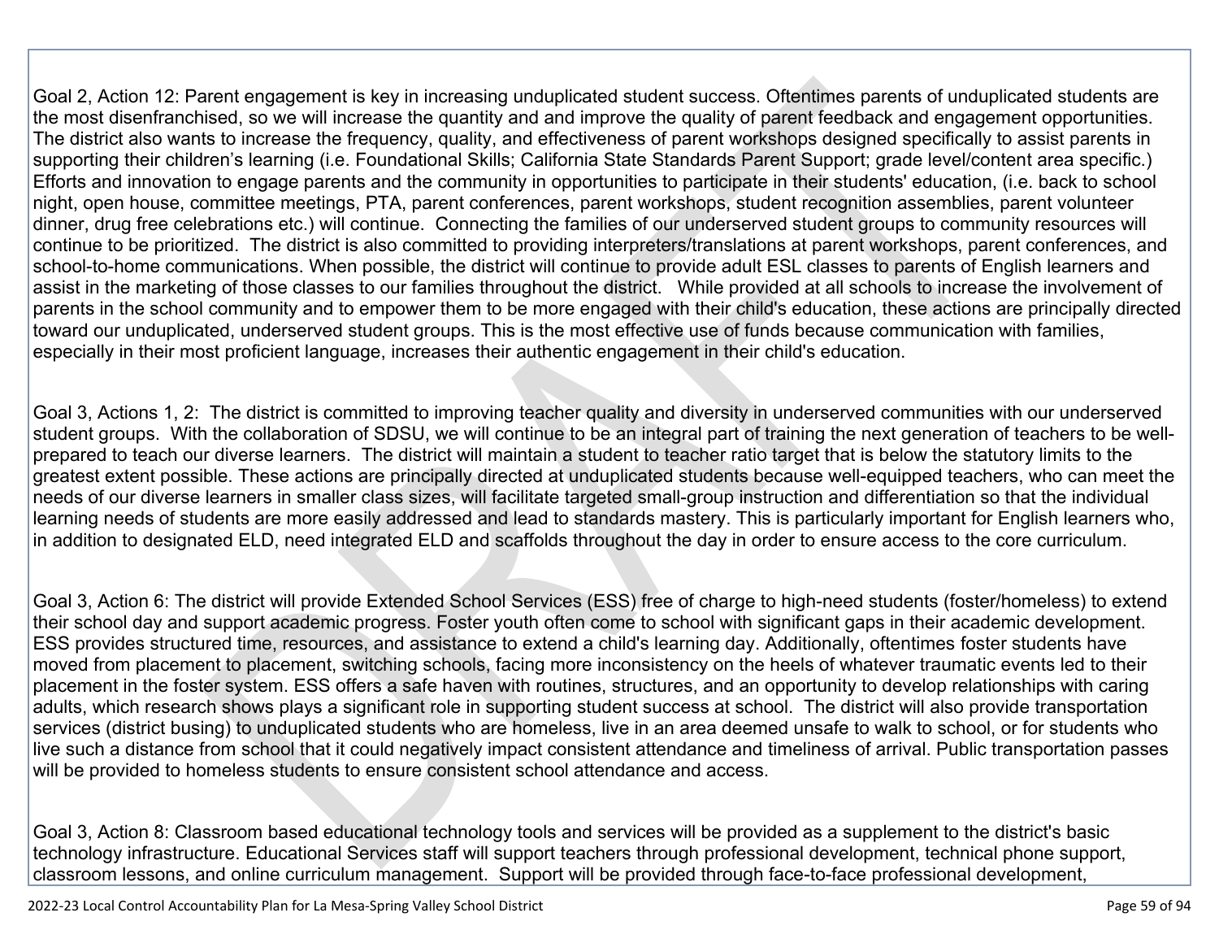Goal 2, Action 12: Parent engagement is key in increasing unduplicated student success. Oftentimes parents of unduplicated students are the most disenfranchised, so we will increase the quantity and and improve the quality of parent feedback and engagement opportunities. The district also wants to increase the frequency, quality, and effectiveness of parent workshops designed specifically to assist parents in supporting their children's learning (i.e. Foundational Skills; California State Standards Parent Support; grade level/content area specific.) Efforts and innovation to engage parents and the community in opportunities to participate in their students' education, (i.e. back to school night, open house, committee meetings, PTA, parent conferences, parent workshops, student recognition assemblies, parent volunteer dinner, drug free celebrations etc.) will continue. Connecting the families of our underserved student groups to community resources will continue to be prioritized. The district is also committed to providing interpreters/translations at parent workshops, parent conferences, and school-to-home communications. When possible, the district will continue to provide adult ESL classes to parents of English learners and assist in the marketing of those classes to our families throughout the district. While provided at all schools to increase the involvement of parents in the school community and to empower them to be more engaged with their child's education, these actions are principally directed toward our unduplicated, underserved student groups. This is the most effective use of funds because communication with families, especially in their most proficient language, increases their authentic engagement in their child's education.

Goal 3, Actions 1, 2: The district is committed to improving teacher quality and diversity in underserved communities with our underserved student groups. With the collaboration of SDSU, we will continue to be an integral part of training the next generation of teachers to be well-prepared to teach our diverse learners. The district will maintain a student to teacher ratio target that is below the statutory limits to the greatest extent possible. These actions are principally directed at unduplicated students because well-equipped teachers, who can meet the needs of our diverse learners in smaller class sizes, will facilitate targeted small-group instruction and differentiation so that the individual learning needs of students are more easily addressed and lead to standards mastery. This is particularly important for English learners who, in addition to designated ELD, need integrated ELD and scaffolds throughout the day in order to ensure access to the core curriculum.

Goal 3, Action 6: The district will provide Extended School Services (ESS) free of charge to high-need students (foster/homeless) to extend their school day and support academic progress. Foster youth often come to school with significant gaps in their academic development. ESS provides structured time, resources, and assistance to extend a child's learning day. Additionally, oftentimes foster students have moved from placement to placement, switching schools, facing more inconsistency on the heels of whatever traumatic events led to their placement in the foster system. ESS offers a safe haven with routines, structures, and an opportunity to develop relationships with caring adults, which research shows plays a significant role in supporting student success at school. The district will also provide transportation services (district busing) to unduplicated students who are homeless, live in an area deemed unsafe to walk to school, or for students who live such a distance from school that it could negatively impact consistent attendance and timeliness of arrival. Public transportation passes will be provided to homeless students to ensure consistent school attendance and access.

Goal 3, Action 8: Classroom based educational technology tools and services will be provided as a supplement to the district's basic technology infrastructure. Educational Services staff will support teachers through professional development, technical phone support, classroom lessons, and online curriculum management. Support will be provided through face-to-face professional development,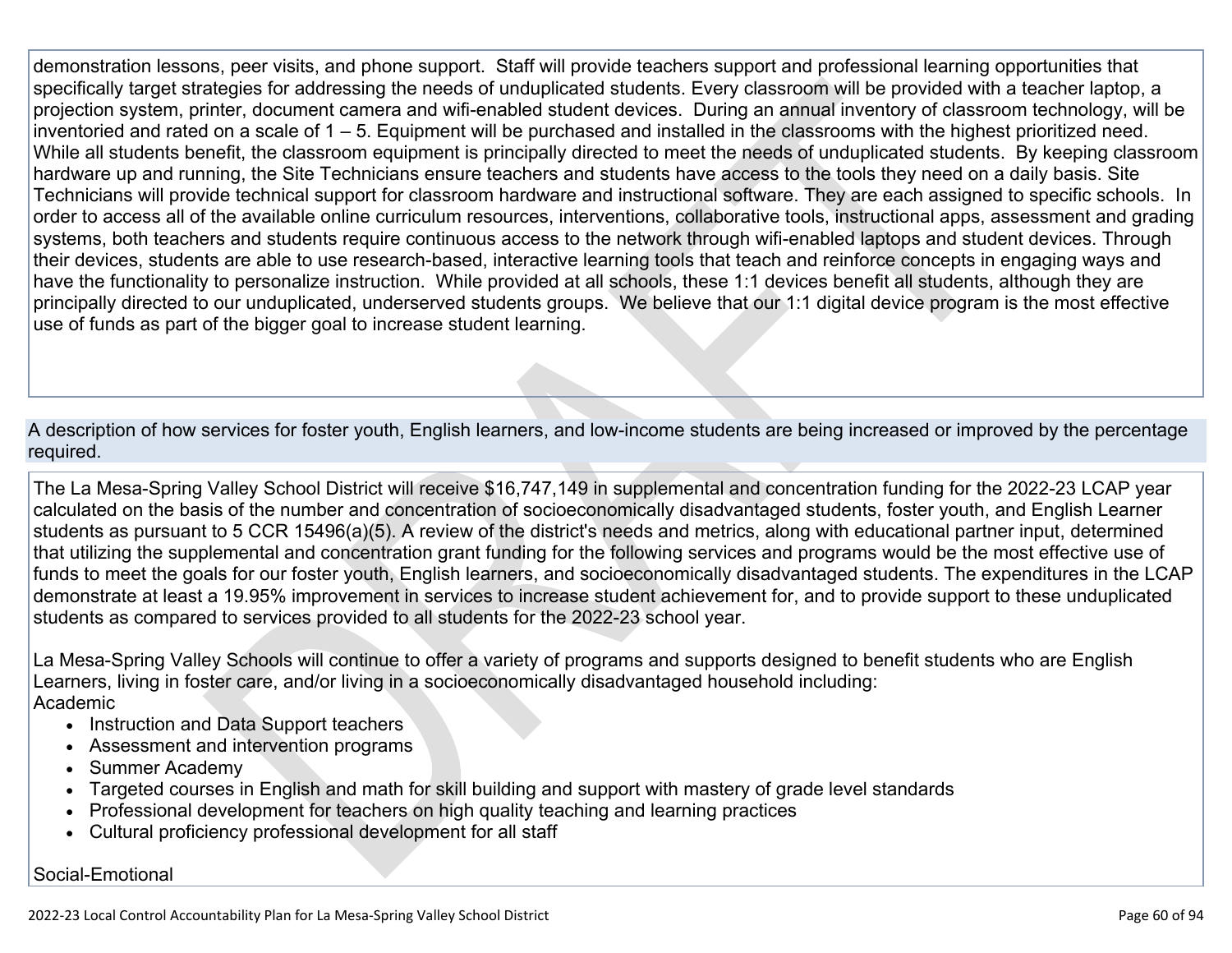demonstration lessons, peer visits, and phone support. Staff will provide teachers support and professional learning opportunities that specifically target strategies for addressing the needs of unduplicated students. Every classroom will be provided with a teacher laptop, a projection system, printer, document camera and wifi-enabled student devices. During an annual inventory of classroom technology, will be inventoried and rated on a scale of 1 – 5. Equipment will be purchased and installed in the classrooms with the highest prioritized need. While all students benefit, the classroom equipment is principally directed to meet the needs of unduplicated students. By keeping classroom hardware up and running, the Site Technicians ensure teachers and students have access to the tools they need on a daily basis. Site Technicians will provide technical support for classroom hardware and instructional software. They are each assigned to specific schools. In order to access all of the available online curriculum resources, interventions, collaborative tools, instructional apps, assessment and grading systems, both teachers and students require continuous access to the network through wifi-enabled laptops and student devices. Through their devices, students are able to use research-based, interactive learning tools that teach and reinforce concepts in engaging ways and have the functionality to personalize instruction. While provided at all schools, these 1:1 devices benefit all students, although they are principally directed to our unduplicated, underserved students groups. We believe that our 1:1 digital device program is the most effective use of funds as part of the bigger goal to increase student learning.

A description of how services for foster youth, English learners, and low-income students are being increased or improved by the percentage required.

The La Mesa-Spring Valley School District will receive $16,747,149 in supplemental and concentration funding for the 2022-23 LCAP year calculated on the basis of the number and concentration of socioeconomically disadvantaged students, foster youth, and English Learner students as pursuant to 5 CCR 15496(a)(5). A review of the district's needs and metrics, along with educational partner input, determined that utilizing the supplemental and concentration grant funding for the following services and programs would be the most effective use of funds to meet the goals for our foster youth, English learners, and socioeconomically disadvantaged students. The expenditures in the LCAP demonstrate at least a 19.95% improvement in services to increase student achievement for, and to provide support to these unduplicated students as compared to services provided to all students for the 2022-23 school year.

La Mesa-Spring Valley Schools will continue to offer a variety of programs and supports designed to benefit students who are English Learners, living in foster care, and/or living in a socioeconomically disadvantaged household including:
Academic

- Instruction and Data Support teachers
- Assessment and intervention programs
- Summer Academy
- Targeted courses in English and math for skill building and support with mastery of grade level standards
- Professional development for teachers on high quality teaching and learning practices
- Cultural proficiency professional development for all staff

Social-Emotional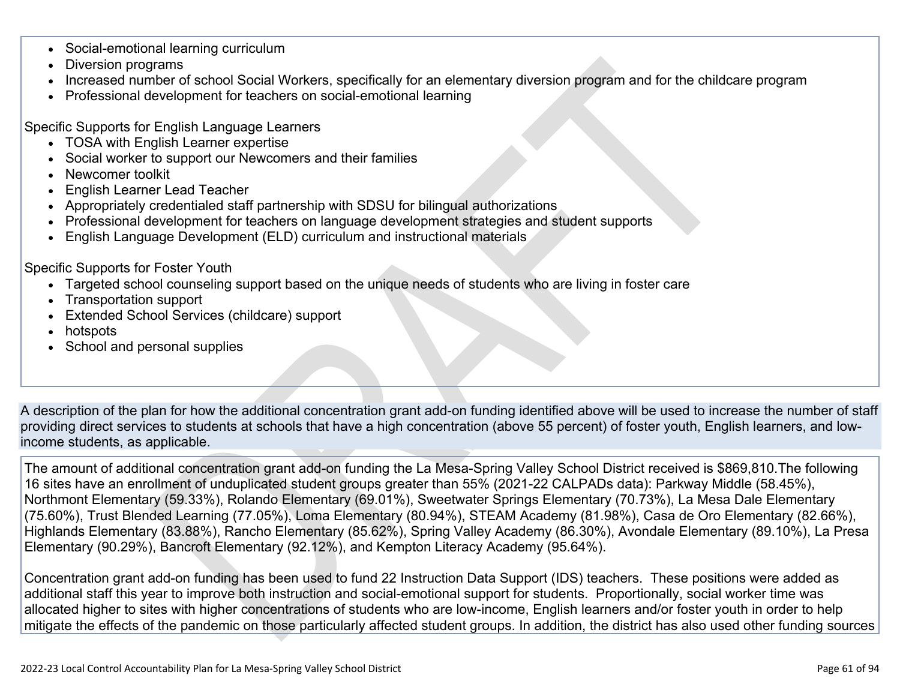- Social-emotional learning curriculum
- Diversion programs
- Increased number of school Social Workers, specifically for an elementary diversion program and for the childcare program
- Professional development for teachers on social-emotional learning

Specific Supports for English Language Learners

- TOSA with English Learner expertise
- Social worker to support our Newcomers and their families
- Newcomer toolkit
- English Learner Lead Teacher
- Appropriately credentialed staff partnership with SDSU for bilingual authorizations
- Professional development for teachers on language development strategies and student supports
- English Language Development (ELD) curriculum and instructional materials

Specific Supports for Foster Youth

- Targeted school counseling support based on the unique needs of students who are living in foster care
- Transportation support
- Extended School Services (childcare) support
- hotspots
- School and personal supplies

A description of the plan for how the additional concentration grant add-on funding identified above will be used to increase the number of staff providing direct services to students at schools that have a high concentration (above 55 percent) of foster youth, English learners, and low-income students, as applicable.

The amount of additional concentration grant add-on funding the La Mesa-Spring Valley School District received is $869,810.The following 16 sites have an enrollment of unduplicated student groups greater than 55% (2021-22 CALPADs data): Parkway Middle (58.45%), Northmont Elementary (59.33%), Rolando Elementary (69.01%), Sweetwater Springs Elementary (70.73%), La Mesa Dale Elementary (75.60%), Trust Blended Learning (77.05%), Loma Elementary (80.94%), STEAM Academy (81.98%), Casa de Oro Elementary (82.66%), Highlands Elementary (83.88%), Rancho Elementary (85.62%), Spring Valley Academy (86.30%), Avondale Elementary (89.10%), La Presa Elementary (90.29%), Bancroft Elementary (92.12%), and Kempton Literacy Academy (95.64%).

Concentration grant add-on funding has been used to fund 22 Instruction Data Support (IDS) teachers. These positions were added as additional staff this year to improve both instruction and social-emotional support for students. Proportionally, social worker time was allocated higher to sites with higher concentrations of students who are low-income, English learners and/or foster youth in order to help mitigate the effects of the pandemic on those particularly affected student groups. In addition, the district has also used other funding sources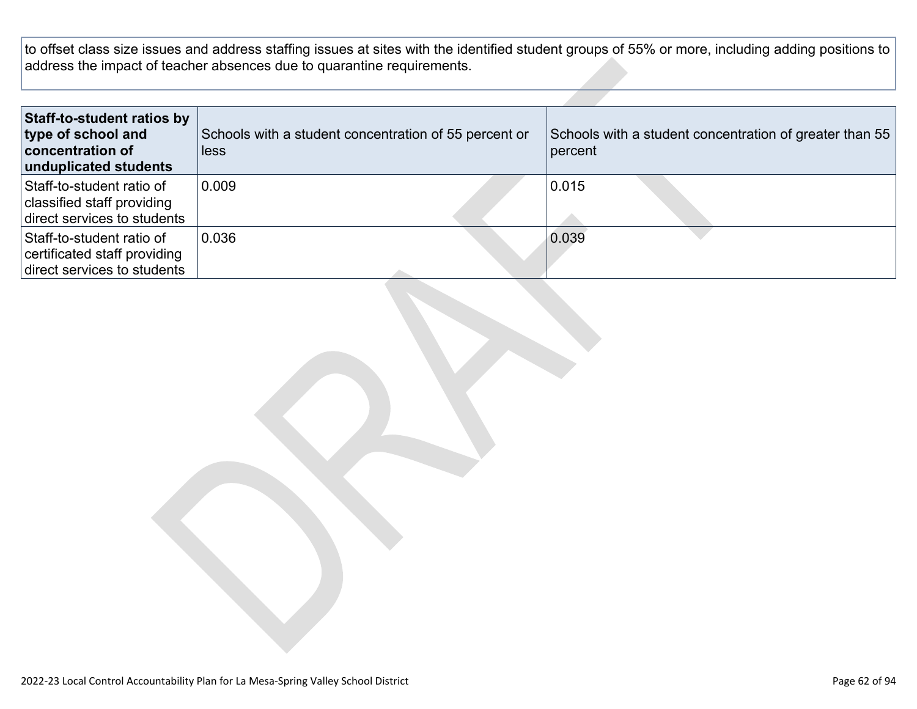to offset class size issues and address staffing issues at sites with the identified student groups of 55% or more, including adding positions to address the impact of teacher absences due to quarantine requirements.

| **Staff-to-student ratios by type of school and concentration of unduplicated students** | Schools with a student concentration of 55 percent or less | Schools with a student concentration of greater than 55 percent |
|---|---|---|
| Staff-to-student ratio of classified staff providing direct services to students | 0.009 | 0.015 |
| Staff-to-student ratio of certificated staff providing direct services to students | 0.036 | 0.039 |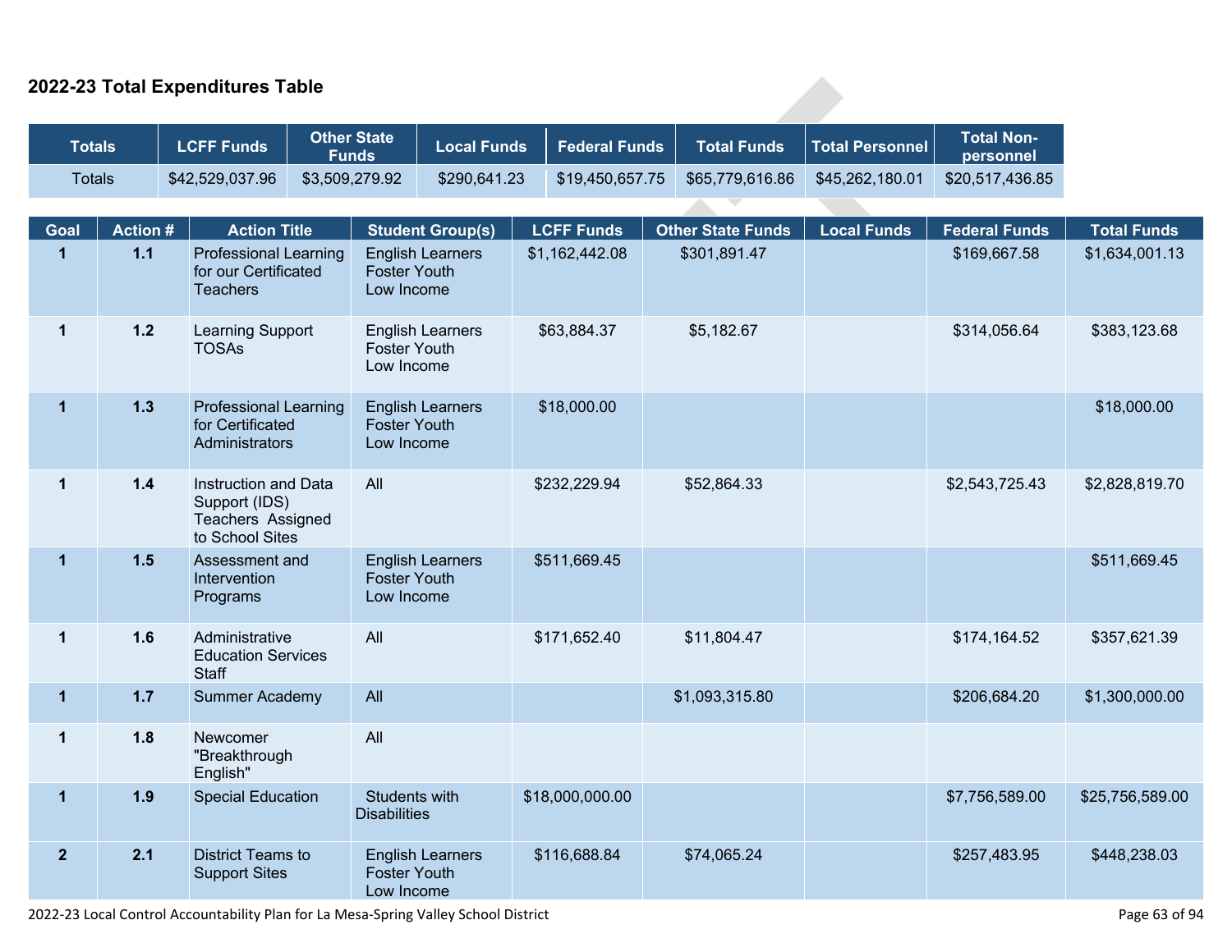## 2022-23 Total Expenditures Table

| Totals | LCFF Funds | Other State Funds | Local Funds | Federal Funds | Total Funds | Total Personnel | Total Non-personnel |
|---|---|---|---|---|---|---|---|
| Totals | $42,529,037.96 | $3,509,279.92 | $290,641.23 | $19,450,657.75 | $65,779,616.86 | $45,262,180.01 | $20,517,436.85 |

| Goal | Action # | Action Title | Student Group(s) | LCFF Funds | Other State Funds | Local Funds | Federal Funds | Total Funds |
|---|---|---|---|---|---|---|---|---|
| 1 | 1.1 | Professional Learning for our Certificated Teachers | English Learners Foster Youth Low Income | $1,162,442.08 | $301,891.47 | | $169,667.58 | $1,634,001.13 |
| 1 | 1.2 | Learning Support TOSAs | English Learners Foster Youth Low Income | $63,884.37 | $5,182.67 | | $314,056.64 | $383,123.68 |
| 1 | 1.3 | Professional Learning for Certificated Administrators | English Learners Foster Youth Low Income | $18,000.00 | | | | $18,000.00 |
| 1 | 1.4 | Instruction and Data Support (IDS) Teachers Assigned to School Sites | All | $232,229.94 | $52,864.33 | | $2,543,725.43 | $2,828,819.70 |
| 1 | 1.5 | Assessment and Intervention Programs | English Learners Foster Youth Low Income | $511,669.45 | | | | $511,669.45 |
| 1 | 1.6 | Administrative Education Services Staff | All | $171,652.40 | $11,804.47 | | $174,164.52 | $357,621.39 |
| 1 | 1.7 | Summer Academy | All | | $1,093,315.80 | | $206,684.20 | $1,300,000.00 |
| 1 | 1.8 | Newcomer "Breakthrough English" | All | | | | | |
| 1 | 1.9 | Special Education | Students with Disabilities | $18,000,000.00 | | | $7,756,589.00 | $25,756,589.00 |
| 2 | 2.1 | District Teams to Support Sites | English Learners Foster Youth Low Income | $116,688.84 | $74,065.24 | | $257,483.95 | $448,238.03 |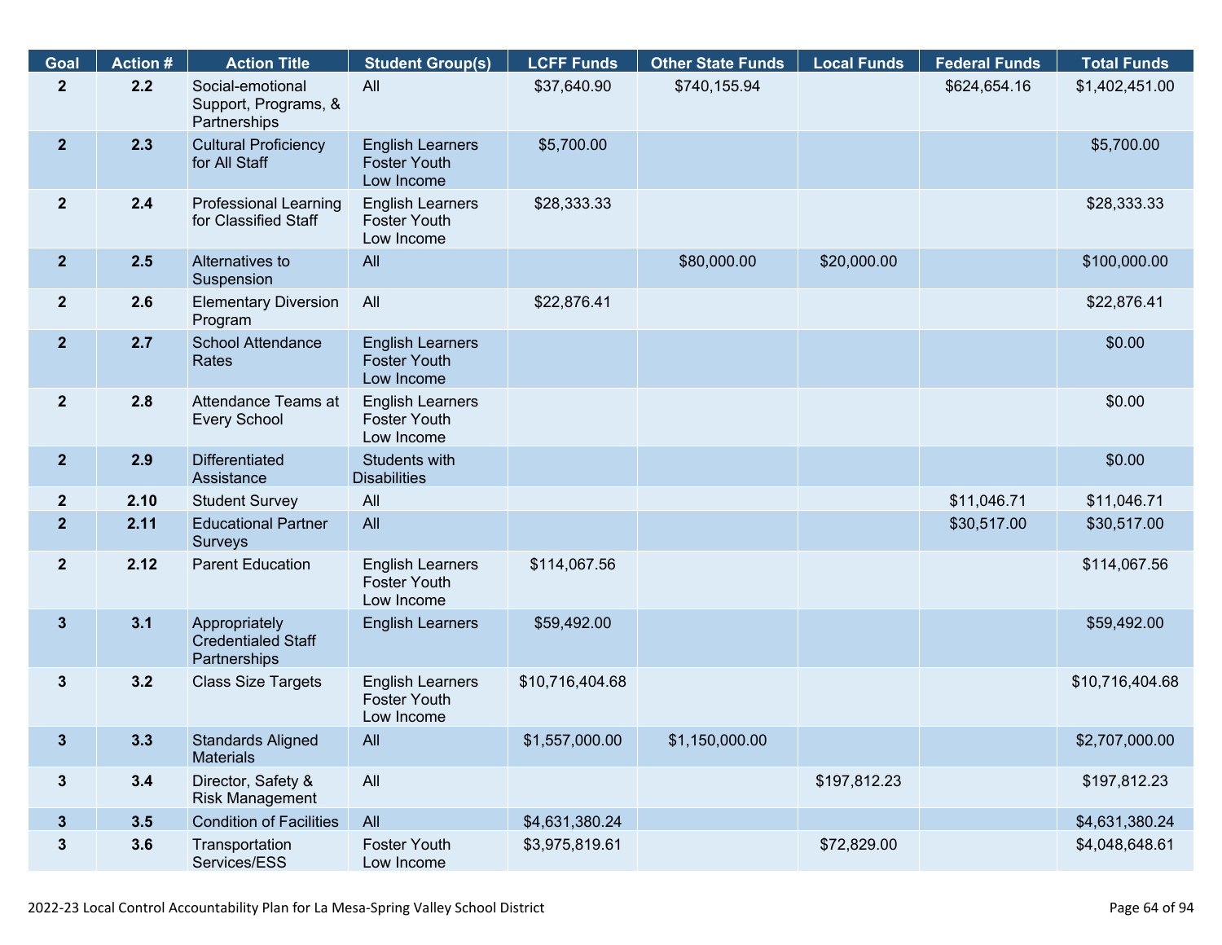| Goal | Action # | Action Title | Student Group(s) | LCFF Funds | Other State Funds | Local Funds | Federal Funds | Total Funds |
|---|---|---|---|---|---|---|---|---|
| 2 | 2.2 | Social-emotional Support, Programs, & Partnerships | All | $37,640.90 | $740,155.94 | | $624,654.16 | $1,402,451.00 |
| 2 | 2.3 | Cultural Proficiency for All Staff | English Learners Foster Youth Low Income | $5,700.00 | | | | $5,700.00 |
| 2 | 2.4 | Professional Learning for Classified Staff | English Learners Foster Youth Low Income | $28,333.33 | | | | $28,333.33 |
| 2 | 2.5 | Alternatives to Suspension | All | | $80,000.00 | $20,000.00 | | $100,000.00 |
| 2 | 2.6 | Elementary Diversion Program | All | $22,876.41 | | | | $22,876.41 |
| 2 | 2.7 | School Attendance Rates | English Learners Foster Youth Low Income | | | | | $0.00 |
| 2 | 2.8 | Attendance Teams at Every School | English Learners Foster Youth Low Income | | | | | $0.00 |
| 2 | 2.9 | Differentiated Assistance | Students with Disabilities | | | | | $0.00 |
| 2 | 2.10 | Student Survey | All | | | | $11,046.71 | $11,046.71 |
| 2 | 2.11 | Educational Partner Surveys | All | | | | $30,517.00 | $30,517.00 |
| 2 | 2.12 | Parent Education | English Learners Foster Youth Low Income | $114,067.56 | | | | $114,067.56 |
| 3 | 3.1 | Appropriately Credentialed Staff Partnerships | English Learners | $59,492.00 | | | | $59,492.00 |
| 3 | 3.2 | Class Size Targets | English Learners Foster Youth Low Income | $10,716,404.68 | | | | $10,716,404.68 |
| 3 | 3.3 | Standards Aligned Materials | All | $1,557,000.00 | $1,150,000.00 | | | $2,707,000.00 |
| 3 | 3.4 | Director, Safety & Risk Management | All | | | $197,812.23 | | $197,812.23 |
| 3 | 3.5 | Condition of Facilities | All | $4,631,380.24 | | | | $4,631,380.24 |
| 3 | 3.6 | Transportation Services/ESS | Foster Youth Low Income | $3,975,819.61 | | $72,829.00 | | $4,048,648.61 |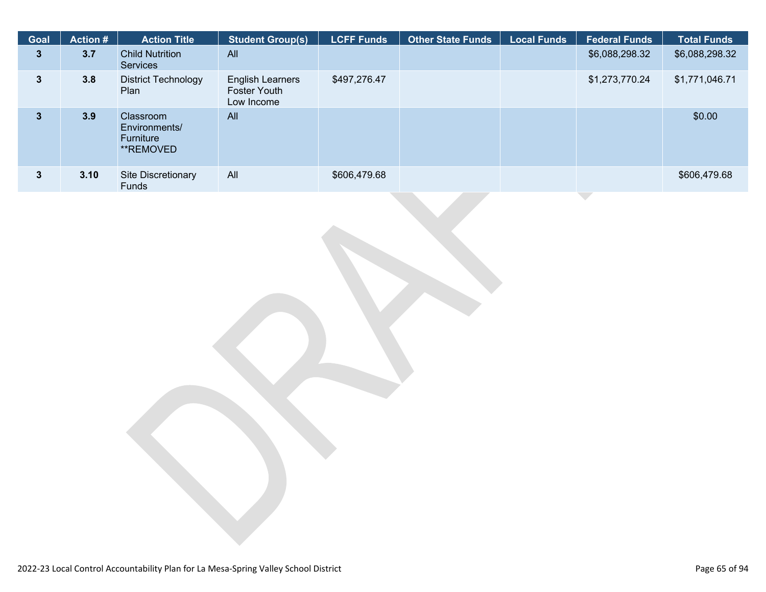| Goal | Action # | Action Title | Student Group(s) | LCFF Funds | Other State Funds | Local Funds | Federal Funds | Total Funds |
|---|---|---|---|---|---|---|---|---|
| 3 | 3.7 | Child Nutrition Services | All | | | | $6,088,298.32 | $6,088,298.32 |
| 3 | 3.8 | District Technology Plan | English Learners Foster Youth Low Income | $497,276.47 | | | $1,273,770.24 | $1,771,046.71 |
| 3 | 3.9 | Classroom Environments/ Furniture **REMOVED | All | | | | | $0.00 |
| 3 | 3.10 | Site Discretionary Funds | All | $606,479.68 | | | | $606,479.68 |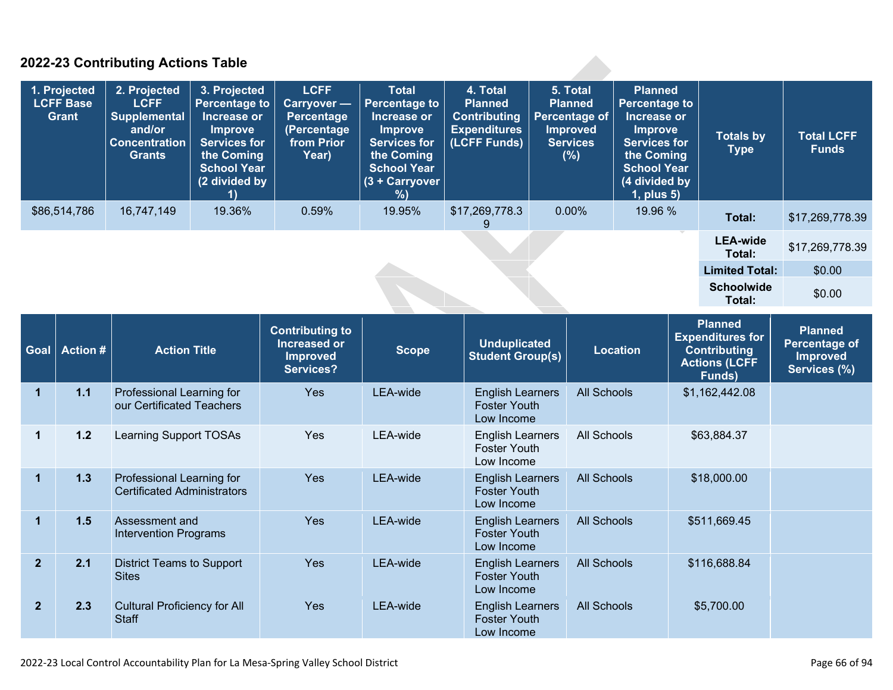## 2022-23 Contributing Actions Table

| 1. Projected LCFF Base Grant | 2. Projected LCFF Supplemental and/or Concentration Grants | 3. Projected Percentage to Increase or Improve Services for the Coming School Year (2 divided by 1) | LCFF Carryover — Percentage (Percentage from Prior Year) | Total Percentage to Increase or Improve Services for the Coming School Year (3 + Carryover %) | 4. Total Planned Contributing Expenditures (LCFF Funds) | 5. Total Planned Percentage of Improved Services (%) | Planned Percentage to Increase or Improve Services for the Coming School Year (4 divided by 1, plus 5) | Totals by Type | Total LCFF Funds |
|---|---|---|---|---|---|---|---|---|---|
| $86,514,786 | 16,747,149 | 19.36% | 0.59% | 19.95% | $17,269,778.39 | 0.00% | 19.96 % | **Total:** | $17,269,778.39 |
| | | | | | | | | **LEA-wide Total:** | $17,269,778.39 |
| | | | | | | | | **Limited Total:** | $0.00 |
| | | | | | | | | **Schoolwide Total:** | $0.00 |

| Goal | Action # | Action Title | Contributing to Increased or Improved Services? | Scope | Unduplicated Student Group(s) | Location | Planned Expenditures for Contributing Actions (LCFF Funds) | Planned Percentage of Improved Services (%) |
|---|---|---|---|---|---|---|---|---|
| 1 | 1.1 | Professional Learning for our Certificated Teachers | Yes | LEA-wide | English Learners Foster Youth Low Income | All Schools | $1,162,442.08 | |
| 1 | 1.2 | Learning Support TOSAs | Yes | LEA-wide | English Learners Foster Youth Low Income | All Schools | $63,884.37 | |
| 1 | 1.3 | Professional Learning for Certificated Administrators | Yes | LEA-wide | English Learners Foster Youth Low Income | All Schools | $18,000.00 | |
| 1 | 1.5 | Assessment and Intervention Programs | Yes | LEA-wide | English Learners Foster Youth Low Income | All Schools | $511,669.45 | |
| 2 | 2.1 | District Teams to Support Sites | Yes | LEA-wide | English Learners Foster Youth Low Income | All Schools | $116,688.84 | |
| 2 | 2.3 | Cultural Proficiency for All Staff | Yes | LEA-wide | English Learners Foster Youth Low Income | All Schools | $5,700.00 | |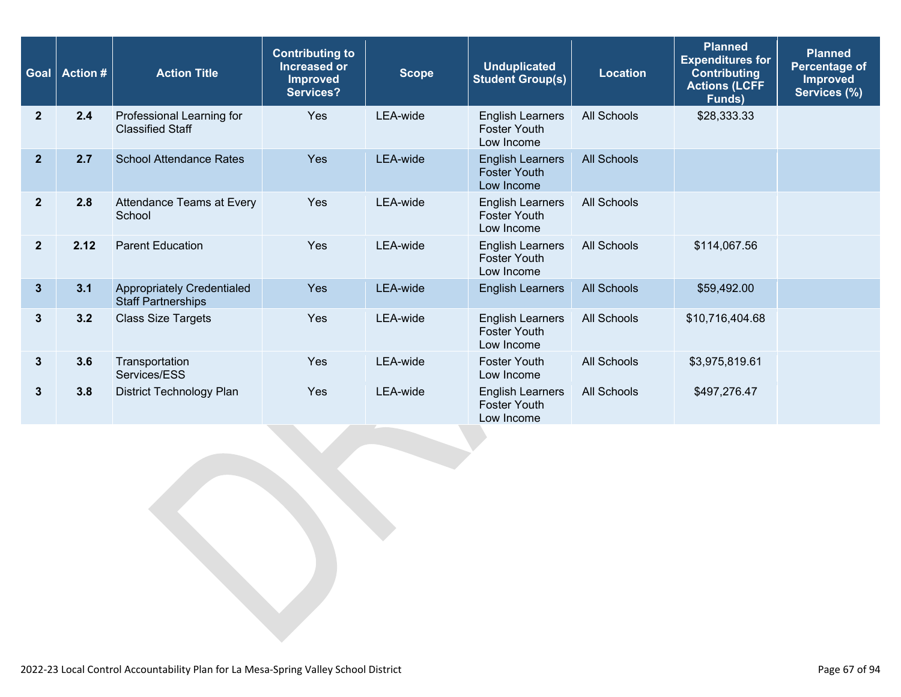| Goal | Action # | Action Title | Contributing to Increased or Improved Services? | Scope | Unduplicated Student Group(s) | Location | Planned Expenditures for Contributing Actions (LCFF Funds) | Planned Percentage of Improved Services (%) |
|---|---|---|---|---|---|---|---|---|
| 2 | 2.4 | Professional Learning for Classified Staff | Yes | LEA-wide | English Learners Foster Youth Low Income | All Schools | $28,333.33 | |
| 2 | 2.7 | School Attendance Rates | Yes | LEA-wide | English Learners Foster Youth Low Income | All Schools | | |
| 2 | 2.8 | Attendance Teams at Every School | Yes | LEA-wide | English Learners Foster Youth Low Income | All Schools | | |
| 2 | 2.12 | Parent Education | Yes | LEA-wide | English Learners Foster Youth Low Income | All Schools | $114,067.56 | |
| 3 | 3.1 | Appropriately Credentialed Staff Partnerships | Yes | LEA-wide | English Learners | All Schools | $59,492.00 | |
| 3 | 3.2 | Class Size Targets | Yes | LEA-wide | English Learners Foster Youth Low Income | All Schools | $10,716,404.68 | |
| 3 | 3.6 | Transportation Services/ESS | Yes | LEA-wide | Foster Youth Low Income | All Schools | $3,975,819.61 | |
| 3 | 3.8 | District Technology Plan | Yes | LEA-wide | English Learners Foster Youth Low Income | All Schools | $497,276.47 | |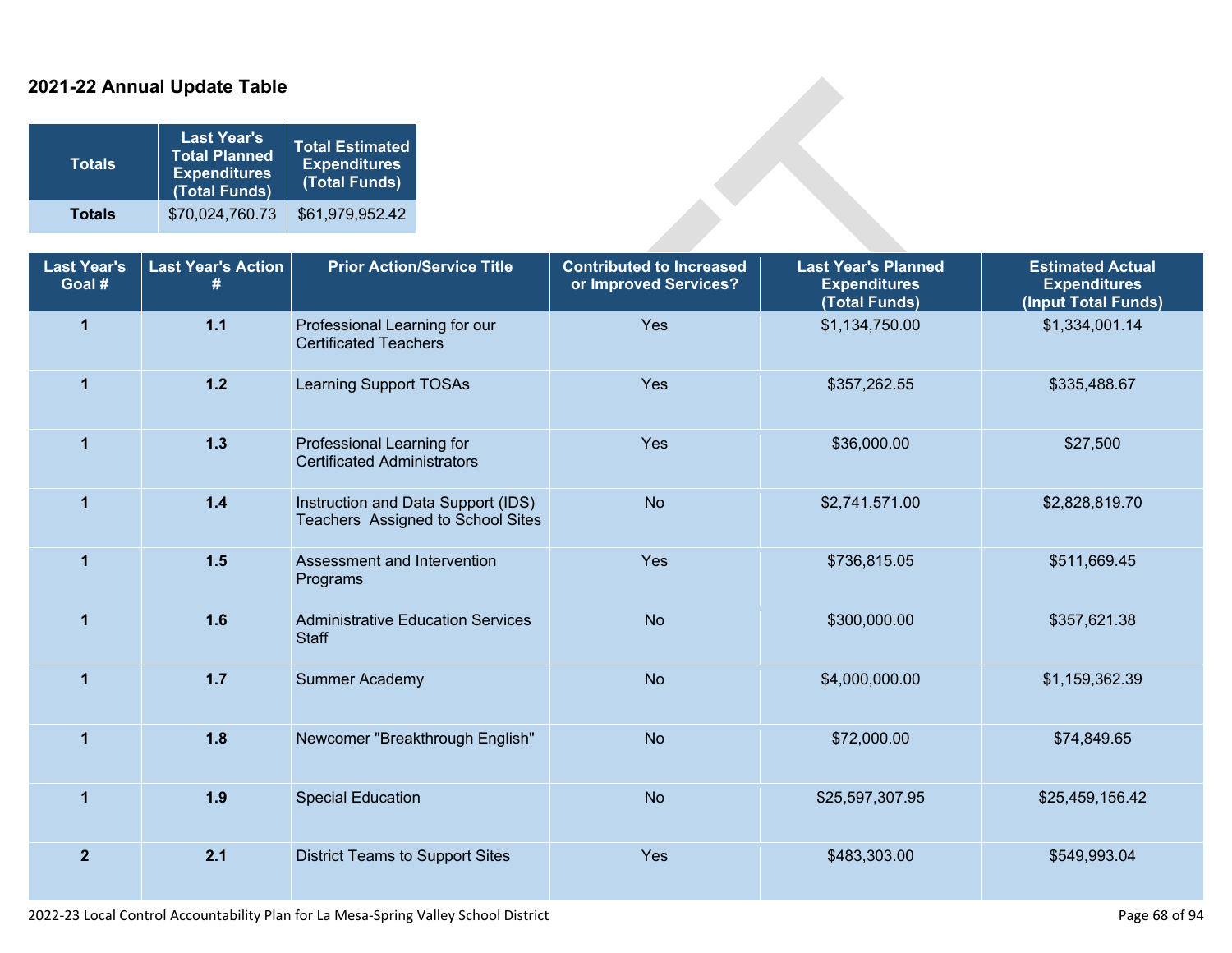### 2021-22 Annual Update Table

| Totals | Last Year's Total Planned Expenditures (Total Funds) | Total Estimated Expenditures (Total Funds) |
|---|---|---|
| **Totals** | $70,024,760.73 | $61,979,952.42 |

| Last Year's Goal # | Last Year's Action # | Prior Action/Service Title | Contributed to Increased or Improved Services? | Last Year's Planned Expenditures (Total Funds) | Estimated Actual Expenditures (Input Total Funds) |
|---|---|---|---|---|---|
| 1 | 1.1 | Professional Learning for our Certificated Teachers | Yes | $1,134,750.00 | $1,334,001.14 |
| 1 | 1.2 | Learning Support TOSAs | Yes | $357,262.55 | $335,488.67 |
| 1 | 1.3 | Professional Learning for Certificated Administrators | Yes | $36,000.00 | $27,500 |
| 1 | 1.4 | Instruction and Data Support (IDS) Teachers Assigned to School Sites | No | $2,741,571.00 | $2,828,819.70 |
| 1 | 1.5 | Assessment and Intervention Programs | Yes | $736,815.05 | $511,669.45 |
| 1 | 1.6 | Administrative Education Services Staff | No | $300,000.00 | $357,621.38 |
| 1 | 1.7 | Summer Academy | No | $4,000,000.00 | $1,159,362.39 |
| 1 | 1.8 | Newcomer "Breakthrough English" | No | $72,000.00 | $74,849.65 |
| 1 | 1.9 | Special Education | No | $25,597,307.95 | $25,459,156.42 |
| 2 | 2.1 | District Teams to Support Sites | Yes | $483,303.00 | $549,993.04 |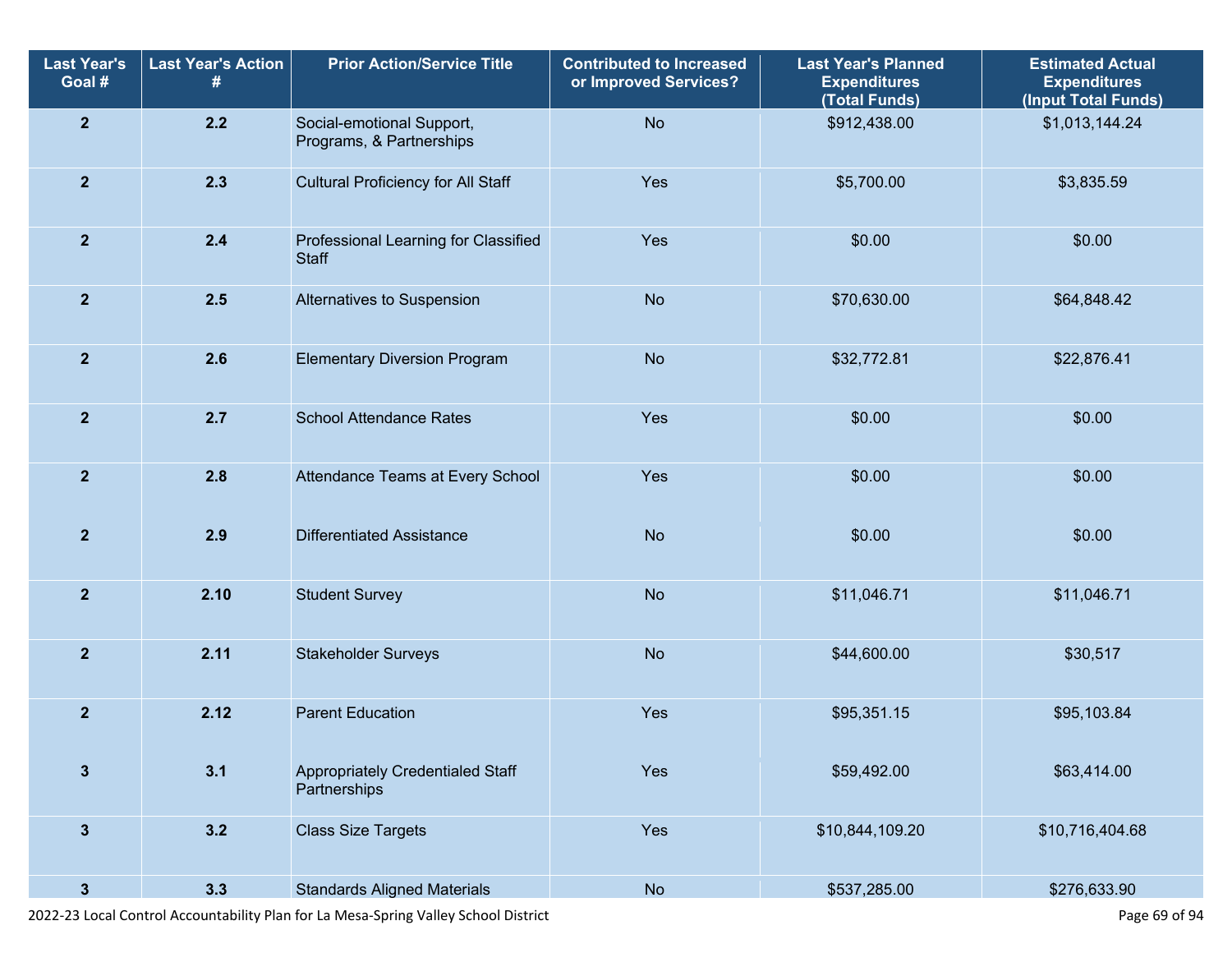| Last Year's Goal # | Last Year's Action # | Prior Action/Service Title | Contributed to Increased or Improved Services? | Last Year's Planned Expenditures (Total Funds) | Estimated Actual Expenditures (Input Total Funds) |
|---|---|---|---|---|---|
| 2 | 2.2 | Social-emotional Support, Programs, & Partnerships | No | $912,438.00 | $1,013,144.24 |
| 2 | 2.3 | Cultural Proficiency for All Staff | Yes | $5,700.00 | $3,835.59 |
| 2 | 2.4 | Professional Learning for Classified Staff | Yes | $0.00 | $0.00 |
| 2 | 2.5 | Alternatives to Suspension | No | $70,630.00 | $64,848.42 |
| 2 | 2.6 | Elementary Diversion Program | No | $32,772.81 | $22,876.41 |
| 2 | 2.7 | School Attendance Rates | Yes | $0.00 | $0.00 |
| 2 | 2.8 | Attendance Teams at Every School | Yes | $0.00 | $0.00 |
| 2 | 2.9 | Differentiated Assistance | No | $0.00 | $0.00 |
| 2 | 2.10 | Student Survey | No | $11,046.71 | $11,046.71 |
| 2 | 2.11 | Stakeholder Surveys | No | $44,600.00 | $30,517 |
| 2 | 2.12 | Parent Education | Yes | $95,351.15 | $95,103.84 |
| 3 | 3.1 | Appropriately Credentialed Staff Partnerships | Yes | $59,492.00 | $63,414.00 |
| 3 | 3.2 | Class Size Targets | Yes | $10,844,109.20 | $10,716,404.68 |
| 3 | 3.3 | Standards Aligned Materials | No | $537,285.00 | $276,633.90 |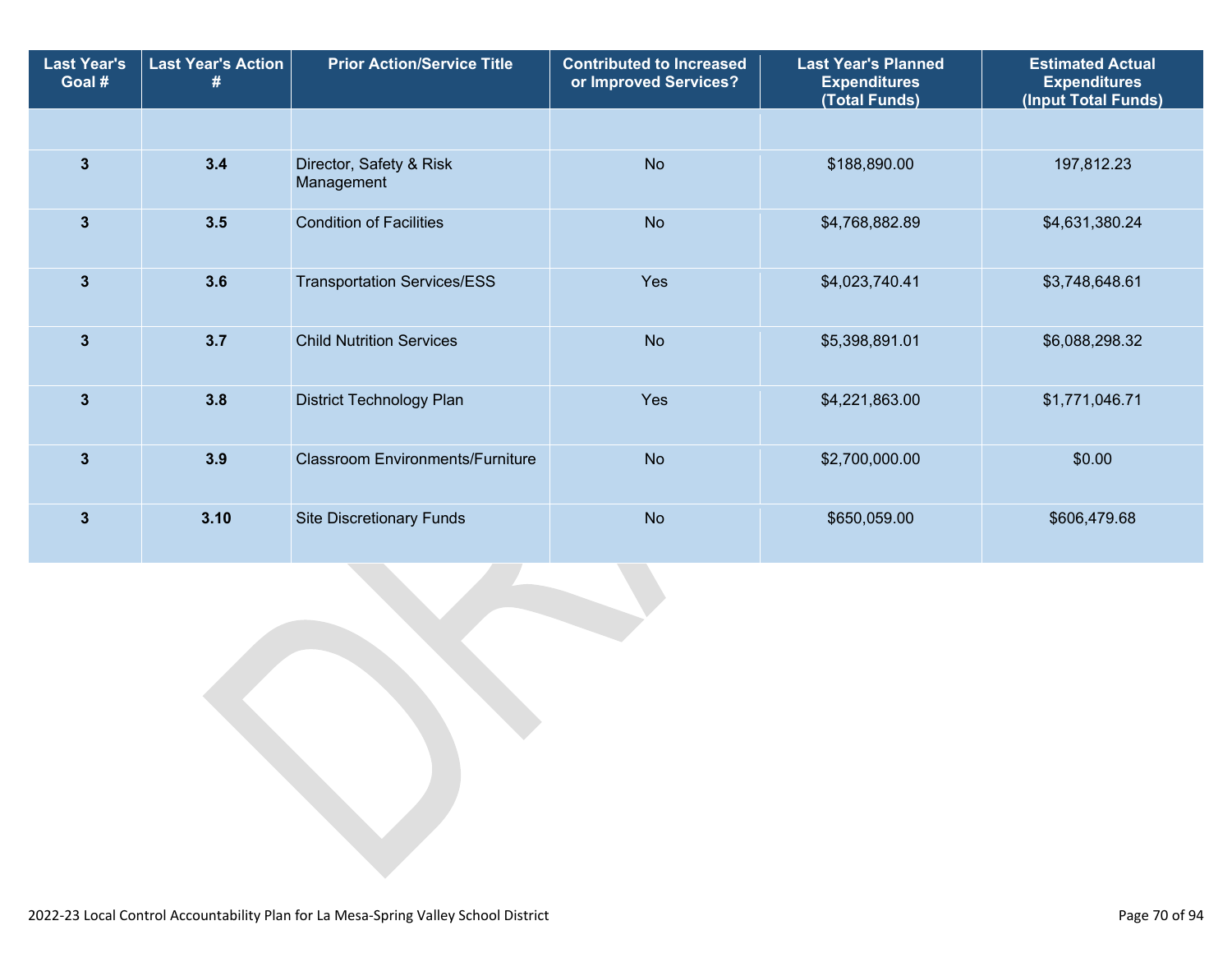| Last Year's Goal # | Last Year's Action # | Prior Action/Service Title | Contributed to Increased or Improved Services? | Last Year's Planned Expenditures (Total Funds) | Estimated Actual Expenditures (Input Total Funds) |
|---|---|---|---|---|---|
| | | | | | |
| 3 | 3.4 | Director, Safety & Risk Management | No | $188,890.00 | 197,812.23 |
| 3 | 3.5 | Condition of Facilities | No | $4,768,882.89 | $4,631,380.24 |
| 3 | 3.6 | Transportation Services/ESS | Yes | $4,023,740.41 | $3,748,648.61 |
| 3 | 3.7 | Child Nutrition Services | No | $5,398,891.01 | $6,088,298.32 |
| 3 | 3.8 | District Technology Plan | Yes | $4,221,863.00 | $1,771,046.71 |
| 3 | 3.9 | Classroom Environments/Furniture | No | $2,700,000.00 | $0.00 |
| 3 | 3.10 | Site Discretionary Funds | No | $650,059.00 | $606,479.68 |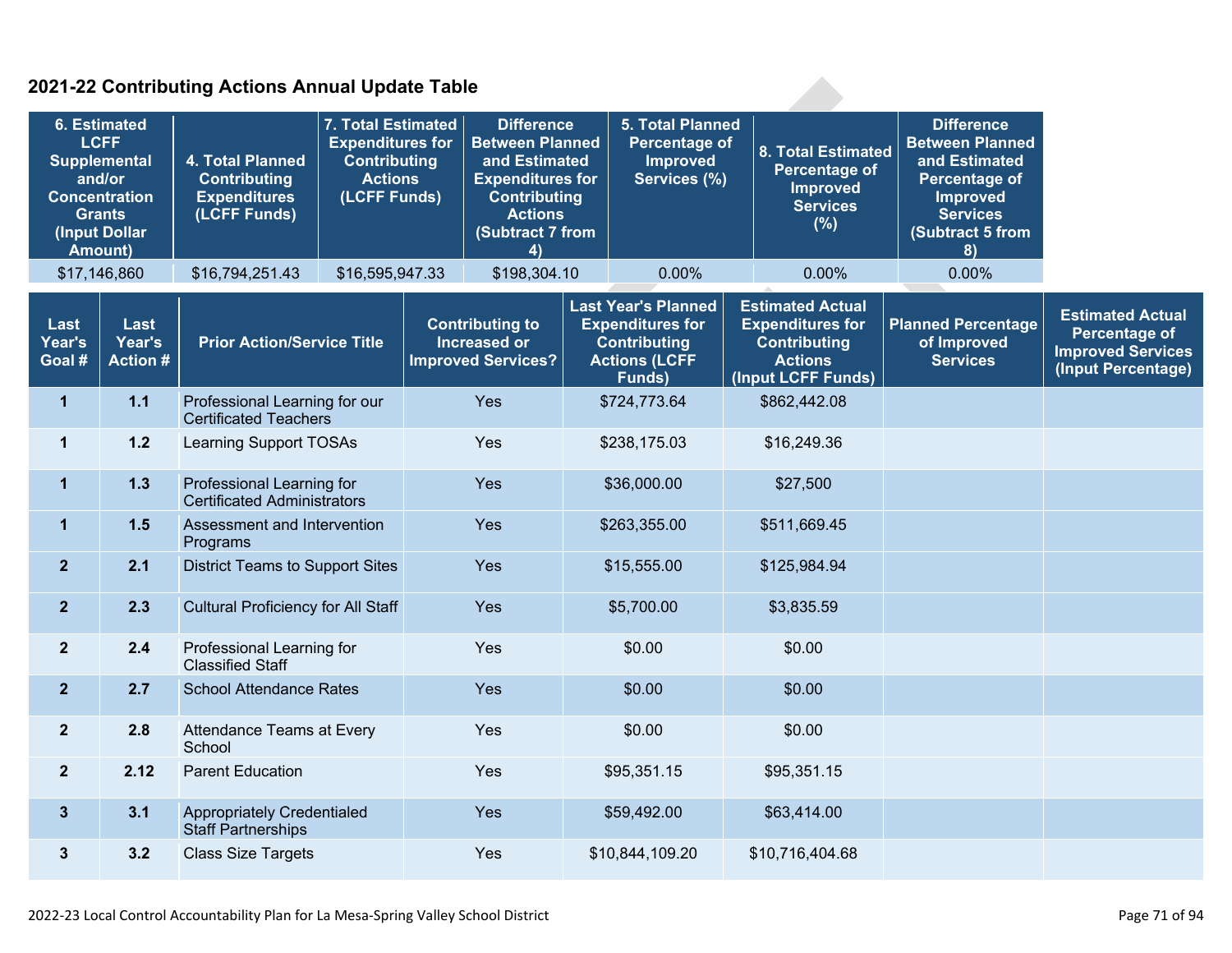## 2021-22 Contributing Actions Annual Update Table

| 6. Estimated LCFF Supplemental and/or Concentration Grants (Input Dollar Amount) | 4. Total Planned Contributing Expenditures (LCFF Funds) | 7. Total Estimated Expenditures for Contributing Actions (LCFF Funds) | Difference Between Planned and Estimated Expenditures for Contributing Actions (Subtract 7 from 4) | 5. Total Planned Percentage of Improved Services (%) | 8. Total Estimated Percentage of Improved Services (%) | Difference Between Planned and Estimated Percentage of Improved Services (Subtract 5 from 8) |
|---|---|---|---|---|---|---|
| $17,146,860 | $16,794,251.43 | $16,595,947.33 | $198,304.10 | 0.00% | 0.00% | 0.00% |

| Last Year's Goal # | Last Year's Action # | Prior Action/Service Title | Contributing to Increased or Improved Services? | Last Year's Planned Expenditures for Contributing Actions (LCFF Funds) | Estimated Actual Expenditures for Contributing Actions (Input LCFF Funds) | Planned Percentage of Improved Services | Estimated Actual Percentage of Improved Services (Input Percentage) |
|---|---|---|---|---|---|---|---|
| 1 | 1.1 | Professional Learning for our Certificated Teachers | Yes | $724,773.64 | $862,442.08 | | |
| 1 | 1.2 | Learning Support TOSAs | Yes | $238,175.03 | $16,249.36 | | |
| 1 | 1.3 | Professional Learning for Certificated Administrators | Yes | $36,000.00 | $27,500 | | |
| 1 | 1.5 | Assessment and Intervention Programs | Yes | $263,355.00 | $511,669.45 | | |
| 2 | 2.1 | District Teams to Support Sites | Yes | $15,555.00 | $125,984.94 | | |
| 2 | 2.3 | Cultural Proficiency for All Staff | Yes | $5,700.00 | $3,835.59 | | |
| 2 | 2.4 | Professional Learning for Classified Staff | Yes | $0.00 | $0.00 | | |
| 2 | 2.7 | School Attendance Rates | Yes | $0.00 | $0.00 | | |
| 2 | 2.8 | Attendance Teams at Every School | Yes | $0.00 | $0.00 | | |
| 2 | 2.12 | Parent Education | Yes | $95,351.15 | $95,351.15 | | |
| 3 | 3.1 | Appropriately Credentialed Staff Partnerships | Yes | $59,492.00 | $63,414.00 | | |
| 3 | 3.2 | Class Size Targets | Yes | $10,844,109.20 | $10,716,404.68 | | |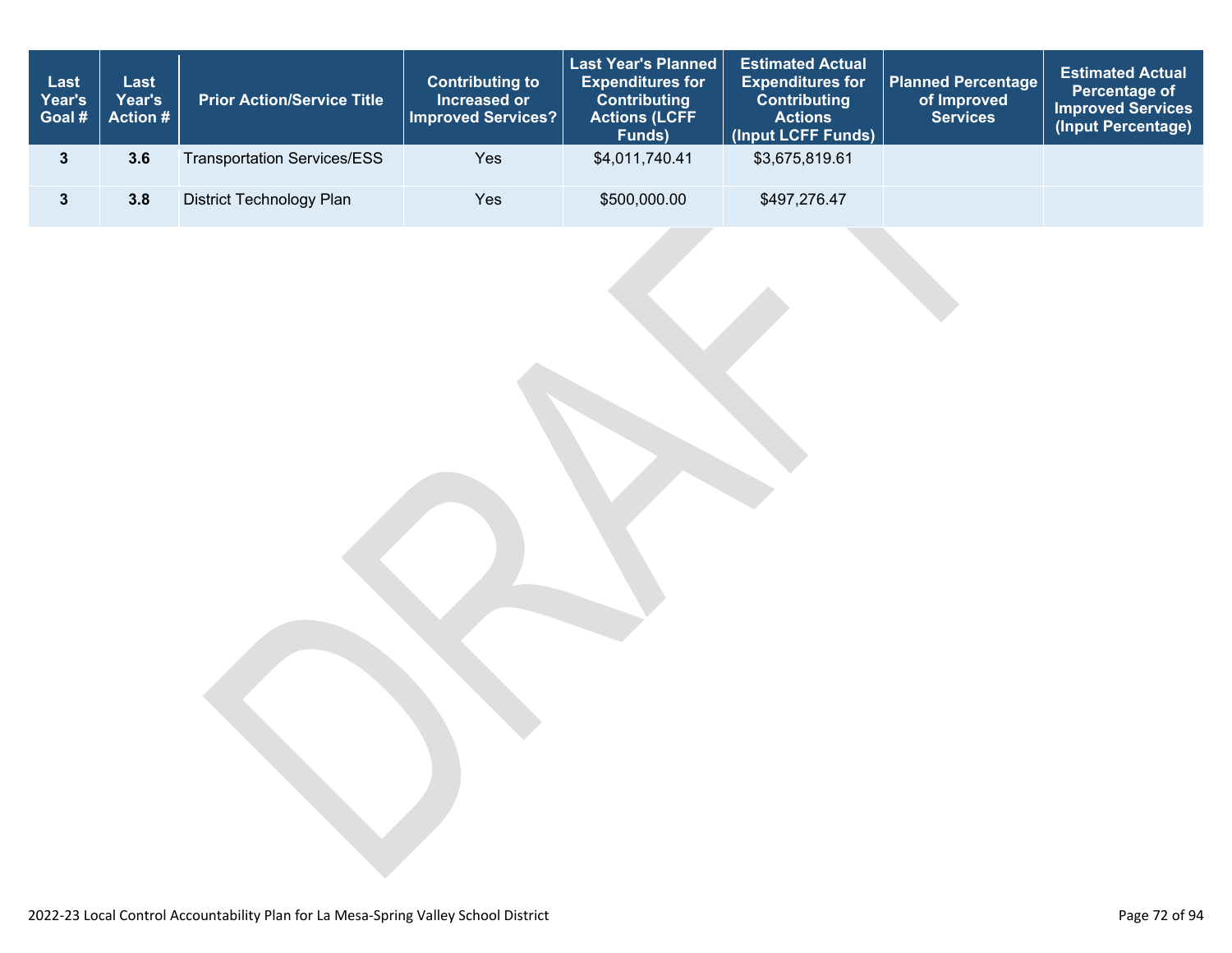| Last Year's Goal # | Last Year's Action # | Prior Action/Service Title | Contributing to Increased or Improved Services? | Last Year's Planned Expenditures for Contributing Actions (LCFF Funds) | Estimated Actual Expenditures for Contributing Actions (Input LCFF Funds) | Planned Percentage of Improved Services | Estimated Actual Percentage of Improved Services (Input Percentage) |
|---|---|---|---|---|---|---|---|
| 3 | 3.6 | Transportation Services/ESS | Yes | $4,011,740.41 | $3,675,819.61 | | |
| 3 | 3.8 | District Technology Plan | Yes | $500,000.00 | $497,276.47 | | |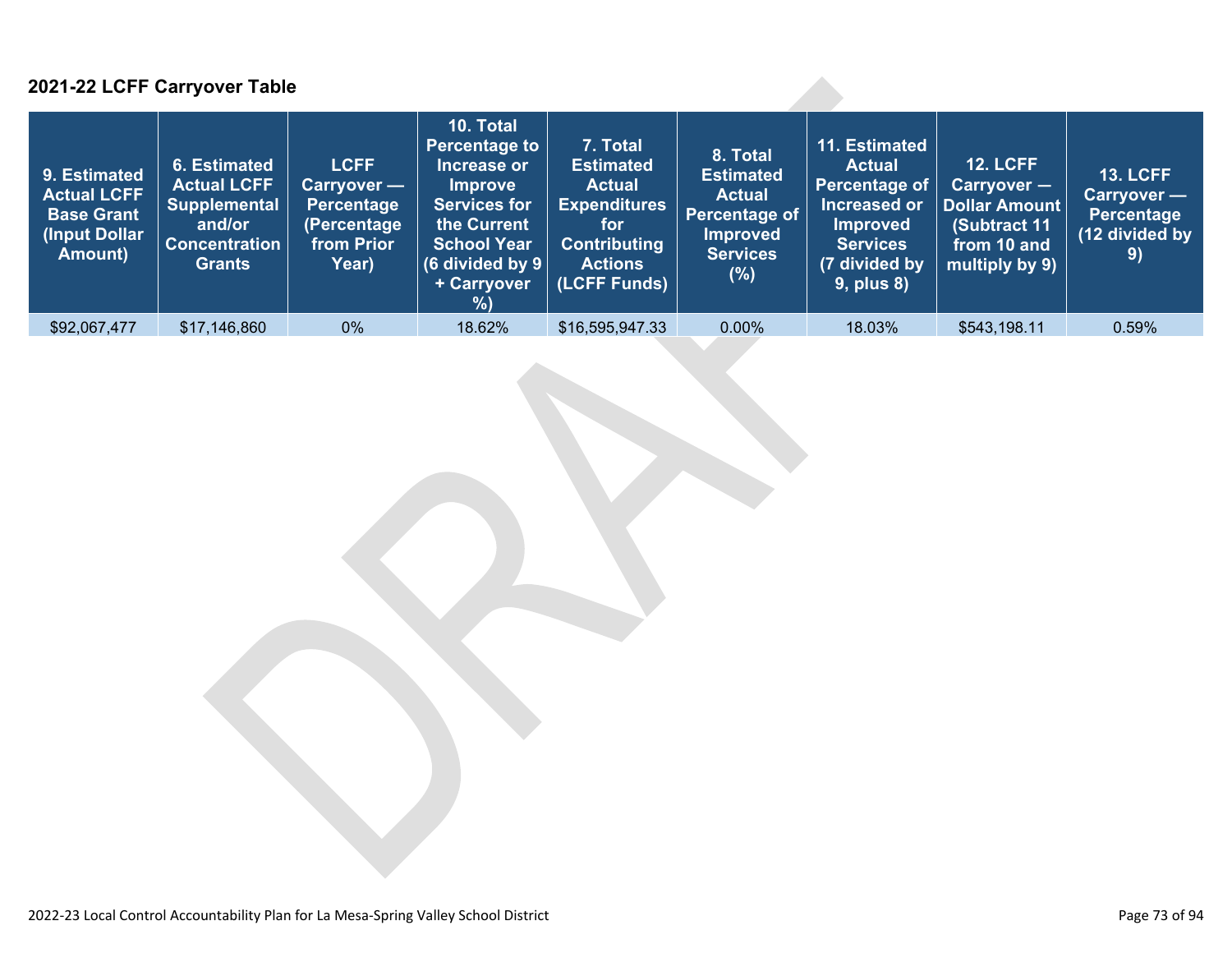## 2021-22 LCFF Carryover Table

| 9. Estimated Actual LCFF Base Grant (Input Dollar Amount) | 6. Estimated Actual LCFF Supplemental and/or Concentration Grants | LCFF Carryover — Percentage (Percentage from Prior Year) | 10. Total Percentage to Increase or Improve Services for the Current School Year (6 divided by 9 + Carryover %) | 7. Total Estimated Actual Expenditures for Contributing Actions (LCFF Funds) | 8. Total Estimated Actual Percentage of Improved Services (%) | 11. Estimated Actual Percentage of Increased or Improved Services (7 divided by 9, plus 8) | 12. LCFF Carryover — Dollar Amount (Subtract 11 from 10 and multiply by 9) | 13. LCFF Carryover — Percentage (12 divided by 9) |
|---|---|---|---|---|---|---|---|---|
| $92,067,477 | $17,146,860 | 0% | 18.62% | $16,595,947.33 | 0.00% | 18.03% | $543,198.11 | 0.59% |